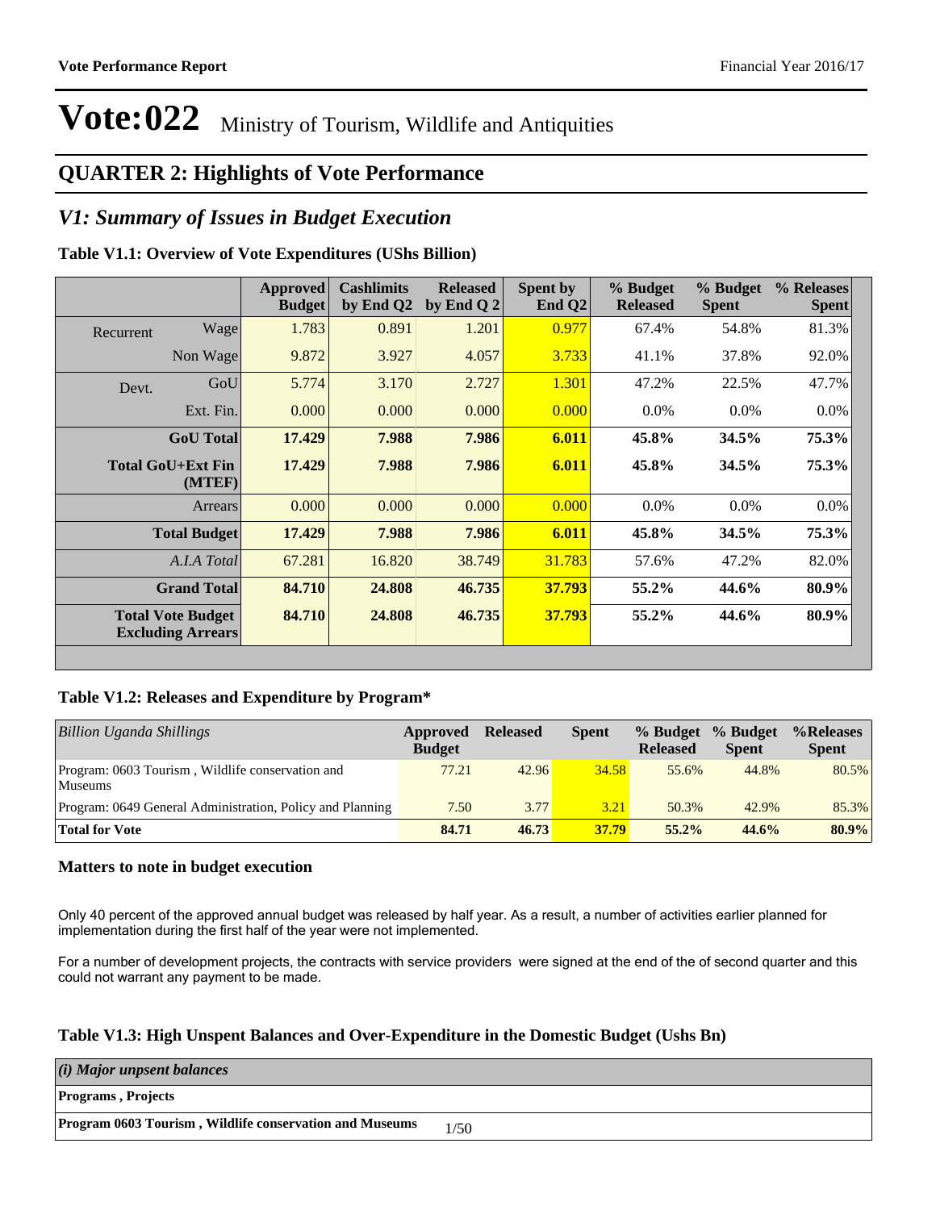# Vote:022 Ministry of Tourism, Wildlife and Antiquities

## QUARTER 2: Highlights of Vote Performance

## *V1: Summary of Issues in Budget Execution*

**Table V1.1: Overview of Vote Expenditures (UShs Billion)**

| | | Approved Budget | Cashlimits by End Q2 | Released by End Q 2 | Spent by End Q2 | % Budget Released | % Budget Spent | % Releases Spent |
|---|---|---|---|---|---|---|---|---|
| Recurrent | Wage | 1.783 | 0.891 | 1.201 | 0.977 | 67.4% | 54.8% | 81.3% |
| | Non Wage | 9.872 | 3.927 | 4.057 | 3.733 | 41.1% | 37.8% | 92.0% |
| Devt. | GoU | 5.774 | 3.170 | 2.727 | 1.301 | 47.2% | 22.5% | 47.7% |
| | Ext. Fin. | 0.000 | 0.000 | 0.000 | 0.000 | 0.0% | 0.0% | 0.0% |
| | **GoU Total** | **17.429** | **7.988** | **7.986** | **6.011** | **45.8%** | **34.5%** | **75.3%** |
| | **Total GoU+Ext Fin (MTEF)** | **17.429** | **7.988** | **7.986** | **6.011** | **45.8%** | **34.5%** | **75.3%** |
| | Arrears | 0.000 | 0.000 | 0.000 | 0.000 | 0.0% | 0.0% | 0.0% |
| | **Total Budget** | **17.429** | **7.988** | **7.986** | **6.011** | **45.8%** | **34.5%** | **75.3%** |
| | *A.I.A Total* | 67.281 | 16.820 | 38.749 | 31.783 | 57.6% | 47.2% | 82.0% |
| | **Grand Total** | **84.710** | **24.808** | **46.735** | **37.793** | **55.2%** | **44.6%** | **80.9%** |
| | **Total Vote Budget Excluding Arrears** | **84.710** | **24.808** | **46.735** | **37.793** | **55.2%** | **44.6%** | **80.9%** |

**Table V1.2: Releases and Expenditure by Program***

| *Billion Uganda Shillings* | Approved Budget | Released | Spent | % Budget Released | % Budget Spent | %Releases Spent |
|---|---|---|---|---|---|---|
| Program: 0603 Tourism , Wildlife conservation and Museums | 77.21 | 42.96 | 34.58 | 55.6% | 44.8% | 80.5% |
| Program: 0649 General Administration, Policy and Planning | 7.50 | 3.77 | 3.21 | 50.3% | 42.9% | 85.3% |
| **Total for Vote** | **84.71** | **46.73** | **37.79** | **55.2%** | **44.6%** | **80.9%** |

### Matters to note in budget execution

Only 40 percent of the approved annual budget was released by half year. As a result, a number of activities earlier planned for implementation during the first half of the year were not implemented.

For a number of development projects, the contracts with service providers were signed at the end of the of second quarter and this could not warrant any payment to be made.

**Table V1.3: High Unspent Balances and Over-Expenditure in the Domestic Budget (Ushs Bn)**

| *(i) Major unpsent balances* |
|---|
| **Programs , Projects** |
| **Program 0603 Tourism , Wildlife conservation and Museums** |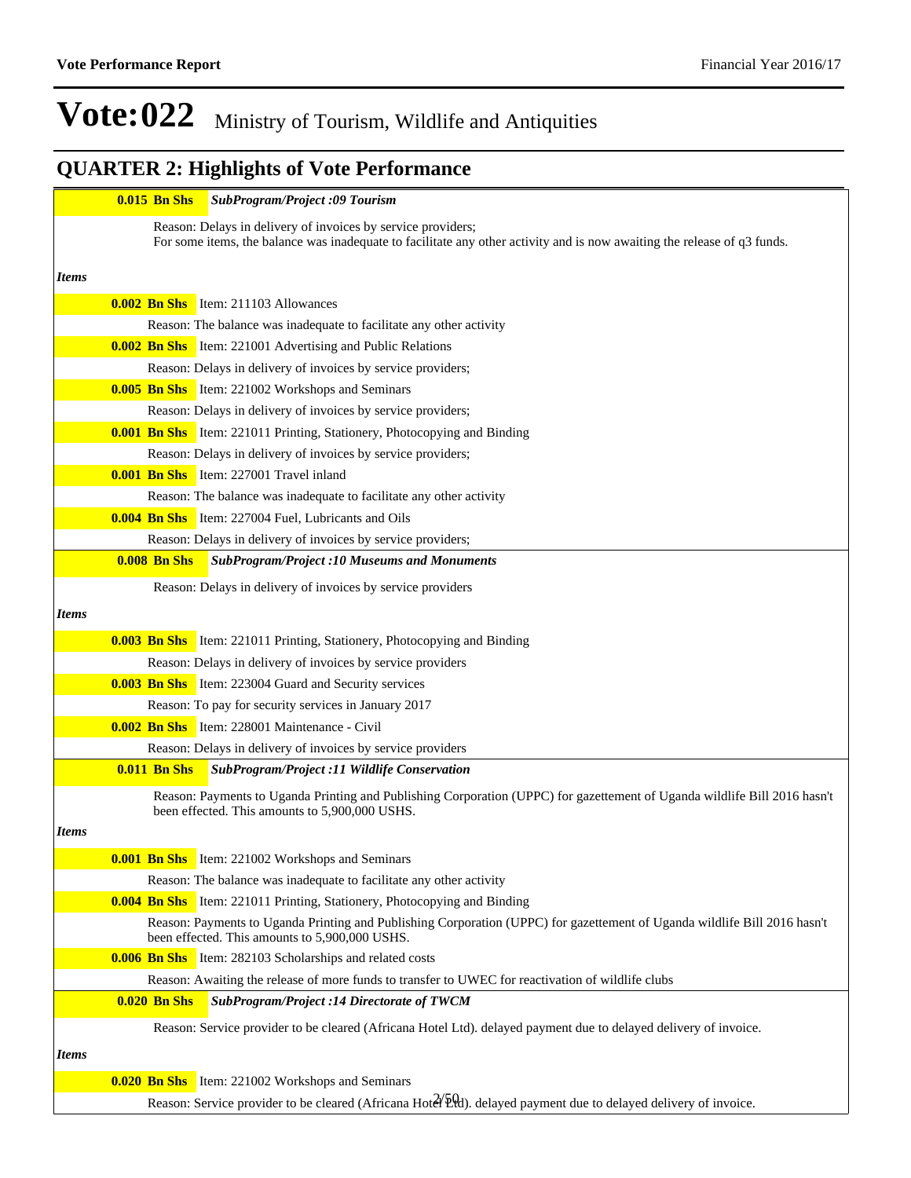# Vote:022 Ministry of Tourism, Wildlife and Antiquities

## QUARTER 2: Highlights of Vote Performance

**0.015 Bn Shs** ***SubProgram/Project :09 Tourism***

Reason: Delays in delivery of invoices by service providers;
For some items, the balance was inadequate to facilitate any other activity and is now awaiting the release of q3 funds.

***Items***

**0.002 Bn Shs** Item: 211103 Allowances

Reason: The balance was inadequate to facilitate any other activity

**0.002 Bn Shs** Item: 221001 Advertising and Public Relations

Reason: Delays in delivery of invoices by service providers;

**0.005 Bn Shs** Item: 221002 Workshops and Seminars

Reason: Delays in delivery of invoices by service providers;

**0.001 Bn Shs** Item: 221011 Printing, Stationery, Photocopying and Binding

Reason: Delays in delivery of invoices by service providers;

**0.001 Bn Shs** Item: 227001 Travel inland

Reason: The balance was inadequate to facilitate any other activity

**0.004 Bn Shs** Item: 227004 Fuel, Lubricants and Oils

Reason: Delays in delivery of invoices by service providers;

**0.008 Bn Shs** ***SubProgram/Project :10 Museums and Monuments***

Reason: Delays in delivery of invoices by service providers

***Items***

**0.003 Bn Shs** Item: 221011 Printing, Stationery, Photocopying and Binding

Reason: Delays in delivery of invoices by service providers

**0.003 Bn Shs** Item: 223004 Guard and Security services

Reason: To pay for security services in January 2017

**0.002 Bn Shs** Item: 228001 Maintenance - Civil

Reason: Delays in delivery of invoices by service providers

**0.011 Bn Shs** ***SubProgram/Project :11 Wildlife Conservation***

Reason: Payments to Uganda Printing and Publishing Corporation (UPPC) for gazettement of Uganda wildlife Bill 2016 hasn't been effected. This amounts to 5,900,000 USHS.

***Items***

**0.001 Bn Shs** Item: 221002 Workshops and Seminars

Reason: The balance was inadequate to facilitate any other activity

**0.004 Bn Shs** Item: 221011 Printing, Stationery, Photocopying and Binding

Reason: Payments to Uganda Printing and Publishing Corporation (UPPC) for gazettement of Uganda wildlife Bill 2016 hasn't been effected. This amounts to 5,900,000 USHS.

**0.006 Bn Shs** Item: 282103 Scholarships and related costs

Reason: Awaiting the release of more funds to transfer to UWEC for reactivation of wildlife clubs

**0.020 Bn Shs** ***SubProgram/Project :14 Directorate of TWCM***

Reason: Service provider to be cleared (Africana Hotel Ltd). delayed payment due to delayed delivery of invoice.

***Items***

**0.020 Bn Shs** Item: 221002 Workshops and Seminars

Reason: Service provider to be cleared (Africana Hotel Ltd). delayed payment due to delayed delivery of invoice.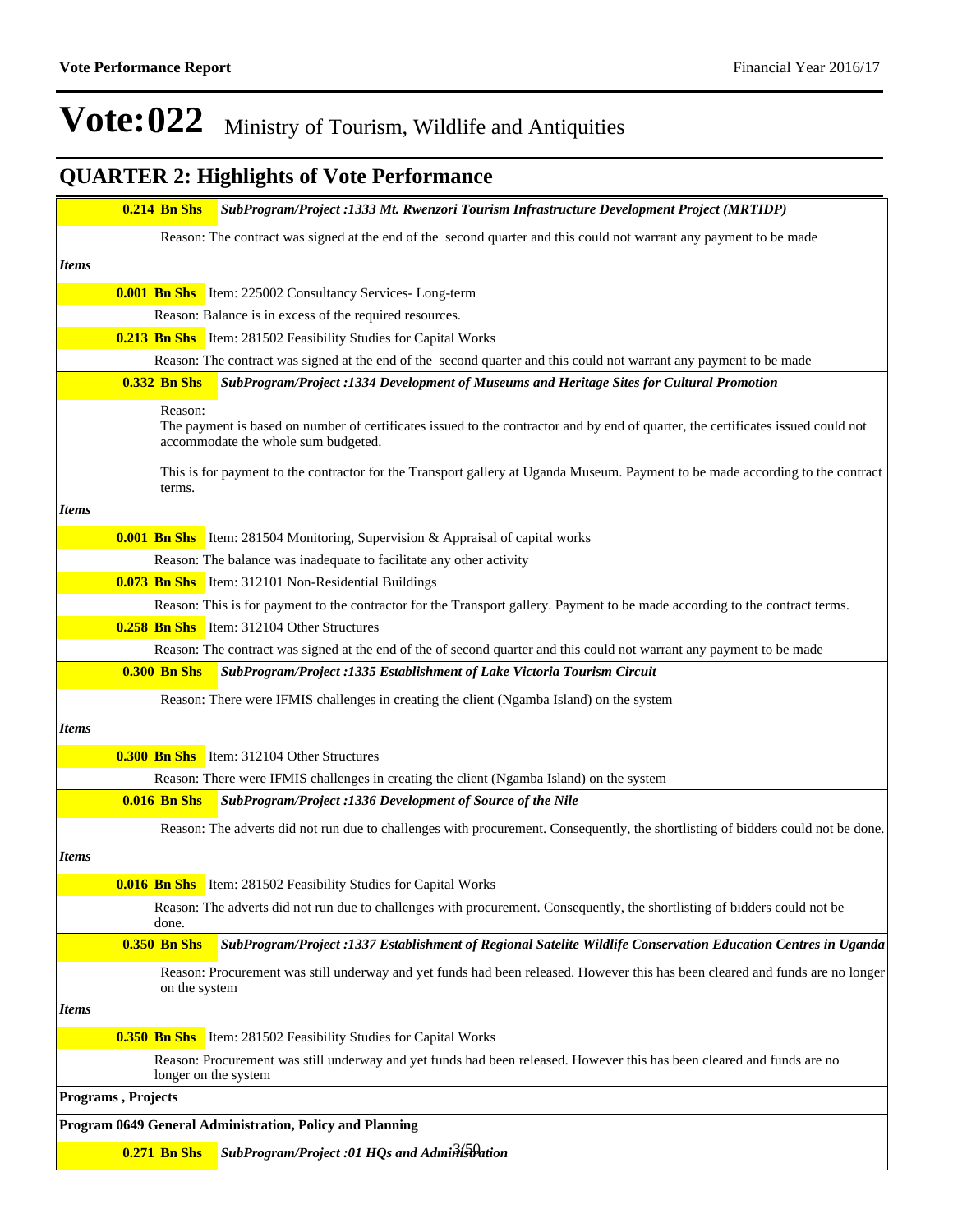# Vote:022 Ministry of Tourism, Wildlife and Antiquities

## QUARTER 2: Highlights of Vote Performance

**0.214 Bn Shs** ***SubProgram/Project :1333 Mt. Rwenzori Tourism Infrastructure Development Project (MRTIDP)***

Reason: The contract was signed at the end of the second quarter and this could not warrant any payment to be made

***Items***

**0.001 Bn Shs** Item: 225002 Consultancy Services- Long-term

Reason: Balance is in excess of the required resources.

**0.213 Bn Shs** Item: 281502 Feasibility Studies for Capital Works

Reason: The contract was signed at the end of the second quarter and this could not warrant any payment to be made

**0.332 Bn Shs** ***SubProgram/Project :1334 Development of Museums and Heritage Sites for Cultural Promotion***

Reason:
The payment is based on number of certificates issued to the contractor and by end of quarter, the certificates issued could not accommodate the whole sum budgeted.

This is for payment to the contractor for the Transport gallery at Uganda Museum. Payment to be made according to the contract terms.

***Items***

**0.001 Bn Shs** Item: 281504 Monitoring, Supervision & Appraisal of capital works

Reason: The balance was inadequate to facilitate any other activity

**0.073 Bn Shs** Item: 312101 Non-Residential Buildings

Reason: This is for payment to the contractor for the Transport gallery. Payment to be made according to the contract terms.

**0.258 Bn Shs** Item: 312104 Other Structures

Reason: The contract was signed at the end of the of second quarter and this could not warrant any payment to be made

**0.300 Bn Shs** ***SubProgram/Project :1335 Establishment of Lake Victoria Tourism Circuit***

Reason: There were IFMIS challenges in creating the client (Ngamba Island) on the system

***Items***

**0.300 Bn Shs** Item: 312104 Other Structures

Reason: There were IFMIS challenges in creating the client (Ngamba Island) on the system

**0.016 Bn Shs** ***SubProgram/Project :1336 Development of Source of the Nile***

Reason: The adverts did not run due to challenges with procurement. Consequently, the shortlisting of bidders could not be done.

***Items***

**0.016 Bn Shs** Item: 281502 Feasibility Studies for Capital Works

Reason: The adverts did not run due to challenges with procurement. Consequently, the shortlisting of bidders could not be done.

**0.350 Bn Shs** ***SubProgram/Project :1337 Establishment of Regional Satelite Wildlife Conservation Education Centres in Uganda***

Reason: Procurement was still underway and yet funds had been released. However this has been cleared and funds are no longer on the system

***Items***

**0.350 Bn Shs** Item: 281502 Feasibility Studies for Capital Works

Reason: Procurement was still underway and yet funds had been released. However this has been cleared and funds are no longer on the system

**Programs , Projects**

**Program 0649 General Administration, Policy and Planning**

**0.271 Bn Shs** ***SubProgram/Project :01 HQs and Administration***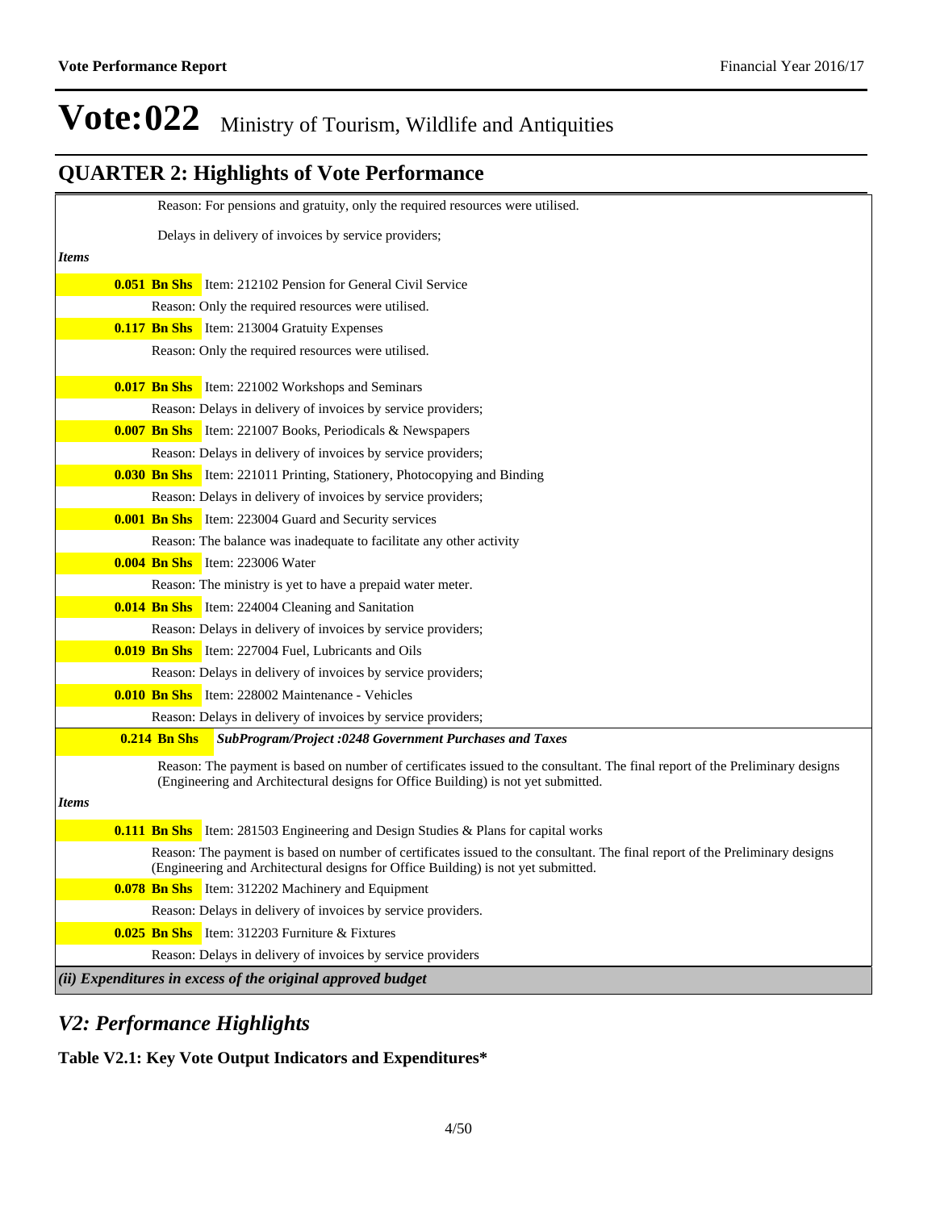# Vote:022 Ministry of Tourism, Wildlife and Antiquities

## QUARTER 2: Highlights of Vote Performance

Reason: For pensions and gratuity, only the required resources were utilised.

Delays in delivery of invoices by service providers;

***Items***

**0.051 Bn Shs** Item: 212102 Pension for General Civil Service

Reason: Only the required resources were utilised.

**0.117 Bn Shs** Item: 213004 Gratuity Expenses

Reason: Only the required resources were utilised.

**0.017 Bn Shs** Item: 221002 Workshops and Seminars

Reason: Delays in delivery of invoices by service providers;

**0.007 Bn Shs** Item: 221007 Books, Periodicals & Newspapers

Reason: Delays in delivery of invoices by service providers;

**0.030 Bn Shs** Item: 221011 Printing, Stationery, Photocopying and Binding

Reason: Delays in delivery of invoices by service providers;

**0.001 Bn Shs** Item: 223004 Guard and Security services

Reason: The balance was inadequate to facilitate any other activity

**0.004 Bn Shs** Item: 223006 Water

Reason: The ministry is yet to have a prepaid water meter.

**0.014 Bn Shs** Item: 224004 Cleaning and Sanitation

Reason: Delays in delivery of invoices by service providers;

**0.019 Bn Shs** Item: 227004 Fuel, Lubricants and Oils

Reason: Delays in delivery of invoices by service providers;

**0.010 Bn Shs** Item: 228002 Maintenance - Vehicles

Reason: Delays in delivery of invoices by service providers;

**0.214 Bn Shs** ***SubProgram/Project :0248 Government Purchases and Taxes***

Reason: The payment is based on number of certificates issued to the consultant. The final report of the Preliminary designs (Engineering and Architectural designs for Office Building) is not yet submitted.

***Items***

**0.111 Bn Shs** Item: 281503 Engineering and Design Studies & Plans for capital works

Reason: The payment is based on number of certificates issued to the consultant. The final report of the Preliminary designs (Engineering and Architectural designs for Office Building) is not yet submitted.

**0.078 Bn Shs** Item: 312202 Machinery and Equipment

Reason: Delays in delivery of invoices by service providers.

**0.025 Bn Shs** Item: 312203 Furniture & Fixtures

Reason: Delays in delivery of invoices by service providers

***(ii) Expenditures in excess of the original approved budget***

## *V2: Performance Highlights*

**Table V2.1: Key Vote Output Indicators and Expenditures\***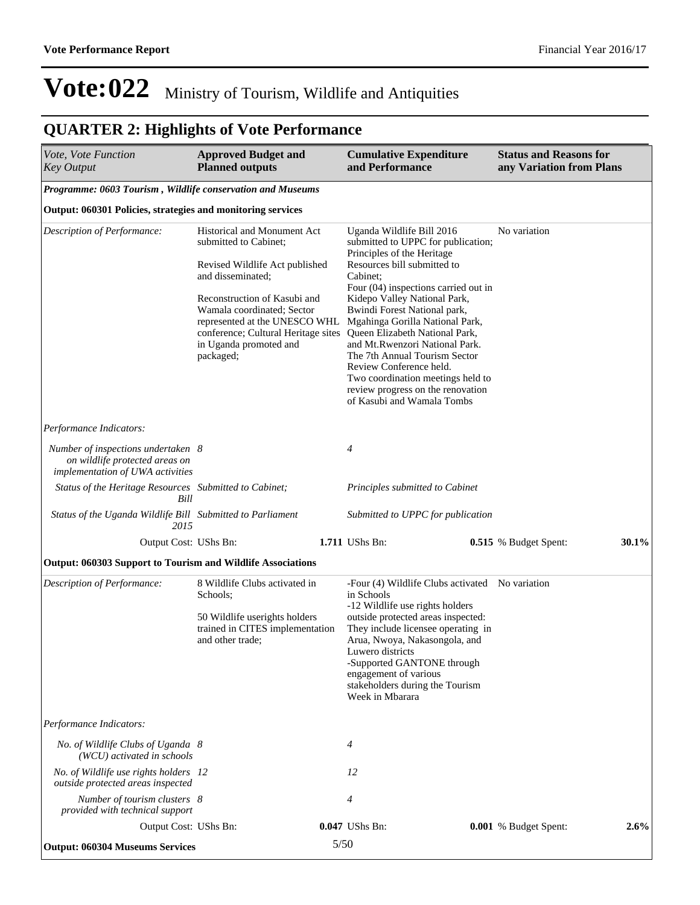# Vote:022 Ministry of Tourism, Wildlife and Antiquities

## QUARTER 2: Highlights of Vote Performance

| *Vote, Vote Function Key Output* | **Approved Budget and Planned outputs** | **Cumulative Expenditure and Performance** | **Status and Reasons for any Variation from Plans** |
|---|---|---|---|
| ***Programme: 0603 Tourism , Wildlife conservation and Museums*** | | | |
| **Output: 060301 Policies, strategies and monitoring services** | | | |
| *Description of Performance:* | Historical and Monument Act submitted to Cabinet;<br><br>Revised Wildlife Act published and disseminated;<br><br>Reconstruction of Kasubi and Wamala coordinated; Sector represented at the UNESCO WHL conference; Cultural Heritage sites in Uganda promoted and packaged; | Uganda Wildlife Bill 2016 submitted to UPPC for publication; Principles of the Heritage Resources bill submitted to Cabinet;<br>Four (04) inspections carried out in Kidepo Valley National Park, Bwindi Forest National park, Mgahinga Gorilla National Park, Queen Elizabeth National Park, and Mt.Rwenzori National Park.<br>The 7th Annual Tourism Sector Review Conference held.<br>Two coordination meetings held to review progress on the renovation of Kasubi and Wamala Tombs | No variation |
| *Performance Indicators:* | | | |
| *Number of inspections undertaken on wildlife protected areas on implementation of UWA activities* | *8* | *4* | |
| *Status of the Heritage Resources Bill* | *Submitted to Cabinet;* | *Principles submitted to Cabinet* | |
| *Status of the Uganda Wildlife Bill 2015* | *Submitted to Parliament* | *Submitted to UPPC for publication* | |
| Output Cost: UShs Bn: | **1.711** | UShs Bn: **0.515** | % Budget Spent: **30.1%** |
| **Output: 060303 Support to Tourism and Wildlife Associations** | | | |
| *Description of Performance:* | 8 Wildlife Clubs activated in Schools;<br><br>50 Wildlife userights holders trained in CITES implementation and other trade; | -Four (4) Wildlife Clubs activated in Schools<br>-12 Wildlife use rights holders outside protected areas inspected: They include licensee operating in Arua, Nwoya, Nakasongola, and Luwero districts<br>-Supported GANTONE through engagement of various stakeholders during the Tourism Week in Mbarara | No variation |
| *Performance Indicators:* | | | |
| *No. of Wildlife Clubs of Uganda (WCU) activated in schools* | *8* | *4* | |
| *No. of Wildlife use rights holders outside protected areas inspected* | *12* | *12* | |
| *Number of tourism clusters provided with technical support* | *8* | *4* | |
| Output Cost: UShs Bn: | **0.047** | UShs Bn: **0.001** | % Budget Spent: **2.6%** |
| **Output: 060304 Museums Services** | | | |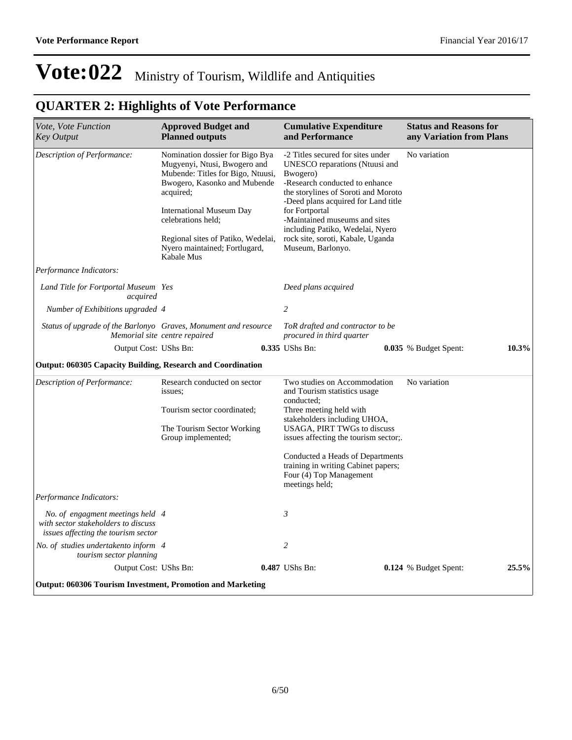# Vote:022 Ministry of Tourism, Wildlife and Antiquities

## QUARTER 2: Highlights of Vote Performance

| *Vote, Vote Function Key Output* | **Approved Budget and Planned outputs** | **Cumulative Expenditure and Performance** | **Status and Reasons for any Variation from Plans** |
|---|---|---|---|
| *Description of Performance:* | Nomination dossier for Bigo Bya Mugyenyi, Ntusi, Bwogero and Mubende: Titles for Bigo, Ntuusi, Bwogero, Kasonko and Mubende acquired;<br><br>International Museum Day celebrations held;<br><br>Regional sites of Patiko, Wedelai, Nyero maintained; Fortlugard, Kabale Mus | -2 Titles secured for sites under UNESCO reparations (Ntuusi and Bwogero)<br>-Research conducted to enhance the storylines of Soroti and Moroto<br>-Deed plans acquired for Land title for Fortportal<br>-Maintained museums and sites including Patiko, Wedelai, Nyero rock site, soroti, Kabale, Uganda Museum, Barlonyo. | No variation |
| *Performance Indicators:* | | | |
| *Land Title for Fortportal Museum acquired* | *Yes* | *Deed plans acquired* | |
| *Number of Exhibitions upgraded* | *4* | *2* | |
| *Status of upgrade of the Barlonyo Memorial site* | *Graves, Monument and resource centre repaired* | *ToR drafted and contractor to be procured in third quarter* | |
| Output Cost: | UShs Bn: **0.335** | UShs Bn: **0.035** | % Budget Spent: **10.3%** |
| **Output: 060305 Capacity Building, Research and Coordination** | | | |
| *Description of Performance:* | Research conducted on sector issues;<br><br>Tourism sector coordinated;<br><br>The Tourism Sector Working Group implemented; | Two studies on Accommodation and Tourism statistics usage conducted;<br>Three meeting held with stakeholders including UHOA, USAGA, PIRT TWGs to discuss issues affecting the tourism sector;.<br><br>Conducted a Heads of Departments training in writing Cabinet papers;<br>Four (4) Top Management meetings held; | No variation |
| *Performance Indicators:* | | | |
| *No. of engagment meetings held with sector stakeholders to discuss issues affecting the tourism sector* | *4* | *3* | |
| *No. of studies undertakento inform tourism sector planning* | *4* | *2* | |
| Output Cost: | UShs Bn: **0.487** | UShs Bn: **0.124** | % Budget Spent: **25.5%** |
| **Output: 060306 Tourism Investment, Promotion and Marketing** | | | |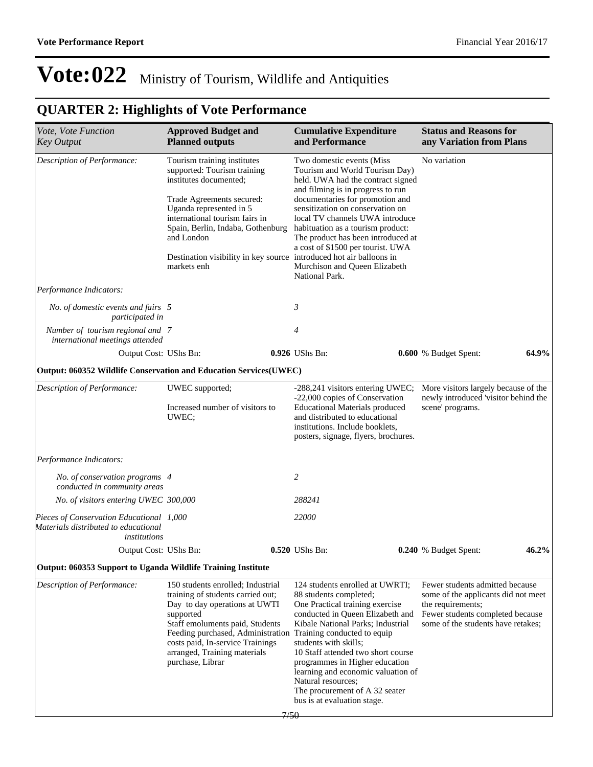# Vote:022 Ministry of Tourism, Wildlife and Antiquities

## QUARTER 2: Highlights of Vote Performance

| *Vote, Vote Function Key Output* | **Approved Budget and Planned outputs** | **Cumulative Expenditure and Performance** | **Status and Reasons for any Variation from Plans** |
|---|---|---|---|
| *Description of Performance:* | Tourism training institutes supported: Tourism training institutes documented;<br><br>Trade Agreements secured: Uganda represented in 5 international tourism fairs in Spain, Berlin, Indaba, Gothenburg and London<br><br>Destination visibility in key source markets enh | Two domestic events (Miss Tourism and World Tourism Day) held. UWA had the contract signed and filming is in progress to run documentaries for promotion and sensitization on conservation on local TV channels UWA introduce habituation as a tourism product: The product has been introduced at a cost of $1500 per tourist. UWA introduced hot air balloons in Murchison and Queen Elizabeth National Park. | No variation |
| *Performance Indicators:* | | | |
| *No. of domestic events and fairs participated in* | *5* | *3* | |
| *Number of tourism regional and international meetings attended* | *7* | *4* | |
| Output Cost: UShs Bn: | **0.926** | UShs Bn: **0.600** | % Budget Spent: **64.9%** |
| **Output: 060352 Wildlife Conservation and Education Services(UWEC)** | | | |
| *Description of Performance:* | UWEC supported;<br><br>Increased number of visitors to UWEC; | -288,241 visitors entering UWEC; -22,000 copies of Conservation Educational Materials produced and distributed to educational institutions. Include booklets, posters, signage, flyers, brochures. | More visitors largely because of the newly introduced 'visitor behind the scene' programs. |
| *Performance Indicators:* | | | |
| *No. of conservation programs conducted in community areas* | *4* | *2* | |
| *No. of visitors entering UWEC* | *300,000* | *288241* | |
| *Pieces of Conservation Educational Materials distributed to educational institutions* | *1,000* | *22000* | |
| Output Cost: UShs Bn: | **0.520** | UShs Bn: **0.240** | % Budget Spent: **46.2%** |
| **Output: 060353 Support to Uganda Wildlife Training Institute** | | | |
| *Description of Performance:* | 150 students enrolled; Industrial training of students carried out; Day to day operations at UWTI supported<br>Staff emoluments paid, Students Feeding purchased, Administration costs paid, In-service Trainings arranged, Training materials purchase, Librar | 124 students enrolled at UWRTI; 88 students completed;<br>One Practical training exercise conducted in Queen Elizabeth and Kibale National Parks; Industrial Training conducted to equip students with skills;<br>10 Staff attended two short course programmes in Higher education learning and economic valuation of Natural resources;<br>The procurement of A 32 seater bus is at evaluation stage. | Fewer students admitted because some of the applicants did not meet the requirements;<br>Fewer students completed because some of the students have retakes; |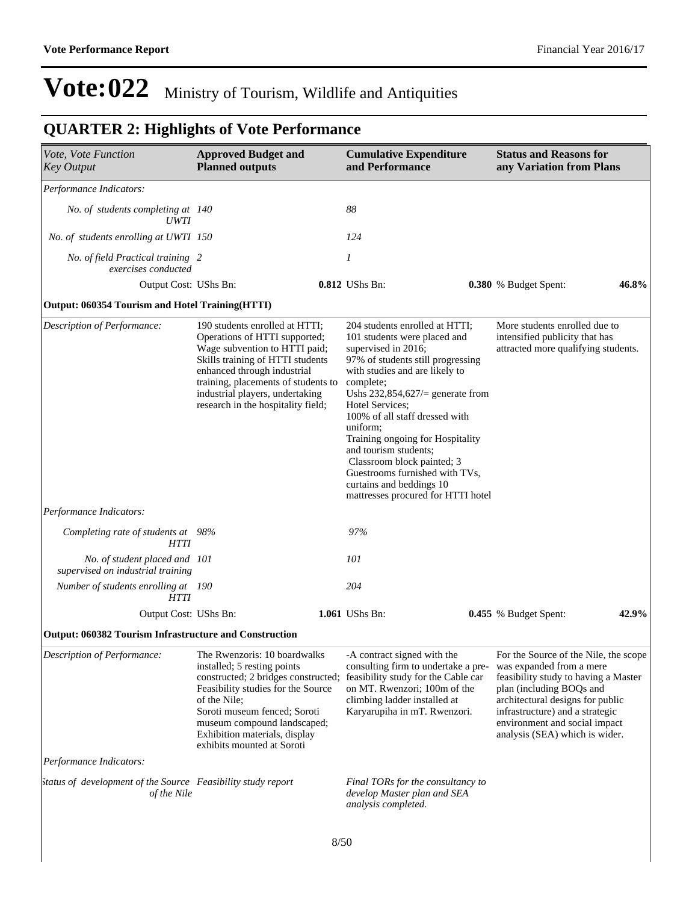# Vote:022 Ministry of Tourism, Wildlife and Antiquities

## QUARTER 2: Highlights of Vote Performance

| *Vote, Vote Function Key Output* | **Approved Budget and Planned outputs** | **Cumulative Expenditure and Performance** | **Status and Reasons for any Variation from Plans** |
|---|---|---|---|
| *Performance Indicators:* | | | |
| *No. of students completing at UWTI* | *140* | *88* | |
| *No. of students enrolling at UWTI* | *150* | *124* | |
| *No. of field Practical training exercises conducted* | *2* | *1* | |
| Output Cost: UShs Bn: | **0.812** UShs Bn: | **0.380** % Budget Spent: | **46.8%** |
| **Output: 060354 Tourism and Hotel Training(HTTI)** | | | |
| *Description of Performance:* | 190 students enrolled at HTTI; Operations of HTTI supported; Wage subvention to HTTI paid; Skills training of HTTI students enhanced through industrial training, placements of students to industrial players, undertaking research in the hospitality field; | 204 students enrolled at HTTI; 101 students were placed and supervised in 2016; 97% of students still progressing with studies and are likely to complete; Ushs 232,854,627/= generate from Hotel Services; 100% of all staff dressed with uniform; Training ongoing for Hospitality and tourism students; Classroom block painted; 3 Guestrooms furnished with TVs, curtains and beddings 10 mattresses procured for HTTI hotel | More students enrolled due to intensified publicity that has attracted more qualifying students. |
| *Performance Indicators:* | | | |
| *Completing rate of students at HTTI* | *98%* | *97%* | |
| *No. of student placed and supervised on industrial training* | *101* | *101* | |
| *Number of students enrolling at HTTI* | *190* | *204* | |
| Output Cost: UShs Bn: | **1.061** UShs Bn: | **0.455** % Budget Spent: | **42.9%** |
| **Output: 060382 Tourism Infrastructure and Construction** | | | |
| *Description of Performance:* | The Rwenzoris: 10 boardwalks installed; 5 resting points constructed; 2 bridges constructed; Feasibility studies for the Source of the Nile; Soroti museum fenced; Soroti museum compound landscaped; Exhibition materials, display exhibits mounted at Soroti | -A contract signed with the consulting firm to undertake a pre-feasibility study for the Cable car on MT. Rwenzori; 100m of the climbing ladder installed at Karyarupiha in mT. Rwenzori. | For the Source of the Nile, the scope was expanded from a mere feasibility study to having a Master plan (including BOQs and architectural designs for public infrastructure) and a strategic environment and social impact analysis (SEA) which is wider. |
| *Performance Indicators:* | | | |
| *Status of development of the Source of the Nile* | *Feasibility study report* | *Final TORs for the consultancy to develop Master plan and SEA analysis completed.* | |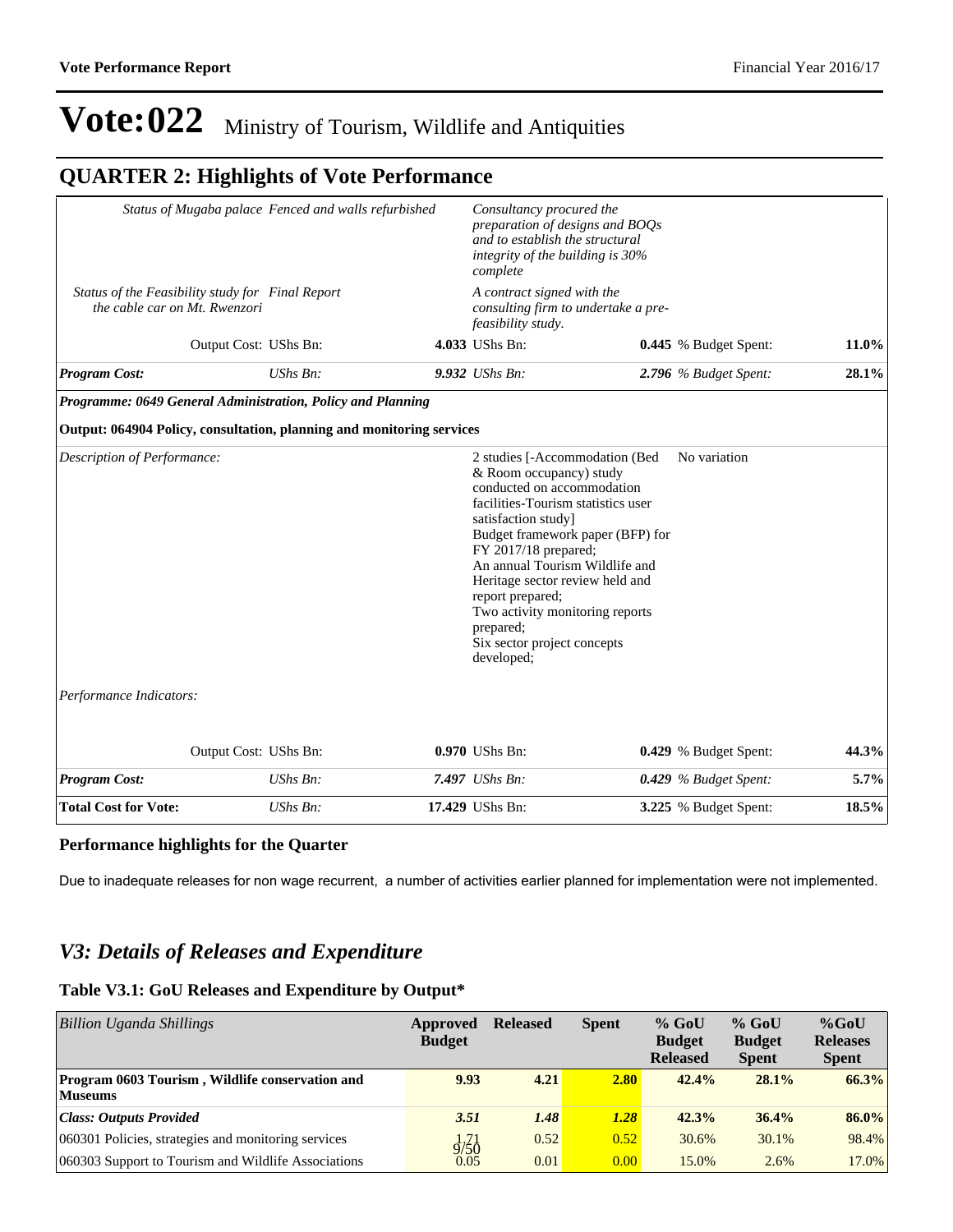**Vote Performance Report** Financial Year 2016/17

# Vote:022 Ministry of Tourism, Wildlife and Antiquities

## QUARTER 2: Highlights of Vote Performance

| | | | | | |
|---|---|---|---|---|---|
| *Status of Mugaba palace* | *Fenced and walls refurbished* | | *Consultancy procured the preparation of designs and BOQs and to establish the structural integrity of the building is 30% complete* | | |
| *Status of the Feasibility study for the cable car on Mt. Rwenzori* | *Final Report* | | *A contract signed with the consulting firm to undertake a pre-feasibility study.* | | |
| Output Cost: | UShs Bn: | **4.033** | UShs Bn: | **0.445** % Budget Spent: | **11.0%** |
| ***Program Cost:*** | *UShs Bn:* | ***9.932*** | *UShs Bn:* | ***2.796*** *% Budget Spent:* | **28.1%** |

***Programme: 0649 General Administration, Policy and Planning***

**Output: 064904 Policy, consultation, planning and monitoring services**

| | | | | | |
|---|---|---|---|---|---|
| *Description of Performance:* | | | 2 studies [-Accommodation (Bed & Room occupancy) study conducted on accommodation facilities-Tourism statistics user satisfaction study]<br>Budget framework paper (BFP) for FY 2017/18 prepared;<br>An annual Tourism Wildlife and Heritage sector review held and report prepared;<br>Two activity monitoring reports prepared;<br>Six sector project concepts developed; | No variation | |
| *Performance Indicators:* | | | | | |
| Output Cost: | UShs Bn: | **0.970** | UShs Bn: | **0.429** % Budget Spent: | **44.3%** |
| ***Program Cost:*** | *UShs Bn:* | ***7.497*** | *UShs Bn:* | ***0.429*** *% Budget Spent:* | **5.7%** |
| **Total Cost for Vote:** | *UShs Bn:* | **17.429** | UShs Bn: | **3.225** % Budget Spent: | **18.5%** |

### Performance highlights for the Quarter

Due to inadequate releases for non wage recurrent, a number of activities earlier planned for implementation were not implemented.

## *V3: Details of Releases and Expenditure*

### Table V3.1: GoU Releases and Expenditure by Output*

| *Billion Uganda Shillings* | Approved Budget | Released | Spent | % GoU Budget Released | % GoU Budget Spent | %GoU Releases Spent |
|---|---|---|---|---|---|---|
| **Program 0603 Tourism , Wildlife conservation and Museums** | **9.93** | **4.21** | **2.80** | **42.4%** | **28.1%** | **66.3%** |
| ***Class: Outputs Provided*** | ***3.51*** | ***1.48*** | ***1.28*** | **42.3%** | **36.4%** | **86.0%** |
| 060301 Policies, strategies and monitoring services | 1.71 | 0.52 | 0.52 | 30.6% | 30.1% | 98.4% |
| 060303 Support to Tourism and Wildlife Associations | 0.05 | 0.01 | 0.00 | 15.0% | 2.6% | 17.0% |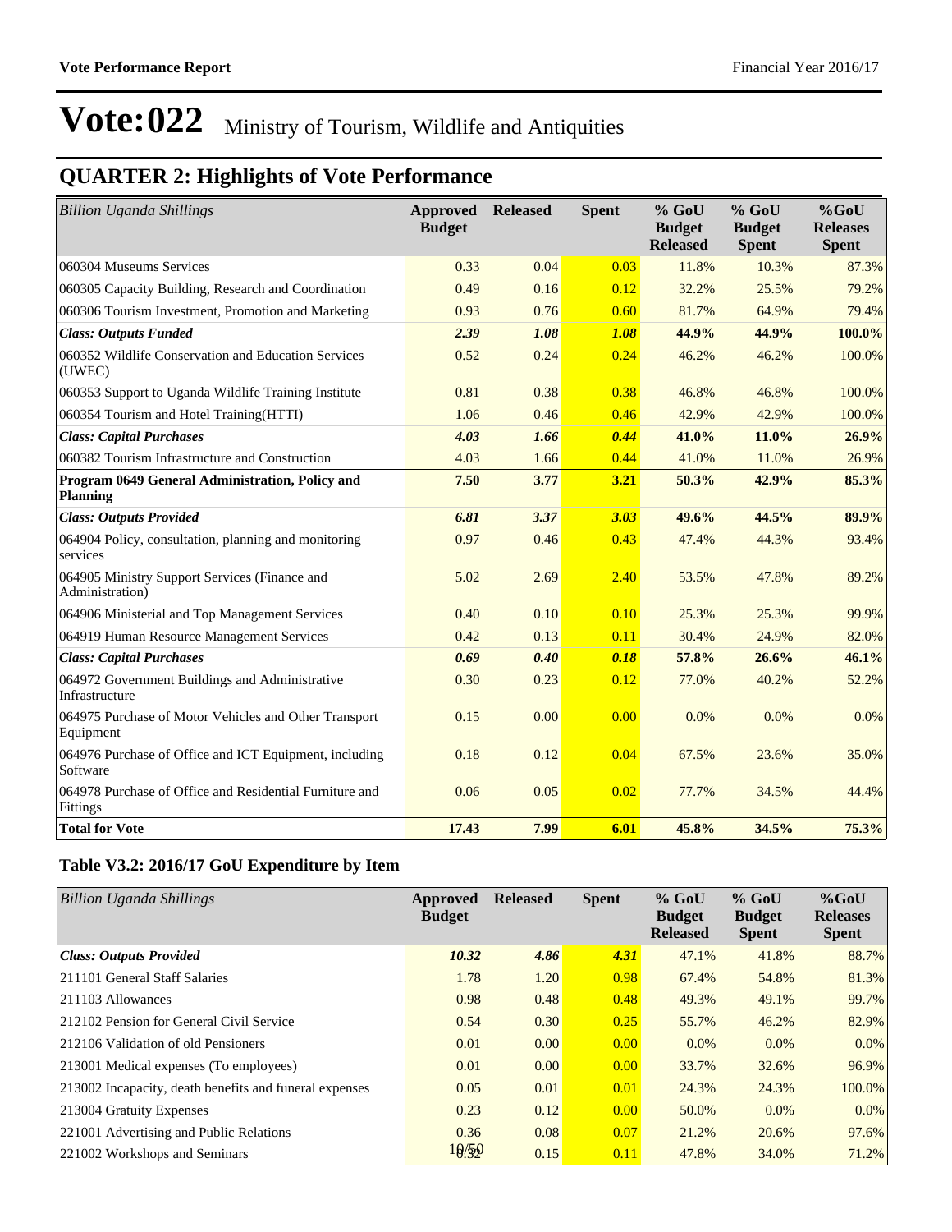# Vote:022 Ministry of Tourism, Wildlife and Antiquities

## QUARTER 2: Highlights of Vote Performance

| *Billion Uganda Shillings* | Approved Budget | Released | Spent | % GoU Budget Released | % GoU Budget Spent | %GoU Releases Spent |
|---|---|---|---|---|---|---|
| 060304 Museums Services | 0.33 | 0.04 | 0.03 | 11.8% | 10.3% | 87.3% |
| 060305 Capacity Building, Research and Coordination | 0.49 | 0.16 | 0.12 | 32.2% | 25.5% | 79.2% |
| 060306 Tourism Investment, Promotion and Marketing | 0.93 | 0.76 | 0.60 | 81.7% | 64.9% | 79.4% |
| ***Class: Outputs Funded*** | ***2.39*** | ***1.08*** | ***1.08*** | **44.9%** | **44.9%** | **100.0%** |
| 060352 Wildlife Conservation and Education Services (UWEC) | 0.52 | 0.24 | 0.24 | 46.2% | 46.2% | 100.0% |
| 060353 Support to Uganda Wildlife Training Institute | 0.81 | 0.38 | 0.38 | 46.8% | 46.8% | 100.0% |
| 060354 Tourism and Hotel Training(HTTI) | 1.06 | 0.46 | 0.46 | 42.9% | 42.9% | 100.0% |
| ***Class: Capital Purchases*** | ***4.03*** | ***1.66*** | ***0.44*** | **41.0%** | **11.0%** | **26.9%** |
| 060382 Tourism Infrastructure and Construction | 4.03 | 1.66 | 0.44 | 41.0% | 11.0% | 26.9% |
| **Program 0649 General Administration, Policy and Planning** | **7.50** | **3.77** | **3.21** | **50.3%** | **42.9%** | **85.3%** |
| ***Class: Outputs Provided*** | ***6.81*** | ***3.37*** | ***3.03*** | **49.6%** | **44.5%** | **89.9%** |
| 064904 Policy, consultation, planning and monitoring services | 0.97 | 0.46 | 0.43 | 47.4% | 44.3% | 93.4% |
| 064905 Ministry Support Services (Finance and Administration) | 5.02 | 2.69 | 2.40 | 53.5% | 47.8% | 89.2% |
| 064906 Ministerial and Top Management Services | 0.40 | 0.10 | 0.10 | 25.3% | 25.3% | 99.9% |
| 064919 Human Resource Management Services | 0.42 | 0.13 | 0.11 | 30.4% | 24.9% | 82.0% |
| ***Class: Capital Purchases*** | ***0.69*** | ***0.40*** | ***0.18*** | **57.8%** | **26.6%** | **46.1%** |
| 064972 Government Buildings and Administrative Infrastructure | 0.30 | 0.23 | 0.12 | 77.0% | 40.2% | 52.2% |
| 064975 Purchase of Motor Vehicles and Other Transport Equipment | 0.15 | 0.00 | 0.00 | 0.0% | 0.0% | 0.0% |
| 064976 Purchase of Office and ICT Equipment, including Software | 0.18 | 0.12 | 0.04 | 67.5% | 23.6% | 35.0% |
| 064978 Purchase of Office and Residential Furniture and Fittings | 0.06 | 0.05 | 0.02 | 77.7% | 34.5% | 44.4% |
| **Total for Vote** | **17.43** | **7.99** | **6.01** | **45.8%** | **34.5%** | **75.3%** |

### Table V3.2: 2016/17 GoU Expenditure by Item

| *Billion Uganda Shillings* | Approved Budget | Released | Spent | % GoU Budget Released | % GoU Budget Spent | %GoU Releases Spent |
|---|---|---|---|---|---|---|
| ***Class: Outputs Provided*** | ***10.32*** | ***4.86*** | ***4.31*** | 47.1% | 41.8% | 88.7% |
| 211101 General Staff Salaries | 1.78 | 1.20 | 0.98 | 67.4% | 54.8% | 81.3% |
| 211103 Allowances | 0.98 | 0.48 | 0.48 | 49.3% | 49.1% | 99.7% |
| 212102 Pension for General Civil Service | 0.54 | 0.30 | 0.25 | 55.7% | 46.2% | 82.9% |
| 212106 Validation of old Pensioners | 0.01 | 0.00 | 0.00 | 0.0% | 0.0% | 0.0% |
| 213001 Medical expenses (To employees) | 0.01 | 0.00 | 0.00 | 33.7% | 32.6% | 96.9% |
| 213002 Incapacity, death benefits and funeral expenses | 0.05 | 0.01 | 0.01 | 24.3% | 24.3% | 100.0% |
| 213004 Gratuity Expenses | 0.23 | 0.12 | 0.00 | 50.0% | 0.0% | 0.0% |
| 221001 Advertising and Public Relations | 0.36 | 0.08 | 0.07 | 21.2% | 20.6% | 97.6% |
| 221002 Workshops and Seminars | 0.32 | 0.15 | 0.11 | 47.8% | 34.0% | 71.2% |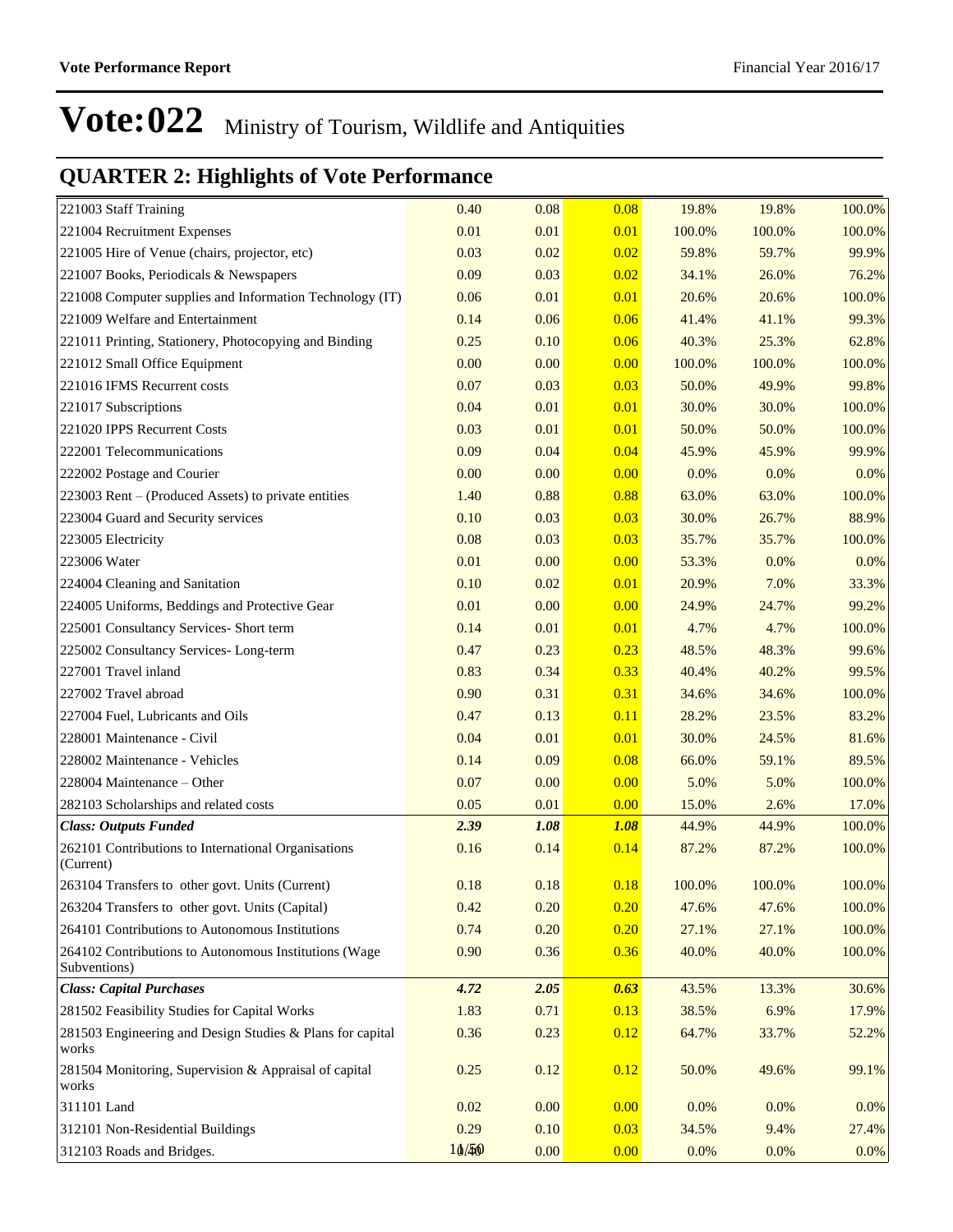# Vote:022 Ministry of Tourism, Wildlife and Antiquities

## QUARTER 2: Highlights of Vote Performance

| | | | | | | |
|---|---|---|---|---|---|---|
| 221003 Staff Training | 0.40 | 0.08 | 0.08 | 19.8% | 19.8% | 100.0% |
| 221004 Recruitment Expenses | 0.01 | 0.01 | 0.01 | 100.0% | 100.0% | 100.0% |
| 221005 Hire of Venue (chairs, projector, etc) | 0.03 | 0.02 | 0.02 | 59.8% | 59.7% | 99.9% |
| 221007 Books, Periodicals & Newspapers | 0.09 | 0.03 | 0.02 | 34.1% | 26.0% | 76.2% |
| 221008 Computer supplies and Information Technology (IT) | 0.06 | 0.01 | 0.01 | 20.6% | 20.6% | 100.0% |
| 221009 Welfare and Entertainment | 0.14 | 0.06 | 0.06 | 41.4% | 41.1% | 99.3% |
| 221011 Printing, Stationery, Photocopying and Binding | 0.25 | 0.10 | 0.06 | 40.3% | 25.3% | 62.8% |
| 221012 Small Office Equipment | 0.00 | 0.00 | 0.00 | 100.0% | 100.0% | 100.0% |
| 221016 IFMS Recurrent costs | 0.07 | 0.03 | 0.03 | 50.0% | 49.9% | 99.8% |
| 221017 Subscriptions | 0.04 | 0.01 | 0.01 | 30.0% | 30.0% | 100.0% |
| 221020 IPPS Recurrent Costs | 0.03 | 0.01 | 0.01 | 50.0% | 50.0% | 100.0% |
| 222001 Telecommunications | 0.09 | 0.04 | 0.04 | 45.9% | 45.9% | 99.9% |
| 222002 Postage and Courier | 0.00 | 0.00 | 0.00 | 0.0% | 0.0% | 0.0% |
| 223003 Rent – (Produced Assets) to private entities | 1.40 | 0.88 | 0.88 | 63.0% | 63.0% | 100.0% |
| 223004 Guard and Security services | 0.10 | 0.03 | 0.03 | 30.0% | 26.7% | 88.9% |
| 223005 Electricity | 0.08 | 0.03 | 0.03 | 35.7% | 35.7% | 100.0% |
| 223006 Water | 0.01 | 0.00 | 0.00 | 53.3% | 0.0% | 0.0% |
| 224004 Cleaning and Sanitation | 0.10 | 0.02 | 0.01 | 20.9% | 7.0% | 33.3% |
| 224005 Uniforms, Beddings and Protective Gear | 0.01 | 0.00 | 0.00 | 24.9% | 24.7% | 99.2% |
| 225001 Consultancy Services- Short term | 0.14 | 0.01 | 0.01 | 4.7% | 4.7% | 100.0% |
| 225002 Consultancy Services- Long-term | 0.47 | 0.23 | 0.23 | 48.5% | 48.3% | 99.6% |
| 227001 Travel inland | 0.83 | 0.34 | 0.33 | 40.4% | 40.2% | 99.5% |
| 227002 Travel abroad | 0.90 | 0.31 | 0.31 | 34.6% | 34.6% | 100.0% |
| 227004 Fuel, Lubricants and Oils | 0.47 | 0.13 | 0.11 | 28.2% | 23.5% | 83.2% |
| 228001 Maintenance - Civil | 0.04 | 0.01 | 0.01 | 30.0% | 24.5% | 81.6% |
| 228002 Maintenance - Vehicles | 0.14 | 0.09 | 0.08 | 66.0% | 59.1% | 89.5% |
| 228004 Maintenance – Other | 0.07 | 0.00 | 0.00 | 5.0% | 5.0% | 100.0% |
| 282103 Scholarships and related costs | 0.05 | 0.01 | 0.00 | 15.0% | 2.6% | 17.0% |
| ***Class: Outputs Funded*** | ***2.39*** | ***1.08*** | ***1.08*** | 44.9% | 44.9% | 100.0% |
| 262101 Contributions to International Organisations (Current) | 0.16 | 0.14 | 0.14 | 87.2% | 87.2% | 100.0% |
| 263104 Transfers to other govt. Units (Current) | 0.18 | 0.18 | 0.18 | 100.0% | 100.0% | 100.0% |
| 263204 Transfers to other govt. Units (Capital) | 0.42 | 0.20 | 0.20 | 47.6% | 47.6% | 100.0% |
| 264101 Contributions to Autonomous Institutions | 0.74 | 0.20 | 0.20 | 27.1% | 27.1% | 100.0% |
| 264102 Contributions to Autonomous Institutions (Wage Subventions) | 0.90 | 0.36 | 0.36 | 40.0% | 40.0% | 100.0% |
| ***Class: Capital Purchases*** | ***4.72*** | ***2.05*** | ***0.63*** | 43.5% | 13.3% | 30.6% |
| 281502 Feasibility Studies for Capital Works | 1.83 | 0.71 | 0.13 | 38.5% | 6.9% | 17.9% |
| 281503 Engineering and Design Studies & Plans for capital works | 0.36 | 0.23 | 0.12 | 64.7% | 33.7% | 52.2% |
| 281504 Monitoring, Supervision & Appraisal of capital works | 0.25 | 0.12 | 0.12 | 50.0% | 49.6% | 99.1% |
| 311101 Land | 0.02 | 0.00 | 0.00 | 0.0% | 0.0% | 0.0% |
| 312101 Non-Residential Buildings | 0.29 | 0.10 | 0.03 | 34.5% | 9.4% | 27.4% |
| 312103 Roads and Bridges. | 0.50 | 0.00 | 0.00 | 0.0% | 0.0% | 0.0% |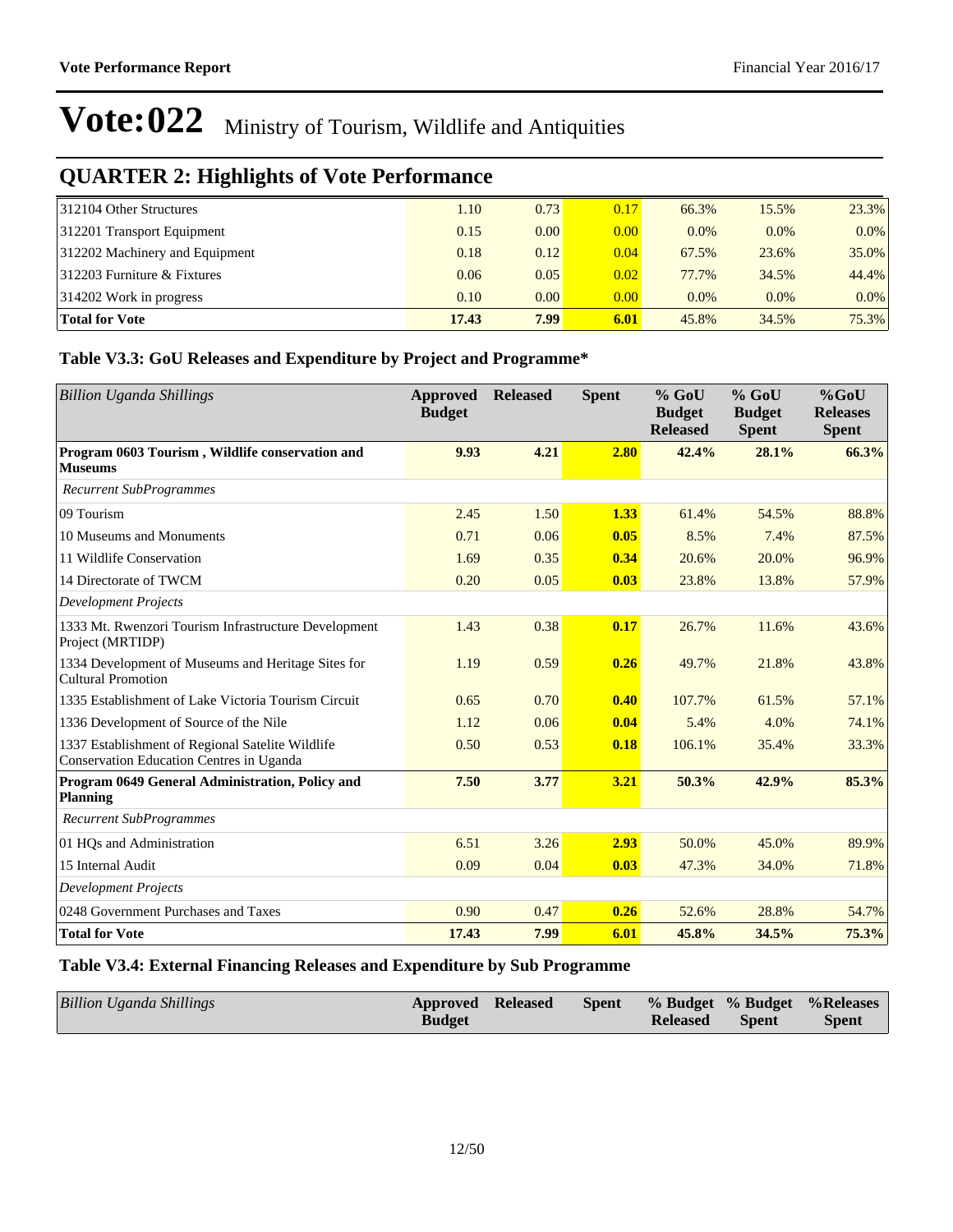# Vote:022 Ministry of Tourism, Wildlife and Antiquities

## QUARTER 2: Highlights of Vote Performance

| | | | | | | |
|---|---|---|---|---|---|---|
| 312104 Other Structures | 1.10 | 0.73 | 0.17 | 66.3% | 15.5% | 23.3% |
| 312201 Transport Equipment | 0.15 | 0.00 | 0.00 | 0.0% | 0.0% | 0.0% |
| 312202 Machinery and Equipment | 0.18 | 0.12 | 0.04 | 67.5% | 23.6% | 35.0% |
| 312203 Furniture & Fixtures | 0.06 | 0.05 | 0.02 | 77.7% | 34.5% | 44.4% |
| 314202 Work in progress | 0.10 | 0.00 | 0.00 | 0.0% | 0.0% | 0.0% |
| **Total for Vote** | **17.43** | **7.99** | **6.01** | 45.8% | 34.5% | 75.3% |

### Table V3.3: GoU Releases and Expenditure by Project and Programme*

| *Billion Uganda Shillings* | Approved Budget | Released | Spent | % GoU Budget Released | % GoU Budget Spent | %GoU Releases Spent |
|---|---|---|---|---|---|---|
| **Program 0603 Tourism , Wildlife conservation and Museums** | **9.93** | **4.21** | **2.80** | **42.4%** | **28.1%** | **66.3%** |
| *Recurrent SubProgrammes* | | | | | | |
| 09 Tourism | 2.45 | 1.50 | **1.33** | 61.4% | 54.5% | 88.8% |
| 10 Museums and Monuments | 0.71 | 0.06 | **0.05** | 8.5% | 7.4% | 87.5% |
| 11 Wildlife Conservation | 1.69 | 0.35 | **0.34** | 20.6% | 20.0% | 96.9% |
| 14 Directorate of TWCM | 0.20 | 0.05 | **0.03** | 23.8% | 13.8% | 57.9% |
| *Development Projects* | | | | | | |
| 1333 Mt. Rwenzori Tourism Infrastructure Development Project (MRTIDP) | 1.43 | 0.38 | **0.17** | 26.7% | 11.6% | 43.6% |
| 1334 Development of Museums and Heritage Sites for Cultural Promotion | 1.19 | 0.59 | **0.26** | 49.7% | 21.8% | 43.8% |
| 1335 Establishment of Lake Victoria Tourism Circuit | 0.65 | 0.70 | **0.40** | 107.7% | 61.5% | 57.1% |
| 1336 Development of Source of the Nile | 1.12 | 0.06 | **0.04** | 5.4% | 4.0% | 74.1% |
| 1337 Establishment of Regional Satelite Wildlife Conservation Education Centres in Uganda | 0.50 | 0.53 | **0.18** | 106.1% | 35.4% | 33.3% |
| **Program 0649 General Administration, Policy and Planning** | **7.50** | **3.77** | **3.21** | **50.3%** | **42.9%** | **85.3%** |
| *Recurrent SubProgrammes* | | | | | | |
| 01 HQs and Administration | 6.51 | 3.26 | **2.93** | 50.0% | 45.0% | 89.9% |
| 15 Internal Audit | 0.09 | 0.04 | **0.03** | 47.3% | 34.0% | 71.8% |
| *Development Projects* | | | | | | |
| 0248 Government Purchases and Taxes | 0.90 | 0.47 | **0.26** | 52.6% | 28.8% | 54.7% |
| **Total for Vote** | **17.43** | **7.99** | **6.01** | **45.8%** | **34.5%** | **75.3%** |

### Table V3.4: External Financing Releases and Expenditure by Sub Programme

| *Billion Uganda Shillings* | Approved Budget | Released | Spent | % Budget Released | % Budget Spent | %Releases Spent |
|---|---|---|---|---|---|---|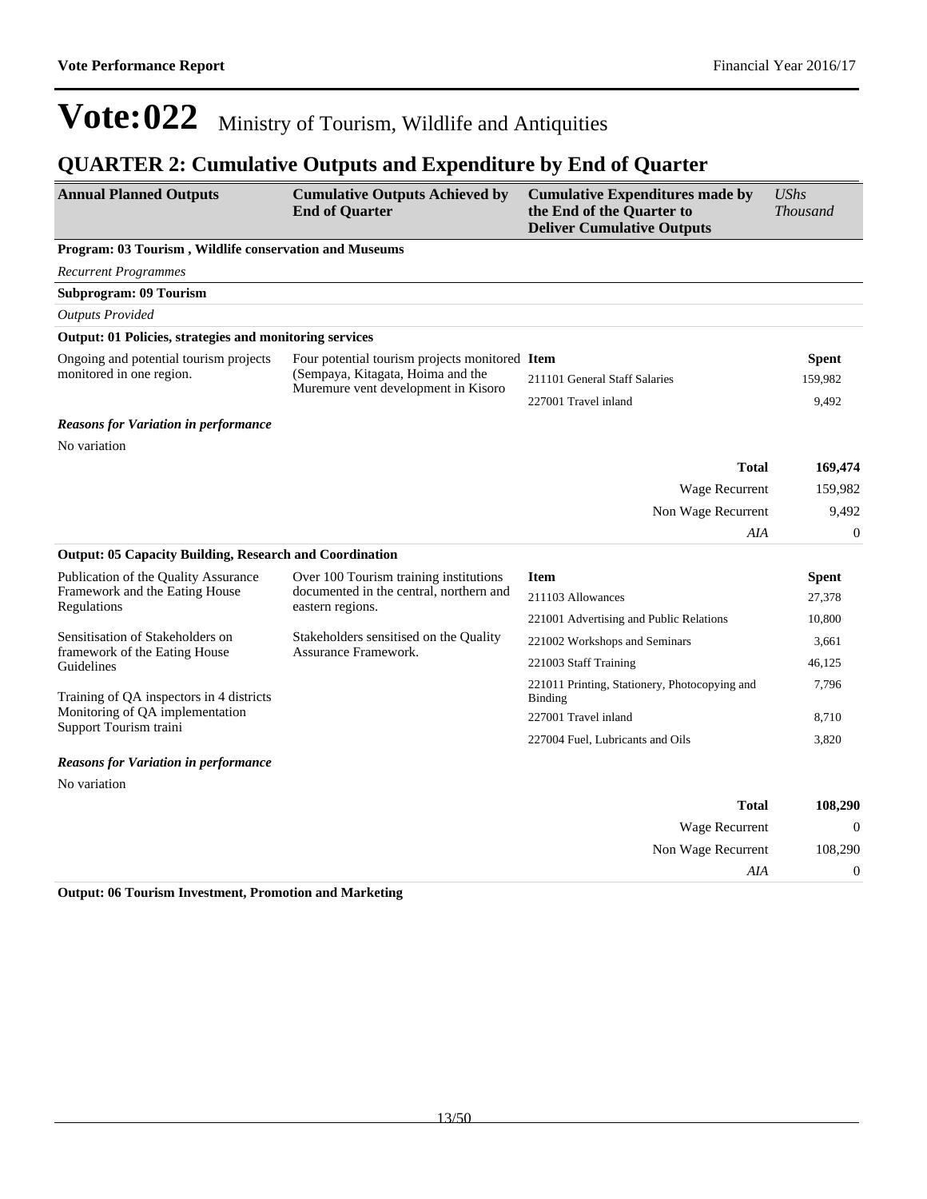# Vote:022 Ministry of Tourism, Wildlife and Antiquities

## QUARTER 2: Cumulative Outputs and Expenditure by End of Quarter

| Annual Planned Outputs | Cumulative Outputs Achieved by End of Quarter | Cumulative Expenditures made by the End of the Quarter to Deliver Cumulative Outputs | *UShs Thousand* |
|---|---|---|---|

**Program: 03 Tourism , Wildlife conservation and Museums**

*Recurrent Programmes*

**Subprogram: 09 Tourism**

*Outputs Provided*

**Output: 01 Policies, strategies and monitoring services**

| Annual Planned Outputs | Cumulative Outputs Achieved by End of Quarter | Item | Spent |
|---|---|---|---|
| Ongoing and potential tourism projects monitored in one region. | Four potential tourism projects monitored (Sempaya, Kitagata, Hoima and the Muremure vent development in Kisoro | 211101 General Staff Salaries | 159,982 |
| | | 227001 Travel inland | 9,492 |

***Reasons for Variation in performance***

No variation

| | |
|---|---|
| **Total** | **169,474** |
| Wage Recurrent | 159,982 |
| Non Wage Recurrent | 9,492 |
| *AIA* | 0 |

**Output: 05 Capacity Building, Research and Coordination**

| Annual Planned Outputs | Cumulative Outputs Achieved by End of Quarter | Item | Spent |
|---|---|---|---|
| Publication of the Quality Assurance Framework and the Eating House Regulations<br><br>Sensitisation of Stakeholders on framework of the Eating House Guidelines<br><br>Training of QA inspectors in 4 districts<br>Monitoring of QA implementation<br>Support Tourism traini | Over 100 Tourism training institutions documented in the central, northern and eastern regions.<br><br>Stakeholders sensitised on the Quality Assurance Framework. | 211103 Allowances | 27,378 |
| | | 221001 Advertising and Public Relations | 10,800 |
| | | 221002 Workshops and Seminars | 3,661 |
| | | 221003 Staff Training | 46,125 |
| | | 221011 Printing, Stationery, Photocopying and Binding | 7,796 |
| | | 227001 Travel inland | 8,710 |
| | | 227004 Fuel, Lubricants and Oils | 3,820 |

***Reasons for Variation in performance***

No variation

| | |
|---|---|
| **Total** | **108,290** |
| Wage Recurrent | 0 |
| Non Wage Recurrent | 108,290 |
| *AIA* | 0 |

**Output: 06 Tourism Investment, Promotion and Marketing**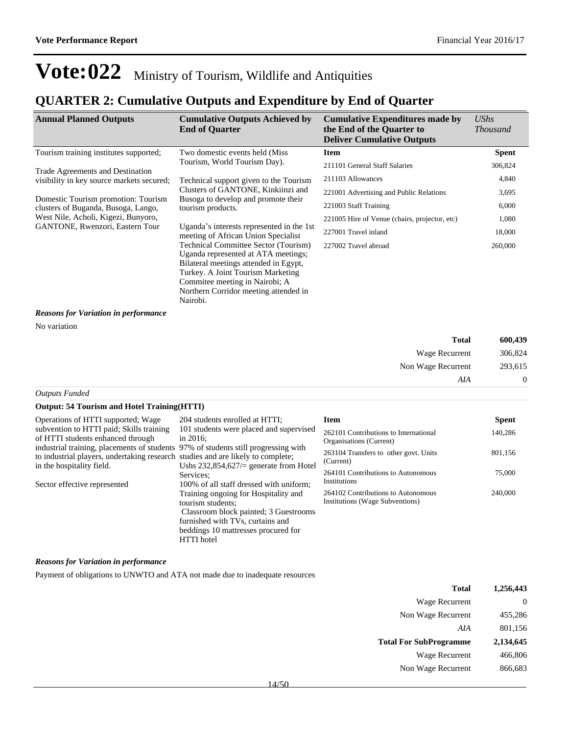# Vote:022 Ministry of Tourism, Wildlife and Antiquities

## QUARTER 2: Cumulative Outputs and Expenditure by End of Quarter

| Annual Planned Outputs | Cumulative Outputs Achieved by End of Quarter | Cumulative Expenditures made by the End of the Quarter to Deliver Cumulative Outputs | *UShs Thousand* |
|---|---|---|---|
| Tourism training institutes supported;<br><br>Trade Agreements and Destination visibility in key source markets secured;<br><br>Domestic Tourism promotion: Tourism clusters of Buganda, Busoga, Lango, West Nile, Acholi, Kigezi, Bunyoro, GANTONE, Rwenzori, Eastern Tour | Two domestic events held (Miss Tourism, World Tourism Day).<br><br>Technical support given to the Tourism Clusters of GANTONE, Kinkiinzi and Busoga to develop and promote their tourism products.<br><br>Uganda's interests represented in the 1st meeting of African Union Specialist Technical Committee Sector (Tourism) Uganda represented at ATA meetings; Bilateral meetings attended in Egypt, Turkey. A Joint Tourism Marketing Commitee meeting in Nairobi; A Northern Corridor meeting attended in Nairobi. | **Item** | **Spent** |
| | | 211101 General Staff Salaries | 306,824 |
| | | 211103 Allowances | 4,840 |
| | | 221001 Advertising and Public Relations | 3,695 |
| | | 221003 Staff Training | 6,000 |
| | | 221005 Hire of Venue (chairs, projector, etc) | 1,080 |
| | | 227001 Travel inland | 18,000 |
| | | 227002 Travel abroad | 260,000 |

***Reasons for Variation in performance***

No variation

| | |
|---|---|
| **Total** | **600,439** |
| Wage Recurrent | 306,824 |
| Non Wage Recurrent | 293,615 |
| *AIA* | 0 |

*Outputs Funded*

**Output: 54 Tourism and Hotel Training(HTTI)**

| | | | |
|---|---|---|---|
| Operations of HTTI supported; Wage subvention to HTTI paid; Skills training of HTTI students enhanced through industrial training, placements of students to industrial players, undertaking research in the hospitality field.<br><br>Sector effective represented | 204 students enrolled at HTTI;<br>101 students were placed and supervised in 2016;<br>97% of students still progressing with studies and are likely to complete;<br>Ushs 232,854,627/= generate from Hotel Services;<br>100% of all staff dressed with uniform;<br>Training ongoing for Hospitality and tourism students;<br>Classroom block painted; 3 Guestrooms furnished with TVs, curtains and beddings 10 mattresses procured for HTTI hotel | **Item** | **Spent** |
| | | 262101 Contributions to International Organisations (Current) | 140,286 |
| | | 263104 Transfers to other govt. Units (Current) | 801,156 |
| | | 264101 Contributions to Autonomous Institutions | 75,000 |
| | | 264102 Contributions to Autonomous Institutions (Wage Subventions) | 240,000 |

***Reasons for Variation in performance***

Payment of obligations to UNWTO and ATA not made due to inadequate resources

| | |
|---|---|
| **Total** | **1,256,443** |
| Wage Recurrent | 0 |
| Non Wage Recurrent | 455,286 |
| *AIA* | 801,156 |
| **Total For SubProgramme** | **2,134,645** |
| Wage Recurrent | 466,806 |
| Non Wage Recurrent | 866,683 |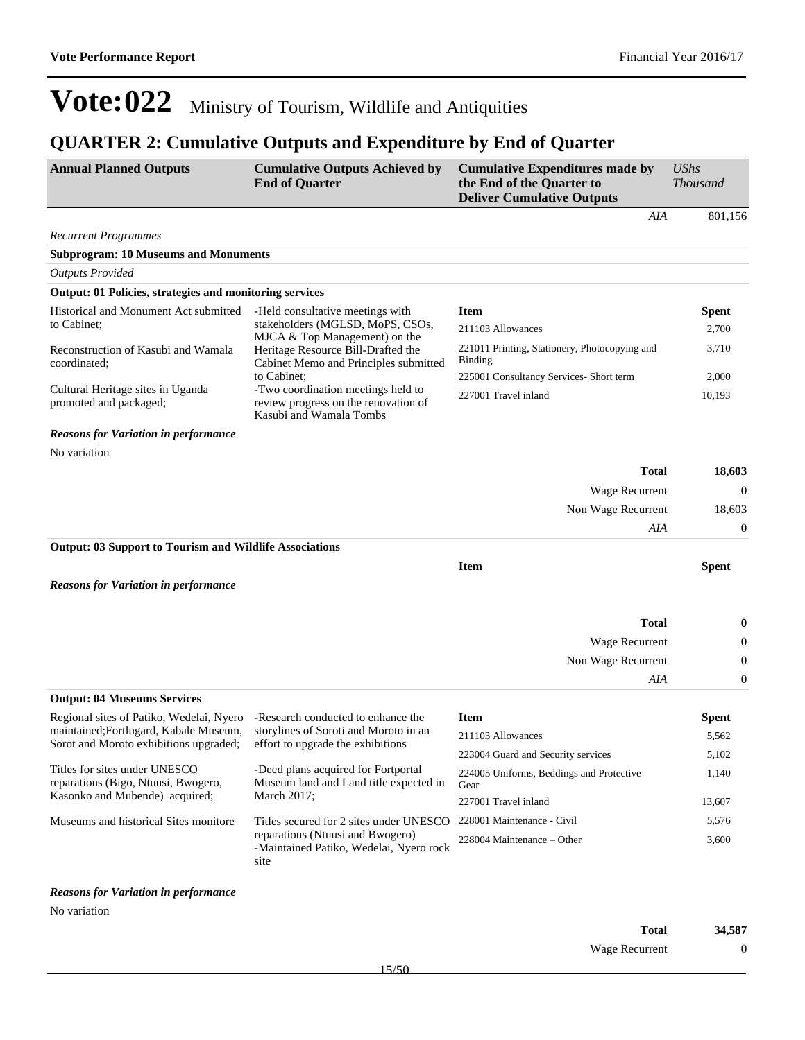# Vote:022 Ministry of Tourism, Wildlife and Antiquities

## QUARTER 2: Cumulative Outputs and Expenditure by End of Quarter

| Annual Planned Outputs | Cumulative Outputs Achieved by End of Quarter | Cumulative Expenditures made by the End of the Quarter to Deliver Cumulative Outputs | *UShs Thousand* |
|---|---|---|---|
| | | *AIA* | 801,156 |

*Recurrent Programmes*

**Subprogram: 10 Museums and Monuments**

*Outputs Provided*

**Output: 01 Policies, strategies and monitoring services**

| Annual Planned Outputs | Cumulative Outputs Achieved by End of Quarter | Item | Spent |
|---|---|---|---|
| Historical and Monument Act submitted to Cabinet;<br><br>Reconstruction of Kasubi and Wamala coordinated;<br><br>Cultural Heritage sites in Uganda promoted and packaged; | -Held consultative meetings with stakeholders (MGLSD, MoPS, CSOs, MJCA & Top Management) on the Heritage Resource Bill-Drafted the Cabinet Memo and Principles submitted to Cabinet;<br>-Two coordination meetings held to review progress on the renovation of Kasubi and Wamala Tombs | 211103 Allowances | 2,700 |
| | | 221011 Printing, Stationery, Photocopying and Binding | 3,710 |
| | | 225001 Consultancy Services- Short term | 2,000 |
| | | 227001 Travel inland | 10,193 |

***Reasons for Variation in performance***

No variation

| | |
|---|---|
| **Total** | **18,603** |
| Wage Recurrent | 0 |
| Non Wage Recurrent | 18,603 |
| *AIA* | 0 |

**Output: 03 Support to Tourism and Wildlife Associations**

| Item | Spent |
|---|---|

***Reasons for Variation in performance***

| | |
|---|---|
| **Total** | **0** |
| Wage Recurrent | 0 |
| Non Wage Recurrent | 0 |
| *AIA* | 0 |

**Output: 04 Museums Services**

| Annual Planned Outputs | Cumulative Outputs Achieved by End of Quarter | Item | Spent |
|---|---|---|---|
| Regional sites of Patiko, Wedelai, Nyero maintained;Fortlugard, Kabale Museum, Sorot and Moroto exhibitions upgraded;<br><br>Titles for sites under UNESCO reparations (Bigo, Ntuusi, Bwogero, Kasonko and Mubende) acquired;<br><br>Museums and historical Sites monitore | -Research conducted to enhance the storylines of Soroti and Moroto in an effort to upgrade the exhibitions<br><br>-Deed plans acquired for Fortportal Museum land and Land title expected in March 2017;<br><br>Titles secured for 2 sites under UNESCO reparations (Ntuusi and Bwogero)<br>-Maintained Patiko, Wedelai, Nyero rock site | 211103 Allowances | 5,562 |
| | | 223004 Guard and Security services | 5,102 |
| | | 224005 Uniforms, Beddings and Protective Gear | 1,140 |
| | | 227001 Travel inland | 13,607 |
| | | 228001 Maintenance - Civil | 5,576 |
| | | 228004 Maintenance – Other | 3,600 |

***Reasons for Variation in performance***

No variation

| | |
|---|---|
| **Total** | **34,587** |
| Wage Recurrent | 0 |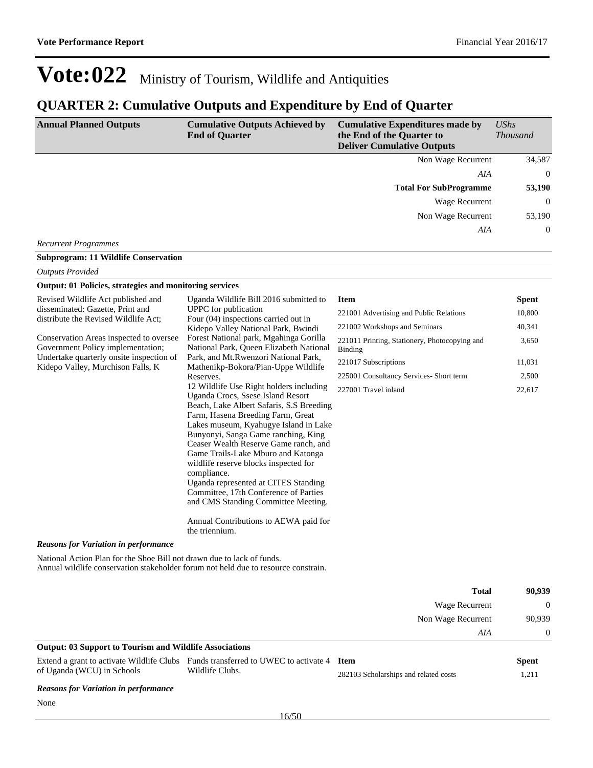# Vote:022 Ministry of Tourism, Wildlife and Antiquities

## QUARTER 2: Cumulative Outputs and Expenditure by End of Quarter

| Annual Planned Outputs | Cumulative Outputs Achieved by End of Quarter | Cumulative Expenditures made by the End of the Quarter to Deliver Cumulative Outputs | *UShs Thousand* |
|---|---|---|---|
| | | Non Wage Recurrent | 34,587 |
| | | *AIA* | 0 |
| | | **Total For SubProgramme** | **53,190** |
| | | Wage Recurrent | 0 |
| | | Non Wage Recurrent | 53,190 |
| | | *AIA* | 0 |

*Recurrent Programmes*

**Subprogram: 11 Wildlife Conservation**

*Outputs Provided*

**Output: 01 Policies, strategies and monitoring services**

| Annual Planned Outputs | Cumulative Outputs Achieved by End of Quarter | Item | Spent |
|---|---|---|---|
| Revised Wildlife Act published and disseminated: Gazette, Print and distribute the Revised Wildlife Act;<br><br>Conservation Areas inspected to oversee Government Policy implementation;<br>Undertake quarterly onsite inspection of Kidepo Valley, Murchison Falls, K | Uganda Wildlife Bill 2016 submitted to UPPC for publication<br>Four (04) inspections carried out in Kidepo Valley National Park, Bwindi Forest National park, Mgahinga Gorilla National Park, Queen Elizabeth National Park, and Mt.Rwenzori National Park, Mathenikp-Bokora/Pian-Uppe Wildlife Reserves.<br>12 Wildlife Use Right holders including Uganda Crocs, Ssese Island Resort Beach, Lake Albert Safaris, S.S Breeding Farm, Hasena Breeding Farm, Great Lakes museum, Kyahugye Island in Lake Bunyonyi, Sanga Game ranching, King Ceaser Wealth Reserve Game ranch, and Game Trails-Lake Mburo and Katonga wildlife reserve blocks inspected for compliance.<br>Uganda represented at CITES Standing Committee, 17th Conference of Parties and CMS Standing Committee Meeting.<br><br>Annual Contributions to AEWA paid for the triennium. | 221001 Advertising and Public Relations | 10,800 |
| | | 221002 Workshops and Seminars | 40,341 |
| | | 221011 Printing, Stationery, Photocopying and Binding | 3,650 |
| | | 221017 Subscriptions | 11,031 |
| | | 225001 Consultancy Services- Short term | 2,500 |
| | | 227001 Travel inland | 22,617 |

***Reasons for Variation in performance***

National Action Plan for the Shoe Bill not drawn due to lack of funds.
Annual wildlife conservation stakeholder forum not held due to resource constrain.

| | |
|---|---|
| **Total** | **90,939** |
| Wage Recurrent | 0 |
| Non Wage Recurrent | 90,939 |
| *AIA* | 0 |

**Output: 03 Support to Tourism and Wildlife Associations**

| Annual Planned Outputs | Cumulative Outputs Achieved by End of Quarter | Item | Spent |
|---|---|---|---|
| Extend a grant to activate Wildlife Clubs of Uganda (WCU) in Schools | Funds transferred to UWEC to activate 4 Wildlife Clubs. | 282103 Scholarships and related costs | 1,211 |

***Reasons for Variation in performance***

None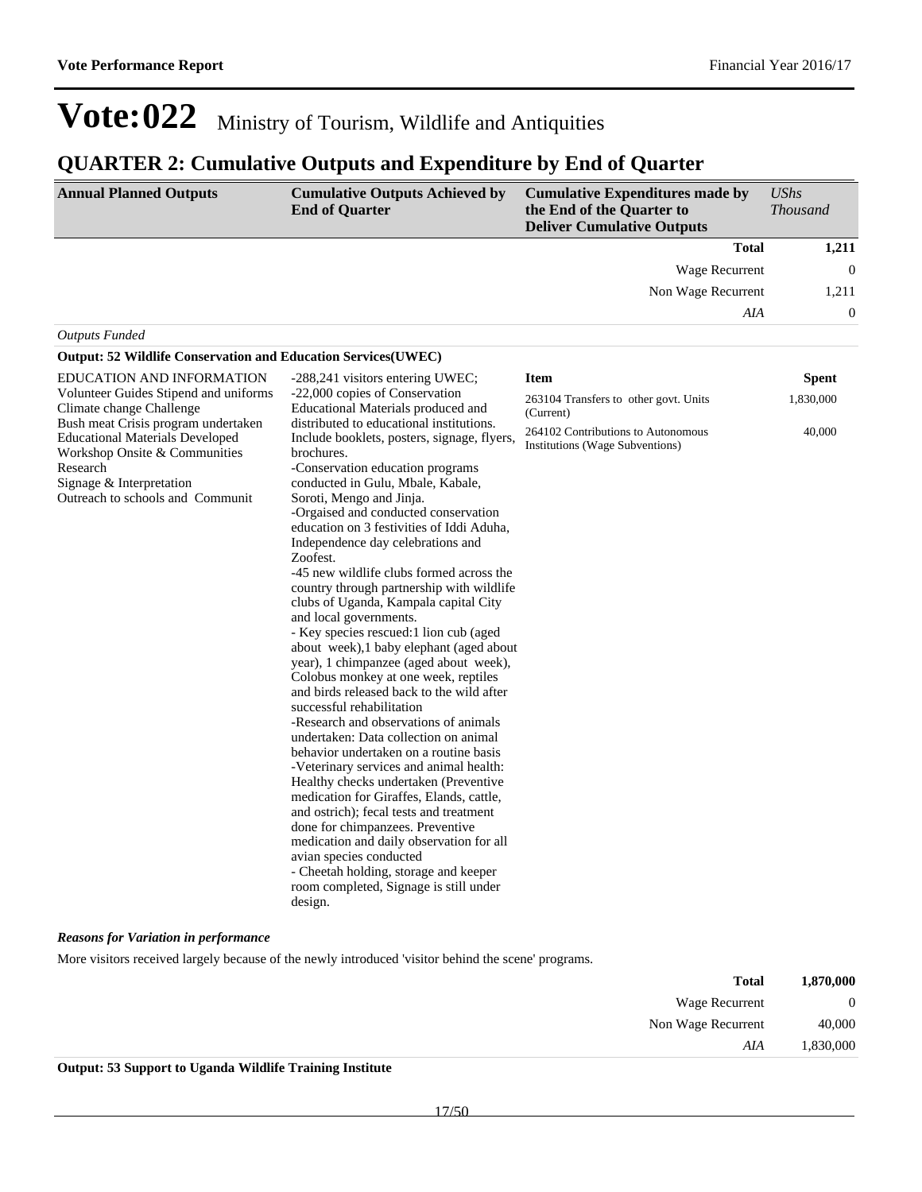# Vote:022 Ministry of Tourism, Wildlife and Antiquities

## QUARTER 2: Cumulative Outputs and Expenditure by End of Quarter

| Annual Planned Outputs | Cumulative Outputs Achieved by End of Quarter | Cumulative Expenditures made by the End of the Quarter to Deliver Cumulative Outputs | *UShs Thousand* |
|---|---|---|---|
| | | **Total** | **1,211** |
| | | Wage Recurrent | 0 |
| | | Non Wage Recurrent | 1,211 |
| | | *AIA* | 0 |

*Outputs Funded*

**Output: 52 Wildlife Conservation and Education Services(UWEC)**

| Annual Planned Outputs | Cumulative Outputs Achieved by End of Quarter | Item | Spent |
|---|---|---|---|
| EDUCATION AND INFORMATION<br>Volunteer Guides Stipend and uniforms<br>Climate change Challenge<br>Bush meat Crisis program undertaken<br>Educational Materials Developed<br>Workshop Onsite & Communities<br>Research<br>Signage & Interpretation<br>Outreach to schools and Communit | -288,241 visitors entering UWEC;<br>-22,000 copies of Conservation Educational Materials produced and distributed to educational institutions. Include booklets, posters, signage, flyers, brochures.<br>-Conservation education programs conducted in Gulu, Mbale, Kabale, Soroti, Mengo and Jinja.<br>-Orgaised and conducted conservation education on 3 festivities of Iddi Aduha, Independence day celebrations and Zoofest.<br>-45 new wildlife clubs formed across the country through partnership with wildlife clubs of Uganda, Kampala capital City and local governments.<br>- Key species rescued:1 lion cub (aged about week),1 baby elephant (aged about year), 1 chimpanzee (aged about week), Colobus monkey at one week, reptiles and birds released back to the wild after successful rehabilitation<br>-Research and observations of animals undertaken: Data collection on animal behavior undertaken on a routine basis<br>-Veterinary services and animal health: Healthy checks undertaken (Preventive medication for Giraffes, Elands, cattle, and ostrich); fecal tests and treatment done for chimpanzees. Preventive medication and daily observation for all avian species conducted<br>- Cheetah holding, storage and keeper room completed, Signage is still under design. | 263104 Transfers to other govt. Units (Current)<br><br>264102 Contributions to Autonomous Institutions (Wage Subventions) | 1,830,000<br><br>40,000 |

***Reasons for Variation in performance***

More visitors received largely because of the newly introduced 'visitor behind the scene' programs.

| | |
|---|---|
| **Total** | **1,870,000** |
| Wage Recurrent | 0 |
| Non Wage Recurrent | 40,000 |
| *AIA* | 1,830,000 |

**Output: 53 Support to Uganda Wildlife Training Institute**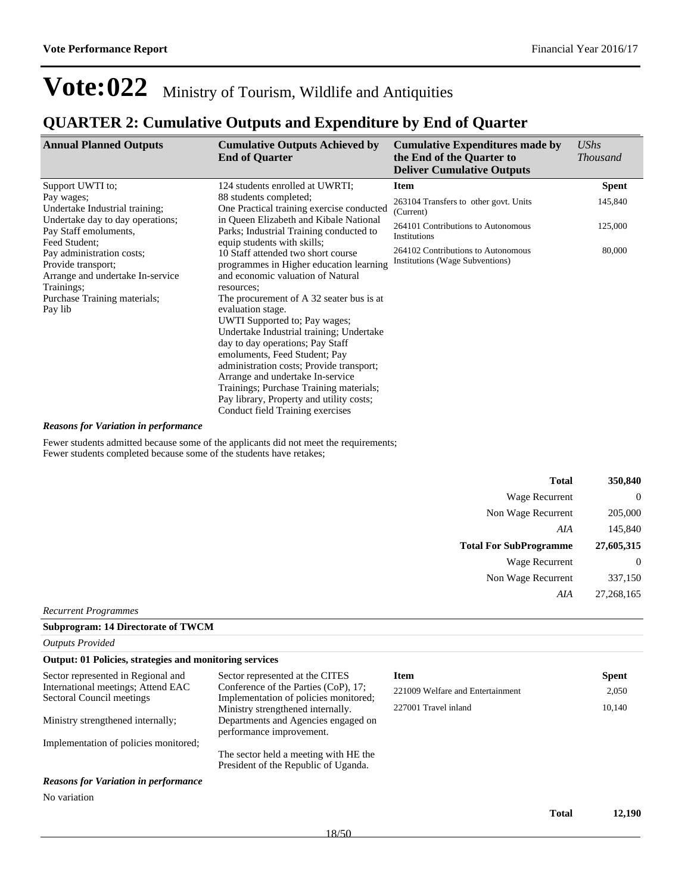# Vote:022 Ministry of Tourism, Wildlife and Antiquities

## QUARTER 2: Cumulative Outputs and Expenditure by End of Quarter

| Annual Planned Outputs | Cumulative Outputs Achieved by End of Quarter | Cumulative Expenditures made by the End of the Quarter to Deliver Cumulative Outputs | *UShs Thousand* |
|---|---|---|---|
| Support UWTI to; Pay wages; Undertake Industrial training; Undertake day to day operations; Pay Staff emoluments, Feed Student; Pay administration costs; Provide transport; Arrange and undertake In-service Trainings; Purchase Training materials; Pay lib | 124 students enrolled at UWRTI; 88 students completed; One Practical training exercise conducted in Queen Elizabeth and Kibale National Parks; Industrial Training conducted to equip students with skills; 10 Staff attended two short course programmes in Higher education learning and economic valuation of Natural resources; The procurement of A 32 seater bus is at evaluation stage. UWTI Supported to; Pay wages; Undertake Industrial training; Undertake day to day operations; Pay Staff emoluments, Feed Student; Pay administration costs; Provide transport; Arrange and undertake In-service Trainings; Purchase Training materials; Pay library, Property and utility costs; Conduct field Training exercises | **Item** | **Spent** |
| | | 263104 Transfers to other govt. Units (Current) | 145,840 |
| | | 264101 Contributions to Autonomous Institutions | 125,000 |
| | | 264102 Contributions to Autonomous Institutions (Wage Subventions) | 80,000 |

***Reasons for Variation in performance***

Fewer students admitted because some of the applicants did not meet the requirements;
Fewer students completed because some of the students have retakes;

| | |
|---|---|
| **Total** | **350,840** |
| Wage Recurrent | 0 |
| Non Wage Recurrent | 205,000 |
| *AIA* | 145,840 |
| **Total For SubProgramme** | **27,605,315** |
| Wage Recurrent | 0 |
| Non Wage Recurrent | 337,150 |
| *AIA* | 27,268,165 |

*Recurrent Programmes*

**Subprogram: 14 Directorate of TWCM**

*Outputs Provided*

**Output: 01 Policies, strategies and monitoring services**

| | | | |
|---|---|---|---|
| Sector represented in Regional and International meetings; Attend EAC Sectoral Council meetings<br><br>Ministry strengthened internally;<br><br>Implementation of policies monitored; | Sector represented at the CITES Conference of the Parties (CoP), 17; Implementation of policies monitored; Ministry strengthened internally. Departments and Agencies engaged on performance improvement.<br><br>The sector held a meeting with HE the President of the Republic of Uganda. | **Item** | **Spent** |
| | | 221009 Welfare and Entertainment | 2,050 |
| | | 227001 Travel inland | 10,140 |

***Reasons for Variation in performance***

No variation

| | |
|---|---|
| **Total** | **12,190** |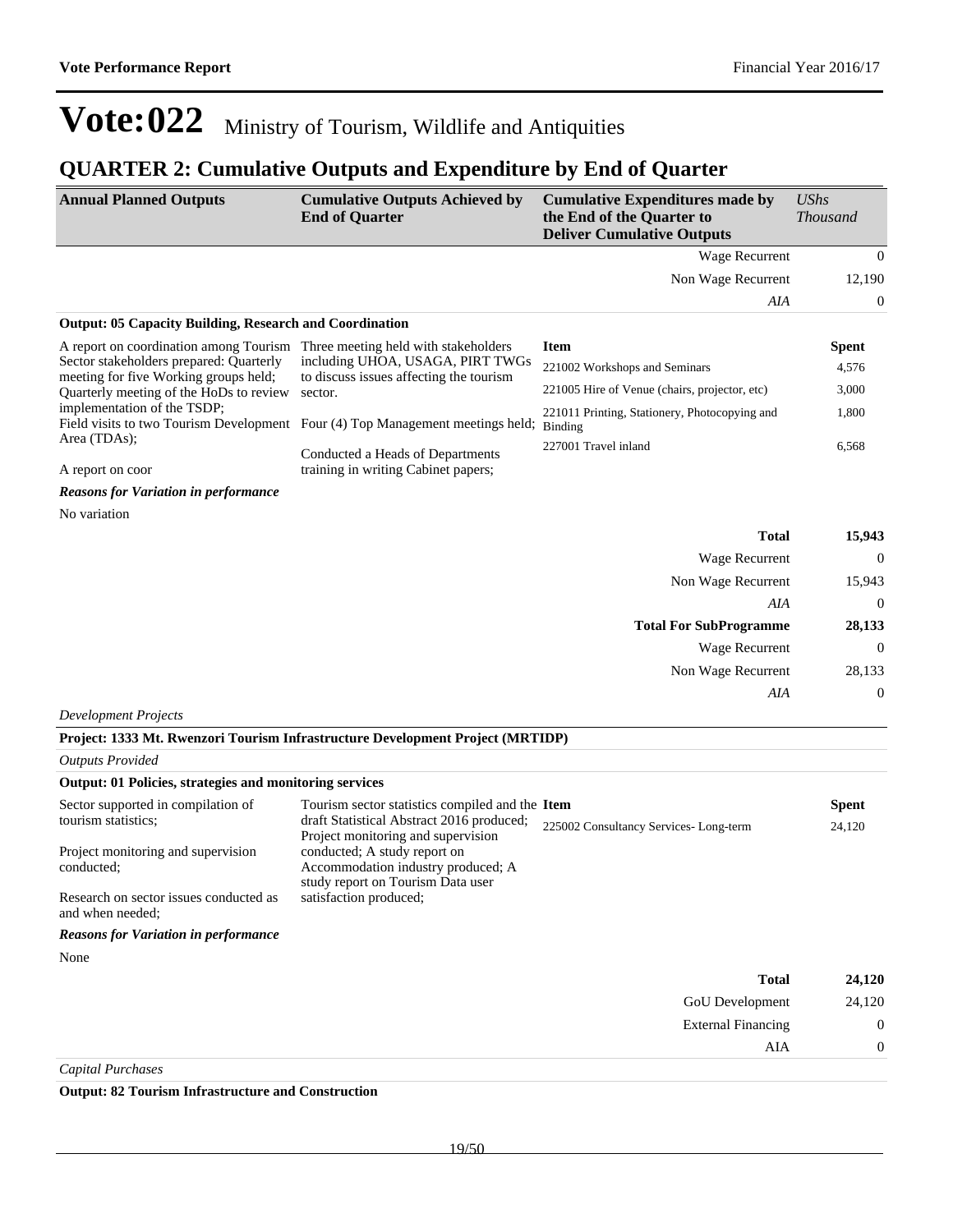# Vote:022 Ministry of Tourism, Wildlife and Antiquities

## QUARTER 2: Cumulative Outputs and Expenditure by End of Quarter

| Annual Planned Outputs | Cumulative Outputs Achieved by End of Quarter | Cumulative Expenditures made by the End of the Quarter to Deliver Cumulative Outputs | UShs Thousand |
|---|---|---|---|
| | | Wage Recurrent | 0 |
| | | Non Wage Recurrent | 12,190 |
| | | *AIA* | 0 |

**Output: 05 Capacity Building, Research and Coordination**

| Annual Planned Outputs | Cumulative Outputs Achieved by End of Quarter | Item | Spent |
|---|---|---|---|
| A report on coordination among Tourism Sector stakeholders prepared: Quarterly meeting for five Working groups held; Quarterly meeting of the HoDs to review implementation of the TSDP; Field visits to two Tourism Development Area (TDAs); A report on coor | Three meeting held with stakeholders including UHOA, USAGA, PIRT TWGs to discuss issues affecting the tourism sector. Four (4) Top Management meetings held; Conducted a Heads of Departments training in writing Cabinet papers; | 221002 Workshops and Seminars | 4,576 |
| | | 221005 Hire of Venue (chairs, projector, etc) | 3,000 |
| | | 221011 Printing, Stationery, Photocopying and Binding | 1,800 |
| | | 227001 Travel inland | 6,568 |

***Reasons for Variation in performance***

No variation

| | |
|---|---|
| **Total** | **15,943** |
| Wage Recurrent | 0 |
| Non Wage Recurrent | 15,943 |
| *AIA* | 0 |
| **Total For SubProgramme** | **28,133** |
| Wage Recurrent | 0 |
| Non Wage Recurrent | 28,133 |
| *AIA* | 0 |

*Development Projects*

**Project: 1333 Mt. Rwenzori Tourism Infrastructure Development Project (MRTIDP)**

*Outputs Provided*

**Output: 01 Policies, strategies and monitoring services**

| Annual Planned Outputs | Cumulative Outputs Achieved by End of Quarter | Item | Spent |
|---|---|---|---|
| Sector supported in compilation of tourism statistics; Project monitoring and supervision conducted; Research on sector issues conducted as and when needed; | Tourism sector statistics compiled and the draft Statistical Abstract 2016 produced; Project monitoring and supervision conducted; A study report on Accommodation industry produced; A study report on Tourism Data user satisfaction produced; | 225002 Consultancy Services- Long-term | 24,120 |

***Reasons for Variation in performance***

None

| | |
|---|---|
| **Total** | **24,120** |
| GoU Development | 24,120 |
| External Financing | 0 |
| AIA | 0 |

*Capital Purchases*

**Output: 82 Tourism Infrastructure and Construction**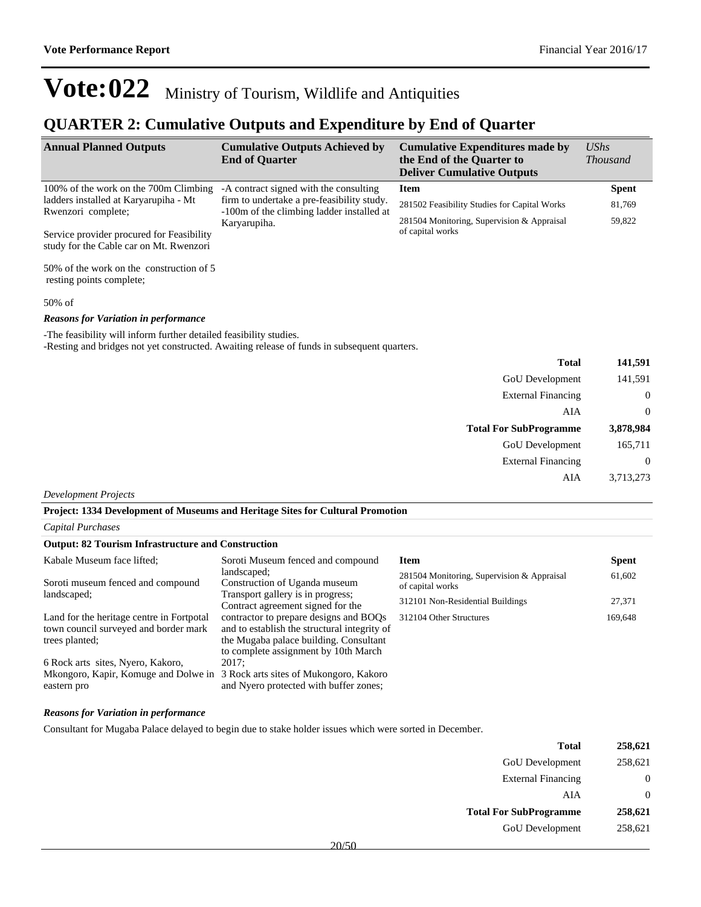# Vote:022 Ministry of Tourism, Wildlife and Antiquities

## QUARTER 2: Cumulative Outputs and Expenditure by End of Quarter

| Annual Planned Outputs | Cumulative Outputs Achieved by End of Quarter | Cumulative Expenditures made by the End of the Quarter to Deliver Cumulative Outputs | *UShs Thousand* |
|---|---|---|---|
| 100% of the work on the 700m Climbing ladders installed at Karyarupiha - Mt Rwenzori complete;<br><br>Service provider procured for Feasibility study for the Cable car on Mt. Rwenzori<br><br>50% of the work on the construction of 5 resting points complete;<br><br>50% of | -A contract signed with the consulting firm to undertake a pre-feasibility study.<br>-100m of the climbing ladder installed at Karyarupiha. | **Item** | **Spent** |
| | | 281502 Feasibility Studies for Capital Works | 81,769 |
| | | 281504 Monitoring, Supervision & Appraisal of capital works | 59,822 |

***Reasons for Variation in performance***

-The feasibility will inform further detailed feasibility studies.
-Resting and bridges not yet constructed. Awaiting release of funds in subsequent quarters.

| | |
|---|---|
| **Total** | **141,591** |
| GoU Development | 141,591 |
| External Financing | 0 |
| AIA | 0 |
| **Total For SubProgramme** | **3,878,984** |
| GoU Development | 165,711 |
| External Financing | 0 |
| AIA | 3,713,273 |

*Development Projects*

**Project: 1334 Development of Museums and Heritage Sites for Cultural Promotion**

*Capital Purchases*

**Output: 82 Tourism Infrastructure and Construction**

| Annual Planned Outputs | Cumulative Outputs Achieved by End of Quarter | Item | Spent |
|---|---|---|---|
| Kabale Museum face lifted;<br><br>Soroti museum fenced and compound landscaped;<br><br>Land for the heritage centre in Fortpotal town council surveyed and border mark trees planted;<br><br>6 Rock arts sites, Nyero, Kakoro, Mkongoro, Kapir, Komuge and Dolwe in eastern pro | Soroti Museum fenced and compound landscaped;<br>Construction of Uganda museum Transport gallery is in progress;<br>Contract agreement signed for the contractor to prepare designs and BOQs and to establish the structural integrity of the Mugaba palace building. Consultant to complete assignment by 10th March 2017;<br>3 Rock arts sites of Mukongoro, Kakoro and Nyero protected with buffer zones; | 281504 Monitoring, Supervision & Appraisal of capital works | 61,602 |
| | | 312101 Non-Residential Buildings | 27,371 |
| | | 312104 Other Structures | 169,648 |

***Reasons for Variation in performance***

Consultant for Mugaba Palace delayed to begin due to stake holder issues which were sorted in December.

| | |
|---|---|
| **Total** | **258,621** |
| GoU Development | 258,621 |
| External Financing | 0 |
| AIA | 0 |
| **Total For SubProgramme** | **258,621** |
| GoU Development | 258,621 |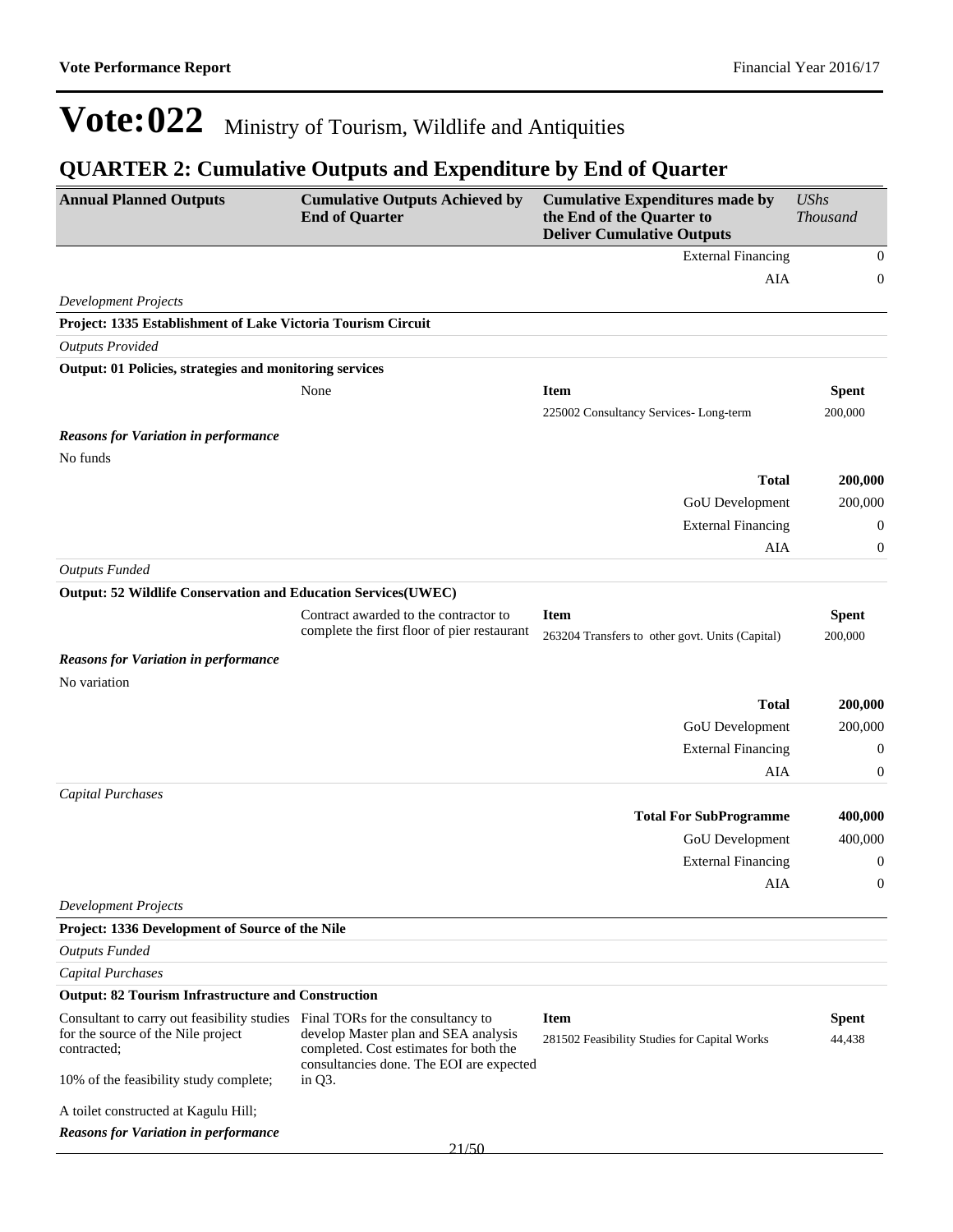# Vote:022 Ministry of Tourism, Wildlife and Antiquities

## QUARTER 2: Cumulative Outputs and Expenditure by End of Quarter

| Annual Planned Outputs | Cumulative Outputs Achieved by End of Quarter | Cumulative Expenditures made by the End of the Quarter to Deliver Cumulative Outputs | *UShs Thousand* |
|---|---|---|---|
| | | External Financing | 0 |
| | | AIA | 0 |
| *Development Projects* | | | |
| **Project: 1335 Establishment of Lake Victoria Tourism Circuit** | | | |
| *Outputs Provided* | | | |
| **Output: 01 Policies, strategies and monitoring services** | | | |
| | None | **Item** | **Spent** |
| | | 225002 Consultancy Services- Long-term | 200,000 |
| ***Reasons for Variation in performance*** | | | |
| No funds | | | |
| | | **Total** | **200,000** |
| | | GoU Development | 200,000 |
| | | External Financing | 0 |
| | | AIA | 0 |
| *Outputs Funded* | | | |
| **Output: 52 Wildlife Conservation and Education Services(UWEC)** | | | |
| | Contract awarded to the contractor to complete the first floor of pier restaurant | **Item** | **Spent** |
| | | 263204 Transfers to other govt. Units (Capital) | 200,000 |
| ***Reasons for Variation in performance*** | | | |
| No variation | | | |
| | | **Total** | **200,000** |
| | | GoU Development | 200,000 |
| | | External Financing | 0 |
| | | AIA | 0 |
| *Capital Purchases* | | | |
| | | **Total For SubProgramme** | **400,000** |
| | | GoU Development | 400,000 |
| | | External Financing | 0 |
| | | AIA | 0 |
| *Development Projects* | | | |
| **Project: 1336 Development of Source of the Nile** | | | |
| *Outputs Funded* | | | |
| *Capital Purchases* | | | |
| **Output: 82 Tourism Infrastructure and Construction** | | | |
| Consultant to carry out feasibility studies for the source of the Nile project contracted;<br><br>10% of the feasibility study complete;<br><br>A toilet constructed at Kagulu Hill; | Final TORs for the consultancy to develop Master plan and SEA analysis completed. Cost estimates for both the consultancies done. The EOI are expected in Q3. | **Item** | **Spent** |
| | | 281502 Feasibility Studies for Capital Works | 44,438 |
| ***Reasons for Variation in performance*** | | | |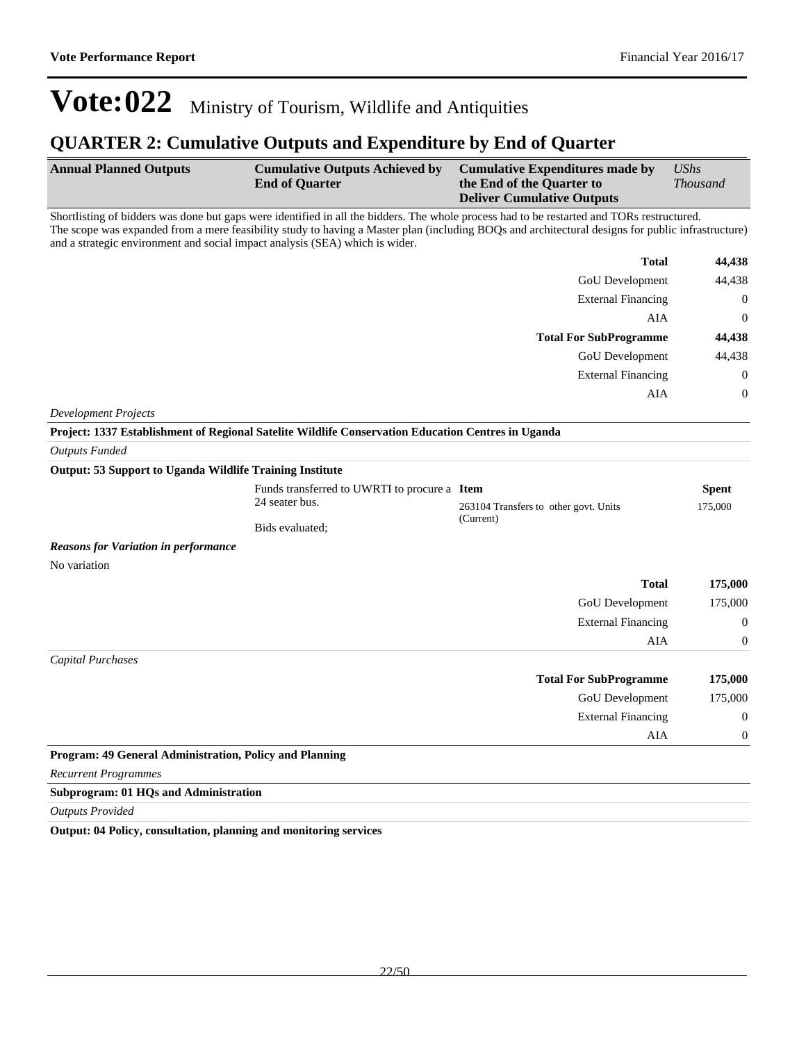# Vote:022 Ministry of Tourism, Wildlife and Antiquities

## QUARTER 2: Cumulative Outputs and Expenditure by End of Quarter

| Annual Planned Outputs | Cumulative Outputs Achieved by End of Quarter | Cumulative Expenditures made by the End of the Quarter to Deliver Cumulative Outputs | *UShs Thousand* |
|---|---|---|---|

Shortlisting of bidders was done but gaps were identified in all the bidders. The whole process had to be restarted and TORs restructured. The scope was expanded from a mere feasibility study to having a Master plan (including BOQs and architectural designs for public infrastructure) and a strategic environment and social impact analysis (SEA) which is wider.

| | |
|---|---|
| **Total** | **44,438** |
| GoU Development | 44,438 |
| External Financing | 0 |
| AIA | 0 |
| **Total For SubProgramme** | **44,438** |
| GoU Development | 44,438 |
| External Financing | 0 |
| AIA | 0 |

*Development Projects*

**Project: 1337 Establishment of Regional Satelite Wildlife Conservation Education Centres in Uganda**

*Outputs Funded*

**Output: 53 Support to Uganda Wildlife Training Institute**

| Annual Planned Outputs | Cumulative Outputs Achieved by End of Quarter | Item | Spent |
|---|---|---|---|
| | Funds transferred to UWRTI to procure a 24 seater bus.<br><br>Bids evaluated; | 263104 Transfers to other govt. Units (Current) | 175,000 |

***Reasons for Variation in performance***

No variation

| | |
|---|---|
| **Total** | **175,000** |
| GoU Development | 175,000 |
| External Financing | 0 |
| AIA | 0 |

*Capital Purchases*

| | |
|---|---|
| **Total For SubProgramme** | **175,000** |
| GoU Development | 175,000 |
| External Financing | 0 |
| AIA | 0 |

**Program: 49 General Administration, Policy and Planning**

*Recurrent Programmes*

**Subprogram: 01 HQs and Administration**

*Outputs Provided*

**Output: 04 Policy, consultation, planning and monitoring services**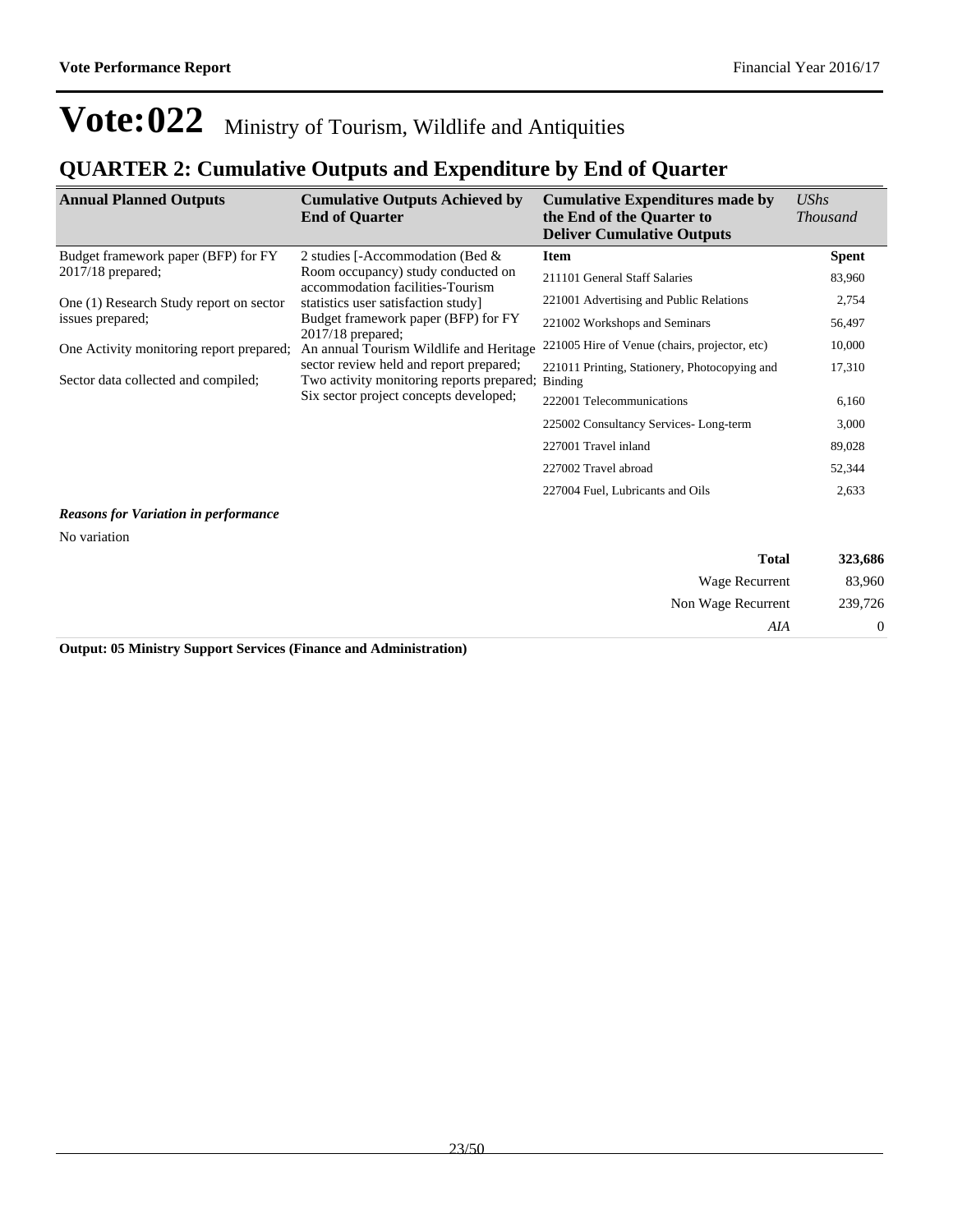# Vote:022 Ministry of Tourism, Wildlife and Antiquities

## QUARTER 2: Cumulative Outputs and Expenditure by End of Quarter

| Annual Planned Outputs | Cumulative Outputs Achieved by End of Quarter | Cumulative Expenditures made by the End of the Quarter to Deliver Cumulative Outputs | *UShs Thousand* |
|---|---|---|---|
| Budget framework paper (BFP) for FY 2017/18 prepared;<br>One (1) Research Study report on sector issues prepared;<br>One Activity monitoring report prepared;<br>Sector data collected and compiled; | 2 studies [-Accommodation (Bed & Room occupancy) study conducted on accommodation facilities-Tourism statistics user satisfaction study]<br>Budget framework paper (BFP) for FY 2017/18 prepared;<br>An annual Tourism Wildlife and Heritage sector review held and report prepared;<br>Two activity monitoring reports prepared;<br>Six sector project concepts developed; | **Item** | **Spent** |
| | | 211101 General Staff Salaries | 83,960 |
| | | 221001 Advertising and Public Relations | 2,754 |
| | | 221002 Workshops and Seminars | 56,497 |
| | | 221005 Hire of Venue (chairs, projector, etc) | 10,000 |
| | | 221011 Printing, Stationery, Photocopying and Binding | 17,310 |
| | | 222001 Telecommunications | 6,160 |
| | | 225002 Consultancy Services- Long-term | 3,000 |
| | | 227001 Travel inland | 89,028 |
| | | 227002 Travel abroad | 52,344 |
| | | 227004 Fuel, Lubricants and Oils | 2,633 |

***Reasons for Variation in performance***

No variation

| | |
|---|---|
| **Total** | **323,686** |
| Wage Recurrent | 83,960 |
| Non Wage Recurrent | 239,726 |
| *AIA* | 0 |

**Output: 05 Ministry Support Services (Finance and Administration)**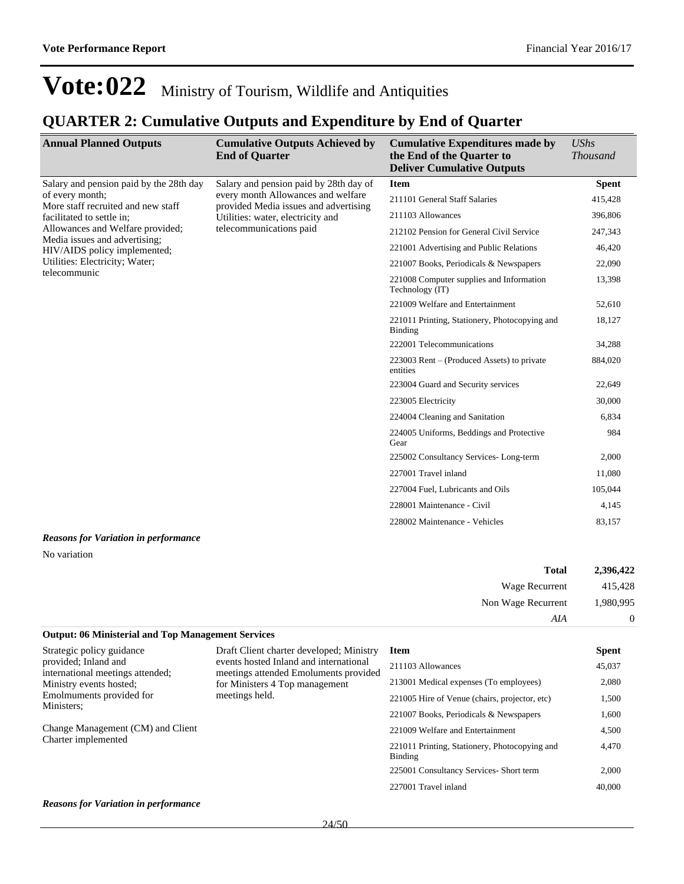# Vote:022 Ministry of Tourism, Wildlife and Antiquities

## QUARTER 2: Cumulative Outputs and Expenditure by End of Quarter

| Annual Planned Outputs | Cumulative Outputs Achieved by End of Quarter | Cumulative Expenditures made by the End of the Quarter to Deliver Cumulative Outputs | *UShs Thousand* |
|---|---|---|---|
| Salary and pension paid by the 28th day of every month;<br>More staff recruited and new staff facilitated to settle in;<br>Allowances and Welfare provided;<br>Media issues and advertising;<br>HIV/AIDS policy implemented;<br>Utilities: Electricity; Water; telecommunic | Salary and pension paid by 28th day of every month Allowances and welfare provided Media issues and advertising Utilities: water, electricity and telecommunications paid | **Item** | **Spent** |
| | | 211101 General Staff Salaries | 415,428 |
| | | 211103 Allowances | 396,806 |
| | | 212102 Pension for General Civil Service | 247,343 |
| | | 221001 Advertising and Public Relations | 46,420 |
| | | 221007 Books, Periodicals & Newspapers | 22,090 |
| | | 221008 Computer supplies and Information Technology (IT) | 13,398 |
| | | 221009 Welfare and Entertainment | 52,610 |
| | | 221011 Printing, Stationery, Photocopying and Binding | 18,127 |
| | | 222001 Telecommunications | 34,288 |
| | | 223003 Rent – (Produced Assets) to private entities | 884,020 |
| | | 223004 Guard and Security services | 22,649 |
| | | 223005 Electricity | 30,000 |
| | | 224004 Cleaning and Sanitation | 6,834 |
| | | 224005 Uniforms, Beddings and Protective Gear | 984 |
| | | 225002 Consultancy Services- Long-term | 2,000 |
| | | 227001 Travel inland | 11,080 |
| | | 227004 Fuel, Lubricants and Oils | 105,044 |
| | | 228001 Maintenance - Civil | 4,145 |
| | | 228002 Maintenance - Vehicles | 83,157 |

***Reasons for Variation in performance***

No variation

| | |
|---|---|
| **Total** | **2,396,422** |
| Wage Recurrent | 415,428 |
| Non Wage Recurrent | 1,980,995 |
| *AIA* | 0 |

**Output: 06 Ministerial and Top Management Services**

| Annual Planned Outputs | Cumulative Outputs Achieved by End of Quarter | Item | Spent |
|---|---|---|---|
| Strategic policy guidance provided; Inland and international meetings attended; Ministry events hosted; Emolmuments provided for Ministers;<br><br>Change Management (CM) and Client Charter implemented | Draft Client charter developed; Ministry events hosted Inland and international meetings attended Emoluments provided for Ministers 4 Top management meetings held. | 211103 Allowances | 45,037 |
| | | 213001 Medical expenses (To employees) | 2,080 |
| | | 221005 Hire of Venue (chairs, projector, etc) | 1,500 |
| | | 221007 Books, Periodicals & Newspapers | 1,600 |
| | | 221009 Welfare and Entertainment | 4,500 |
| | | 221011 Printing, Stationery, Photocopying and Binding | 4,470 |
| | | 225001 Consultancy Services- Short term | 2,000 |
| | | 227001 Travel inland | 40,000 |

***Reasons for Variation in performance***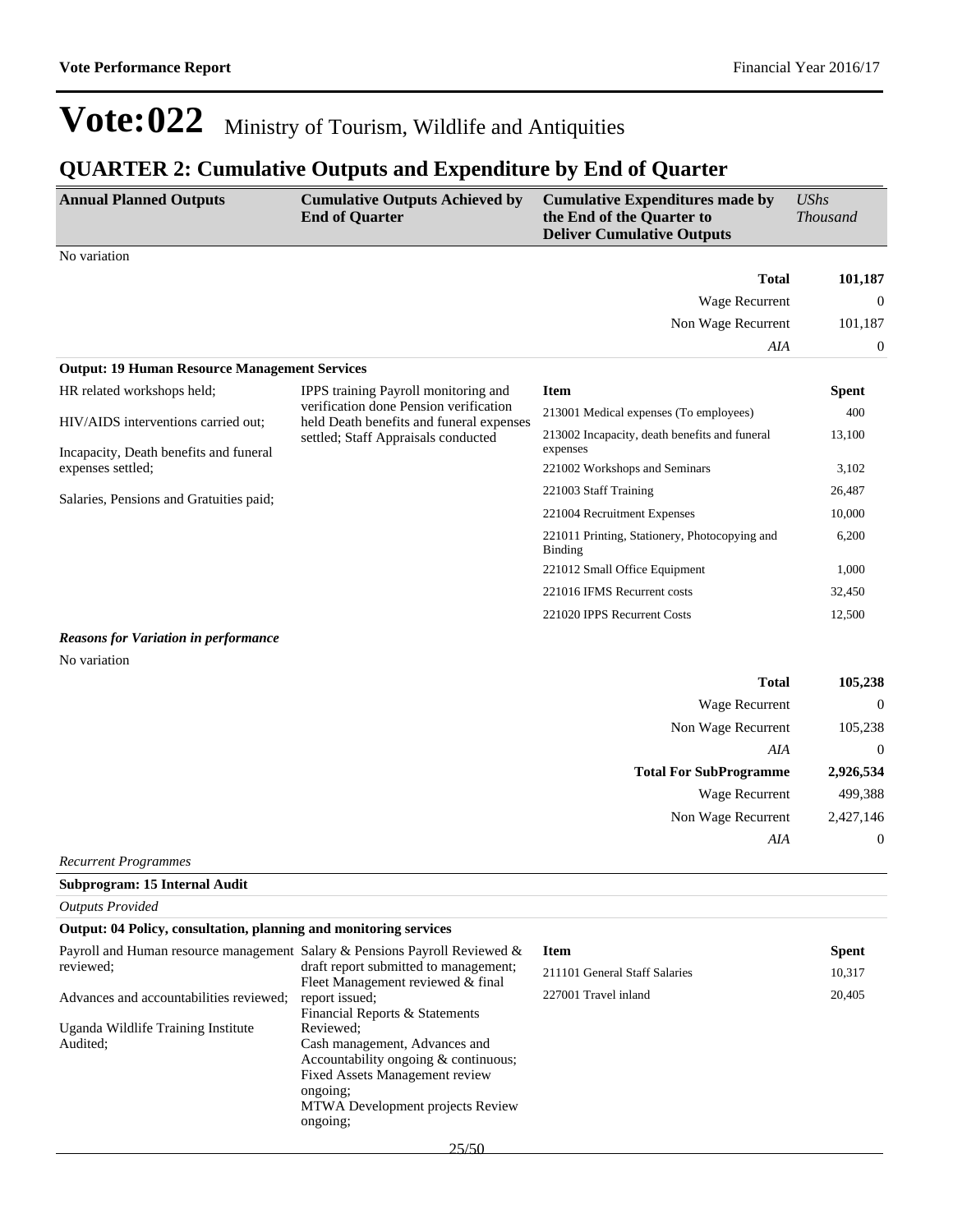# Vote:022 Ministry of Tourism, Wildlife and Antiquities

## QUARTER 2: Cumulative Outputs and Expenditure by End of Quarter

| Annual Planned Outputs | Cumulative Outputs Achieved by End of Quarter | Cumulative Expenditures made by the End of the Quarter to Deliver Cumulative Outputs | UShs Thousand |
|---|---|---|---|
| No variation | | | |
| | | **Total** | **101,187** |
| | | Wage Recurrent | 0 |
| | | Non Wage Recurrent | 101,187 |
| | | *AIA* | 0 |
| **Output: 19 Human Resource Management Services** | | | |
| HR related workshops held;<br><br>HIV/AIDS interventions carried out;<br><br>Incapacity, Death benefits and funeral expenses settled;<br><br>Salaries, Pensions and Gratuities paid; | IPPS training Payroll monitoring and verification done Pension verification held Death benefits and funeral expenses settled; Staff Appraisals conducted | **Item** | **Spent** |
| | | 213001 Medical expenses (To employees) | 400 |
| | | 213002 Incapacity, death benefits and funeral expenses | 13,100 |
| | | 221002 Workshops and Seminars | 3,102 |
| | | 221003 Staff Training | 26,487 |
| | | 221004 Recruitment Expenses | 10,000 |
| | | 221011 Printing, Stationery, Photocopying and Binding | 6,200 |
| | | 221012 Small Office Equipment | 1,000 |
| | | 221016 IFMS Recurrent costs | 32,450 |
| | | 221020 IPPS Recurrent Costs | 12,500 |
| ***Reasons for Variation in performance*** | | | |
| No variation | | | |
| | | **Total** | **105,238** |
| | | Wage Recurrent | 0 |
| | | Non Wage Recurrent | 105,238 |
| | | *AIA* | 0 |
| | | **Total For SubProgramme** | **2,926,534** |
| | | Wage Recurrent | 499,388 |
| | | Non Wage Recurrent | 2,427,146 |
| | | *AIA* | 0 |

*Recurrent Programmes*

**Subprogram: 15 Internal Audit**

*Outputs Provided*

**Output: 04 Policy, consultation, planning and monitoring services**

| Annual Planned Outputs | Cumulative Outputs Achieved by End of Quarter | Item | Spent |
|---|---|---|---|
| Payroll and Human resource management reviewed;<br><br>Advances and accountabilities reviewed;<br><br>Uganda Wildlife Training Institute Audited; | Salary & Pensions Payroll Reviewed & draft report submitted to management;<br>Fleet Management reviewed & final report issued;<br>Financial Reports & Statements Reviewed;<br>Cash management, Advances and Accountability ongoing & continuous;<br>Fixed Assets Management review ongoing;<br>MTWA Development projects Review ongoing; | 211101 General Staff Salaries | 10,317 |
| | | 227001 Travel inland | 20,405 |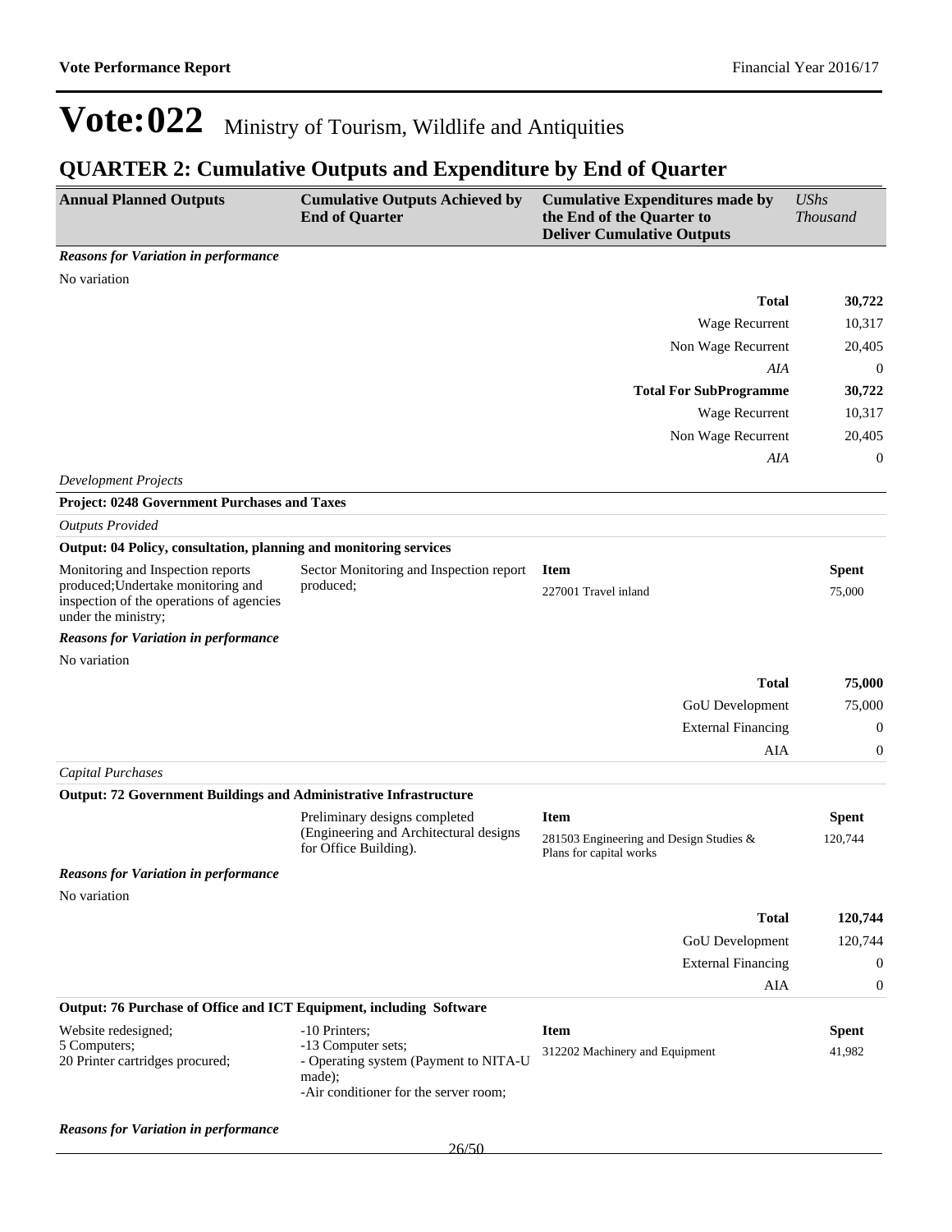# Vote:022 Ministry of Tourism, Wildlife and Antiquities

## QUARTER 2: Cumulative Outputs and Expenditure by End of Quarter

| Annual Planned Outputs | Cumulative Outputs Achieved by End of Quarter | Cumulative Expenditures made by the End of the Quarter to Deliver Cumulative Outputs | *UShs Thousand* |
|---|---|---|---|

***Reasons for Variation in performance***

No variation

| | |
|---|---|
| **Total** | **30,722** |
| Wage Recurrent | 10,317 |
| Non Wage Recurrent | 20,405 |
| *AIA* | 0 |
| **Total For SubProgramme** | **30,722** |
| Wage Recurrent | 10,317 |
| Non Wage Recurrent | 20,405 |
| *AIA* | 0 |

*Development Projects*

**Project: 0248 Government Purchases and Taxes**

*Outputs Provided*

**Output: 04 Policy, consultation, planning and monitoring services**

| Annual Planned Outputs | Cumulative Outputs Achieved by End of Quarter | Item | Spent |
|---|---|---|---|
| Monitoring and Inspection reports produced;Undertake monitoring and inspection of the operations of agencies under the ministry; | Sector Monitoring and Inspection report produced; | 227001 Travel inland | 75,000 |

***Reasons for Variation in performance***

No variation

| | |
|---|---|
| **Total** | **75,000** |
| GoU Development | 75,000 |
| External Financing | 0 |
| AIA | 0 |

*Capital Purchases*

**Output: 72 Government Buildings and Administrative Infrastructure**

| Annual Planned Outputs | Cumulative Outputs Achieved by End of Quarter | Item | Spent |
|---|---|---|---|
| | Preliminary designs completed (Engineering and Architectural designs for Office Building). | 281503 Engineering and Design Studies & Plans for capital works | 120,744 |

***Reasons for Variation in performance***

No variation

| | |
|---|---|
| **Total** | **120,744** |
| GoU Development | 120,744 |
| External Financing | 0 |
| AIA | 0 |

**Output: 76 Purchase of Office and ICT Equipment, including Software**

| Annual Planned Outputs | Cumulative Outputs Achieved by End of Quarter | Item | Spent |
|---|---|---|---|
| Website redesigned;<br>5 Computers;<br>20 Printer cartridges procured; | -10 Printers;<br>-13 Computer sets;<br>- Operating system (Payment to NITA-U made);<br>-Air conditioner for the server room; | 312202 Machinery and Equipment | 41,982 |

***Reasons for Variation in performance***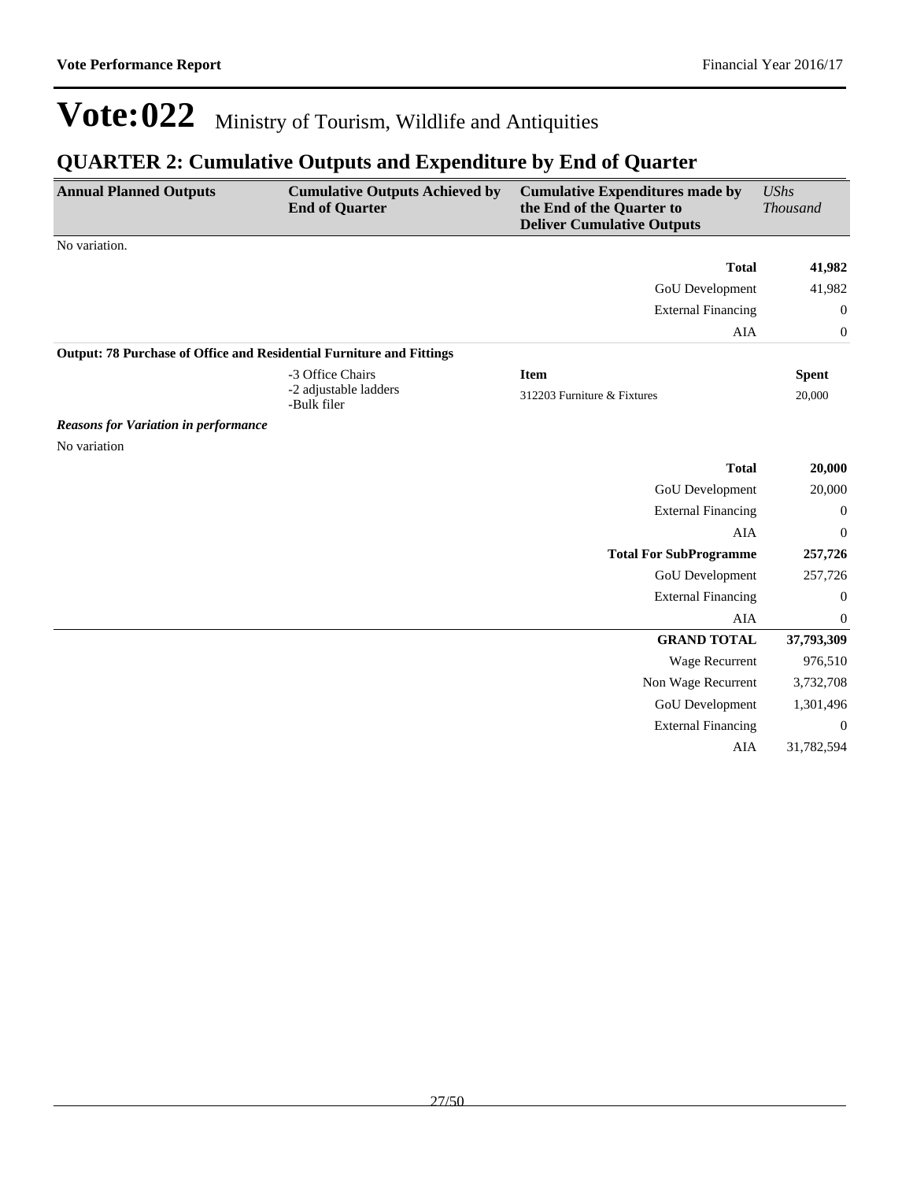# Vote:022 Ministry of Tourism, Wildlife and Antiquities

## QUARTER 2: Cumulative Outputs and Expenditure by End of Quarter

| Annual Planned Outputs | Cumulative Outputs Achieved by End of Quarter | Cumulative Expenditures made by the End of the Quarter to Deliver Cumulative Outputs | *UShs Thousand* |
|---|---|---|---|
| No variation. | | | |
| | | **Total** | **41,982** |
| | | GoU Development | 41,982 |
| | | External Financing | 0 |
| | | AIA | 0 |
| **Output: 78 Purchase of Office and Residential Furniture and Fittings** | | | |
| | -3 Office Chairs<br>-2 adjustable ladders<br>-Bulk filer | **Item** | **Spent** |
| | | 312203 Furniture & Fixtures | 20,000 |
| ***Reasons for Variation in performance*** | | | |
| No variation | | | |
| | | **Total** | **20,000** |
| | | GoU Development | 20,000 |
| | | External Financing | 0 |
| | | AIA | 0 |
| | | **Total For SubProgramme** | **257,726** |
| | | GoU Development | 257,726 |
| | | External Financing | 0 |
| | | AIA | 0 |
| | | **GRAND TOTAL** | **37,793,309** |
| | | Wage Recurrent | 976,510 |
| | | Non Wage Recurrent | 3,732,708 |
| | | GoU Development | 1,301,496 |
| | | External Financing | 0 |
| | | AIA | 31,782,594 |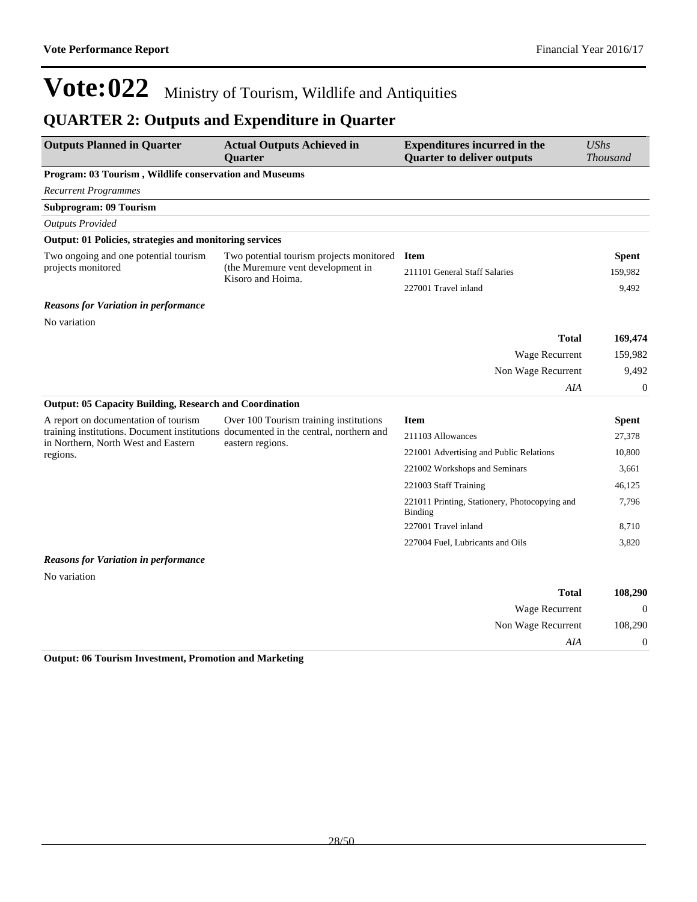# Vote:022 Ministry of Tourism, Wildlife and Antiquities

## QUARTER 2: Outputs and Expenditure in Quarter

| Outputs Planned in Quarter | Actual Outputs Achieved in Quarter | Expenditures incurred in the Quarter to deliver outputs | *UShs Thousand* |
|---|---|---|---|
| **Program: 03 Tourism , Wildlife conservation and Museums** | | | |
| *Recurrent Programmes* | | | |
| **Subprogram: 09 Tourism** | | | |
| *Outputs Provided* | | | |
| **Output: 01 Policies, strategies and monitoring services** | | | |
| Two ongoing and one potential tourism projects monitored | Two potential tourism projects monitored (the Muremure vent development in Kisoro and Hoima. | **Item** | **Spent** |
| | | 211101 General Staff Salaries | 159,982 |
| | | 227001 Travel inland | 9,492 |
| ***Reasons for Variation in performance*** | | | |
| No variation | | | |
| | | **Total** | **169,474** |
| | | Wage Recurrent | 159,982 |
| | | Non Wage Recurrent | 9,492 |
| | | *AIA* | 0 |
| **Output: 05 Capacity Building, Research and Coordination** | | | |
| A report on documentation of tourism training institutions. Document institutions in Northern, North West and Eastern regions. | Over 100 Tourism training institutions documented in the central, northern and eastern regions. | **Item** | **Spent** |
| | | 211103 Allowances | 27,378 |
| | | 221001 Advertising and Public Relations | 10,800 |
| | | 221002 Workshops and Seminars | 3,661 |
| | | 221003 Staff Training | 46,125 |
| | | 221011 Printing, Stationery, Photocopying and Binding | 7,796 |
| | | 227001 Travel inland | 8,710 |
| | | 227004 Fuel, Lubricants and Oils | 3,820 |
| ***Reasons for Variation in performance*** | | | |
| No variation | | | |
| | | **Total** | **108,290** |
| | | Wage Recurrent | 0 |
| | | Non Wage Recurrent | 108,290 |
| | | *AIA* | 0 |
| **Output: 06 Tourism Investment, Promotion and Marketing** | | | |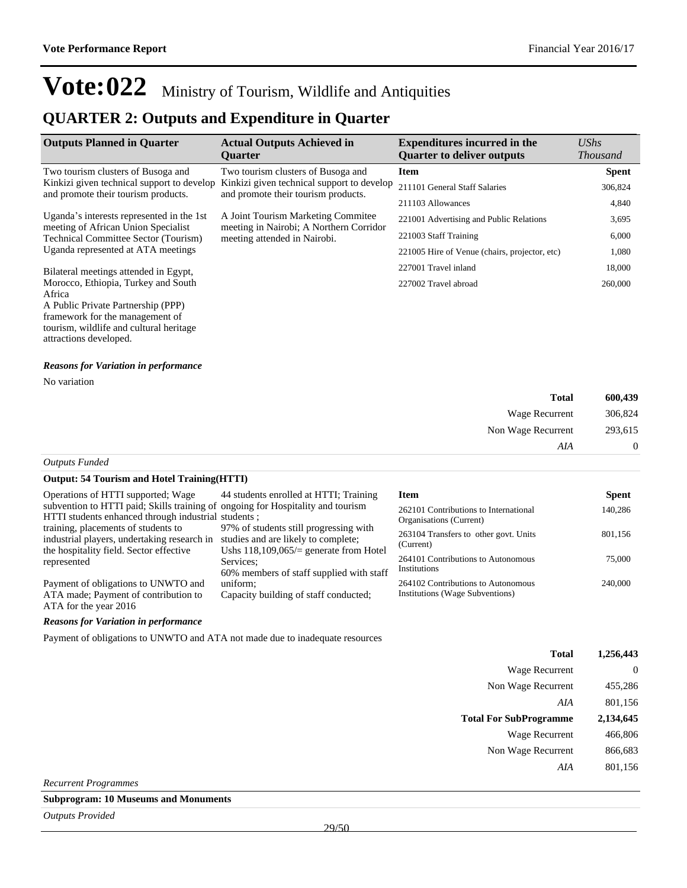# Vote:022 Ministry of Tourism, Wildlife and Antiquities

## QUARTER 2: Outputs and Expenditure in Quarter

| Outputs Planned in Quarter | Actual Outputs Achieved in Quarter | Expenditures incurred in the Quarter to deliver outputs | *UShs Thousand* |
|---|---|---|---|
| Two tourism clusters of Busoga and Kinkizi given technical support to develop and promote their tourism products.<br><br>Uganda's interests represented in the 1st meeting of African Union Specialist Technical Committee Sector (Tourism)<br>Uganda represented at ATA meetings<br><br>Bilateral meetings attended in Egypt, Morocco, Ethiopia, Turkey and South Africa<br>A Public Private Partnership (PPP) framework for the management of tourism, wildlife and cultural heritage attractions developed. | Two tourism clusters of Busoga and Kinkizi given technical support to develop and promote their tourism products.<br><br>A Joint Tourism Marketing Commitee meeting in Nairobi; A Northern Corridor meeting attended in Nairobi. | **Item** | **Spent** |
| | | 211101 General Staff Salaries | 306,824 |
| | | 211103 Allowances | 4,840 |
| | | 221001 Advertising and Public Relations | 3,695 |
| | | 221003 Staff Training | 6,000 |
| | | 221005 Hire of Venue (chairs, projector, etc) | 1,080 |
| | | 227001 Travel inland | 18,000 |
| | | 227002 Travel abroad | 260,000 |

***Reasons for Variation in performance***

No variation

| | |
|---|---|
| **Total** | **600,439** |
| Wage Recurrent | 306,824 |
| Non Wage Recurrent | 293,615 |
| *AIA* | 0 |

*Outputs Funded*

**Output: 54 Tourism and Hotel Training(HTTI)**

| | | | |
|---|---|---|---|
| Operations of HTTI supported; Wage subvention to HTTI paid; Skills training of HTTI students enhanced through industrial training, placements of students to industrial players, undertaking research in the hospitality field. Sector effective represented<br><br>Payment of obligations to UNWTO and ATA made; Payment of contribution to ATA for the year 2016 | 44 students enrolled at HTTI; Training ongoing for Hospitality and tourism students ;<br>97% of students still progressing with studies and are likely to complete;<br>Ushs 118,109,065/= generate from Hotel Services;<br>60% members of staff supplied with staff uniform;<br>Capacity building of staff conducted; | **Item** | **Spent** |
| | | 262101 Contributions to International Organisations (Current) | 140,286 |
| | | 263104 Transfers to other govt. Units (Current) | 801,156 |
| | | 264101 Contributions to Autonomous Institutions | 75,000 |
| | | 264102 Contributions to Autonomous Institutions (Wage Subventions) | 240,000 |

***Reasons for Variation in performance***

Payment of obligations to UNWTO and ATA not made due to inadequate resources

| | |
|---|---|
| **Total** | **1,256,443** |
| Wage Recurrent | 0 |
| Non Wage Recurrent | 455,286 |
| *AIA* | 801,156 |
| **Total For SubProgramme** | **2,134,645** |
| Wage Recurrent | 466,806 |
| Non Wage Recurrent | 866,683 |
| *AIA* | 801,156 |

*Recurrent Programmes*

**Subprogram: 10 Museums and Monuments**

*Outputs Provided*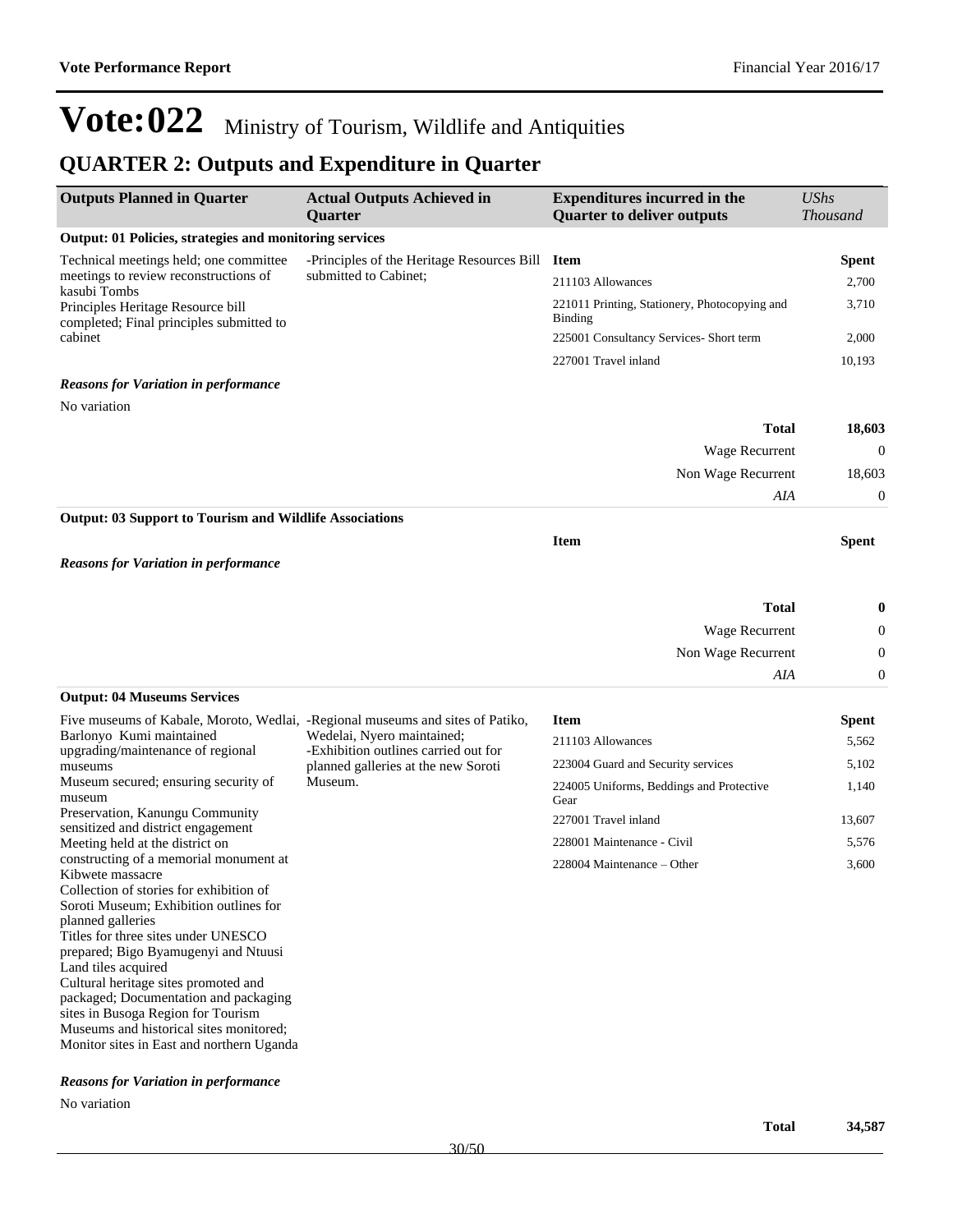# Vote:022 Ministry of Tourism, Wildlife and Antiquities

## QUARTER 2: Outputs and Expenditure in Quarter

| Outputs Planned in Quarter | Actual Outputs Achieved in Quarter | Expenditures incurred in the Quarter to deliver outputs | *UShs Thousand* |
|---|---|---|---|
| **Output: 01 Policies, strategies and monitoring services** | | | |
| Technical meetings held; one committee meetings to review reconstructions of kasubi Tombs<br>Principles Heritage Resource bill completed; Final principles submitted to cabinet | -Principles of the Heritage Resources Bill submitted to Cabinet; | **Item** | **Spent** |
| | | 211103 Allowances | 2,700 |
| | | 221011 Printing, Stationery, Photocopying and Binding | 3,710 |
| | | 225001 Consultancy Services- Short term | 2,000 |
| | | 227001 Travel inland | 10,193 |
| ***Reasons for Variation in performance*** | | | |
| No variation | | | |
| | | **Total** | **18,603** |
| | | Wage Recurrent | 0 |
| | | Non Wage Recurrent | 18,603 |
| | | *AIA* | 0 |
| **Output: 03 Support to Tourism and Wildlife Associations** | | | |
| | | **Item** | **Spent** |
| ***Reasons for Variation in performance*** | | | |
| | | **Total** | **0** |
| | | Wage Recurrent | 0 |
| | | Non Wage Recurrent | 0 |
| | | *AIA* | 0 |
| **Output: 04 Museums Services** | | | |
| Five museums of Kabale, Moroto, Wedlai, Barlonyo Kumi maintained upgrading/maintenance of regional museums<br>Museum secured; ensuring security of museum<br>Preservation, Kanungu Community sensitized and district engagement<br>Meeting held at the district on constructing of a memorial monument at Kibwete massacre<br>Collection of stories for exhibition of Soroti Museum; Exhibition outlines for planned galleries<br>Titles for three sites under UNESCO prepared; Bigo Byamugenyi and Ntuusi Land tiles acquired<br>Cultural heritage sites promoted and packaged; Documentation and packaging sites in Busoga Region for Tourism<br>Museums and historical sites monitored; Monitor sites in East and northern Uganda | -Regional museums and sites of Patiko, Wedelai, Nyero maintained;<br>-Exhibition outlines carried out for planned galleries at the new Soroti Museum. | **Item** | **Spent** |
| | | 211103 Allowances | 5,562 |
| | | 223004 Guard and Security services | 5,102 |
| | | 224005 Uniforms, Beddings and Protective Gear | 1,140 |
| | | 227001 Travel inland | 13,607 |
| | | 228001 Maintenance - Civil | 5,576 |
| | | 228004 Maintenance – Other | 3,600 |
| ***Reasons for Variation in performance*** | | | |
| No variation | | | |
| | | **Total** | **34,587** |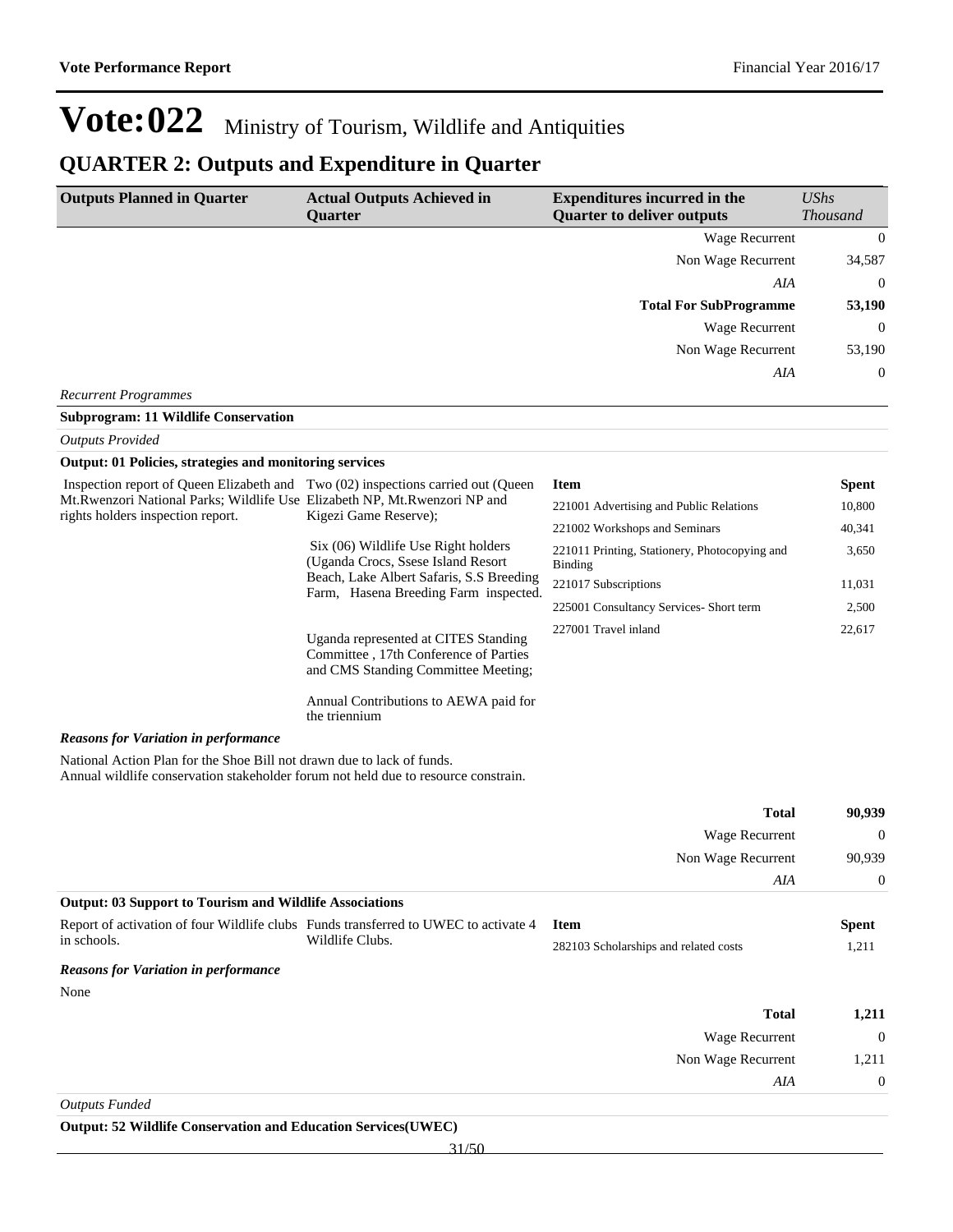# Vote:022 Ministry of Tourism, Wildlife and Antiquities

## QUARTER 2: Outputs and Expenditure in Quarter

| Outputs Planned in Quarter | Actual Outputs Achieved in Quarter | Expenditures incurred in the Quarter to deliver outputs | UShs Thousand |
|---|---|---|---|
| | | Wage Recurrent | 0 |
| | | Non Wage Recurrent | 34,587 |
| | | *AIA* | 0 |
| | | **Total For SubProgramme** | **53,190** |
| | | Wage Recurrent | 0 |
| | | Non Wage Recurrent | 53,190 |
| | | *AIA* | 0 |

*Recurrent Programmes*

**Subprogram: 11 Wildlife Conservation**

*Outputs Provided*

**Output: 01 Policies, strategies and monitoring services**

| Outputs Planned in Quarter | Actual Outputs Achieved in Quarter | Item | Spent |
|---|---|---|---|
| Inspection report of Queen Elizabeth and Mt.Rwenzori National Parks; Wildlife Use rights holders inspection report. | Two (02) inspections carried out (Queen Elizabeth NP, Mt.Rwenzori NP and Kigezi Game Reserve); | 221001 Advertising and Public Relations | 10,800 |
| | Six (06) Wildlife Use Right holders (Uganda Crocs, Ssese Island Resort Beach, Lake Albert Safaris, S.S Breeding Farm, Hasena Breeding Farm inspected. | 221002 Workshops and Seminars | 40,341 |
| | Uganda represented at CITES Standing Committee , 17th Conference of Parties and CMS Standing Committee Meeting; | 221011 Printing, Stationery, Photocopying and Binding | 3,650 |
| | Annual Contributions to AEWA paid for the triennium | 221017 Subscriptions | 11,031 |
| | | 225001 Consultancy Services- Short term | 2,500 |
| | | 227001 Travel inland | 22,617 |

***Reasons for Variation in performance***

National Action Plan for the Shoe Bill not drawn due to lack of funds.
Annual wildlife conservation stakeholder forum not held due to resource constrain.

| | |
|---|---|
| **Total** | **90,939** |
| Wage Recurrent | 0 |
| Non Wage Recurrent | 90,939 |
| *AIA* | 0 |

**Output: 03 Support to Tourism and Wildlife Associations**

| Outputs Planned in Quarter | Actual Outputs Achieved in Quarter | Item | Spent |
|---|---|---|---|
| Report of activation of four Wildlife clubs in schools. | Funds transferred to UWEC to activate 4 Wildlife Clubs. | 282103 Scholarships and related costs | 1,211 |

***Reasons for Variation in performance***

None

| | |
|---|---|
| **Total** | **1,211** |
| Wage Recurrent | 0 |
| Non Wage Recurrent | 1,211 |
| *AIA* | 0 |

*Outputs Funded*

**Output: 52 Wildlife Conservation and Education Services(UWEC)**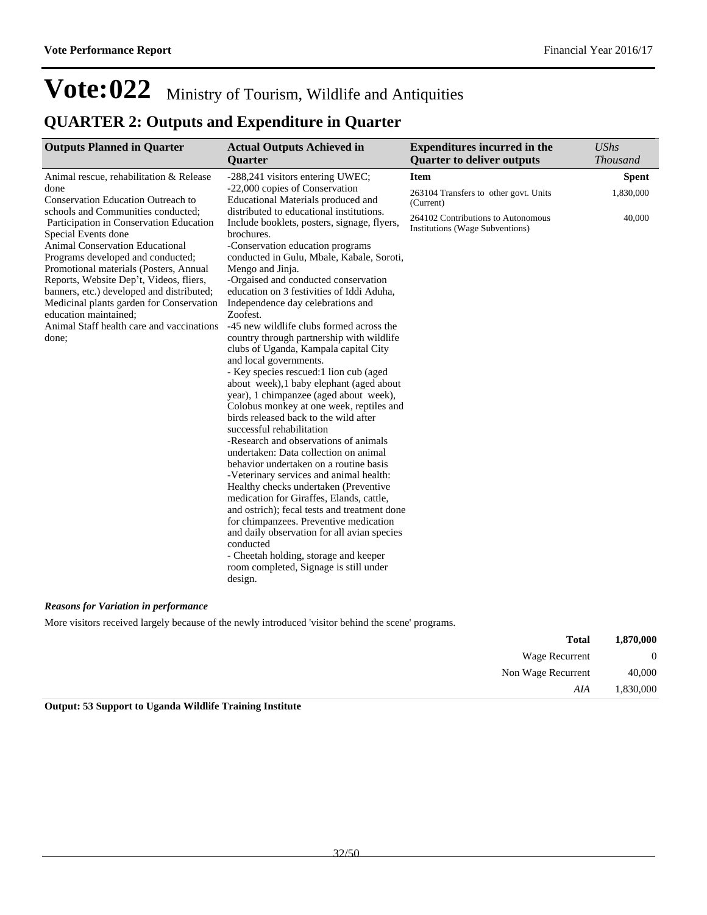# Vote:022 Ministry of Tourism, Wildlife and Antiquities

## QUARTER 2: Outputs and Expenditure in Quarter

| Outputs Planned in Quarter | Actual Outputs Achieved in Quarter | Expenditures incurred in the Quarter to deliver outputs | *UShs Thousand* |
|---|---|---|---|
| Animal rescue, rehabilitation & Release done<br>Conservation Education Outreach to schools and Communities conducted;<br>Participation in Conservation Education Special Events done<br>Animal Conservation Educational Programs developed and conducted;<br>Promotional materials (Posters, Annual Reports, Website Dep't, Videos, fliers, banners, etc.) developed and distributed;<br>Medicinal plants garden for Conservation education maintained;<br>Animal Staff health care and vaccinations done; | -288,241 visitors entering UWEC;<br>-22,000 copies of Conservation Educational Materials produced and distributed to educational institutions. Include booklets, posters, signage, flyers, brochures.<br>-Conservation education programs conducted in Gulu, Mbale, Kabale, Soroti, Mengo and Jinja.<br>-Orgaised and conducted conservation education on 3 festivities of Iddi Aduha, Independence day celebrations and Zoofest.<br>-45 new wildlife clubs formed across the country through partnership with wildlife clubs of Uganda, Kampala capital City and local governments.<br>- Key species rescued:1 lion cub (aged about week),1 baby elephant (aged about year), 1 chimpanzee (aged about week), Colobus monkey at one week, reptiles and birds released back to the wild after successful rehabilitation<br>-Research and observations of animals undertaken: Data collection on animal behavior undertaken on a routine basis<br>-Veterinary services and animal health: Healthy checks undertaken (Preventive medication for Giraffes, Elands, cattle, and ostrich); fecal tests and treatment done for chimpanzees. Preventive medication and daily observation for all avian species conducted<br>- Cheetah holding, storage and keeper room completed, Signage is still under design. | **Item**<br>263104 Transfers to other govt. Units (Current)<br>264102 Contributions to Autonomous Institutions (Wage Subventions) | **Spent**<br>1,830,000<br>40,000 |

***Reasons for Variation in performance***

More visitors received largely because of the newly introduced 'visitor behind the scene' programs.

| | |
|---|---|
| **Total** | **1,870,000** |
| Wage Recurrent | 0 |
| Non Wage Recurrent | 40,000 |
| *AIA* | 1,830,000 |

**Output: 53 Support to Uganda Wildlife Training Institute**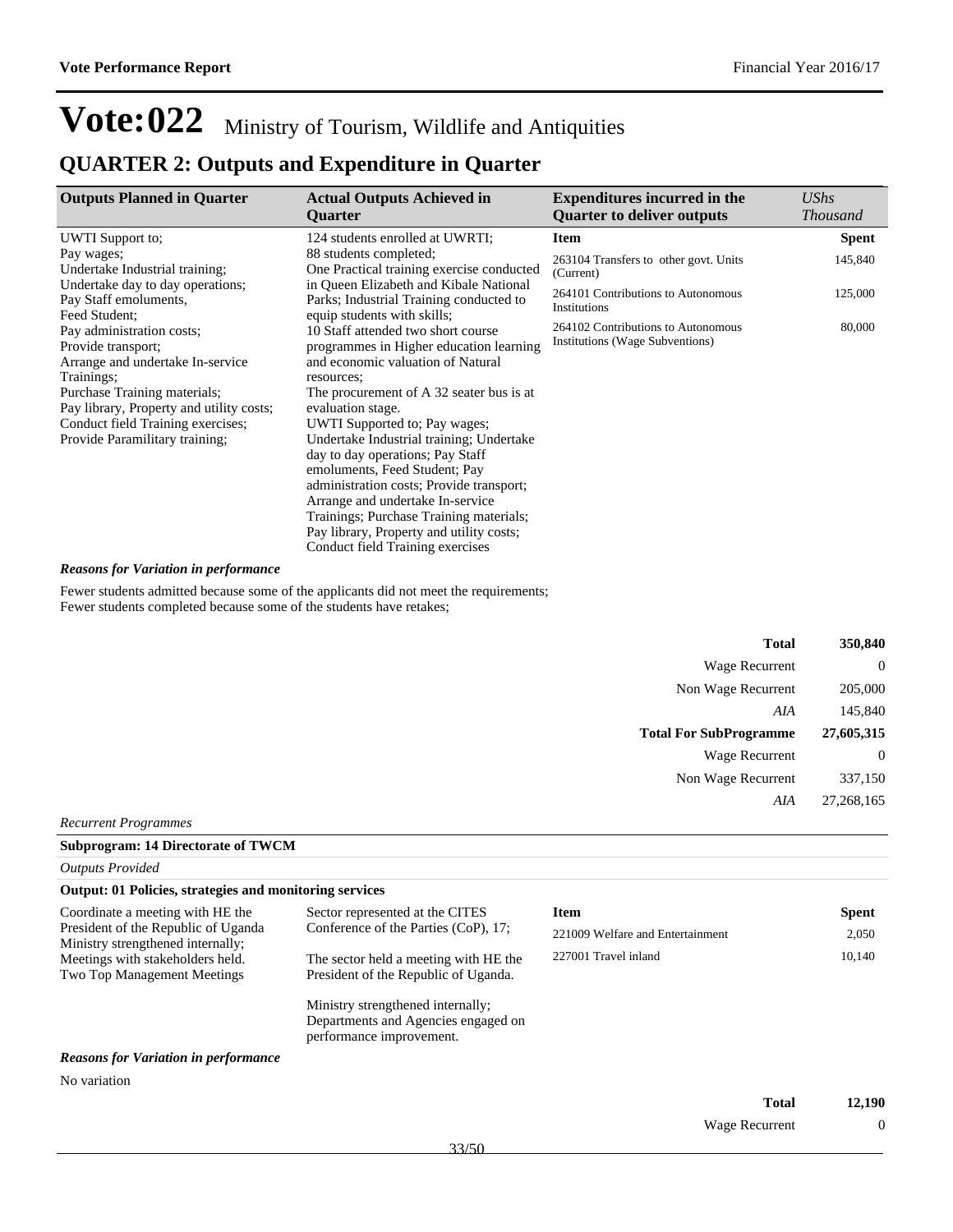# Vote:022 Ministry of Tourism, Wildlife and Antiquities

## QUARTER 2: Outputs and Expenditure in Quarter

| Outputs Planned in Quarter | Actual Outputs Achieved in Quarter | Expenditures incurred in the Quarter to deliver outputs | *UShs Thousand* |
|---|---|---|---|
| UWTI Support to;<br>Pay wages;<br>Undertake Industrial training;<br>Undertake day to day operations;<br>Pay Staff emoluments,<br>Feed Student;<br>Pay administration costs;<br>Provide transport;<br>Arrange and undertake In-service Trainings;<br>Purchase Training materials;<br>Pay library, Property and utility costs;<br>Conduct field Training exercises;<br>Provide Paramilitary training; | 124 students enrolled at UWRTI;<br>88 students completed;<br>One Practical training exercise conducted in Queen Elizabeth and Kibale National Parks; Industrial Training conducted to equip students with skills;<br>10 Staff attended two short course programmes in Higher education learning and economic valuation of Natural resources;<br>The procurement of A 32 seater bus is at evaluation stage.<br>UWTI Supported to; Pay wages; Undertake Industrial training; Undertake day to day operations; Pay Staff emoluments, Feed Student; Pay administration costs; Provide transport; Arrange and undertake In-service Trainings; Purchase Training materials; Pay library, Property and utility costs; Conduct field Training exercises | **Item** | **Spent** |
| | | 263104 Transfers to other govt. Units (Current) | 145,840 |
| | | 264101 Contributions to Autonomous Institutions | 125,000 |
| | | 264102 Contributions to Autonomous Institutions (Wage Subventions) | 80,000 |

***Reasons for Variation in performance***

Fewer students admitted because some of the applicants did not meet the requirements;
Fewer students completed because some of the students have retakes;

| | |
|---|---|
| **Total** | **350,840** |
| Wage Recurrent | 0 |
| Non Wage Recurrent | 205,000 |
| *AIA* | 145,840 |
| **Total For SubProgramme** | **27,605,315** |
| Wage Recurrent | 0 |
| Non Wage Recurrent | 337,150 |
| *AIA* | 27,268,165 |

*Recurrent Programmes*

**Subprogram: 14 Directorate of TWCM**

*Outputs Provided*

**Output: 01 Policies, strategies and monitoring services**

| | | | |
|---|---|---|---|
| Coordinate a meeting with HE the President of the Republic of Uganda<br>Ministry strengthened internally;<br>Meetings with stakeholders held.<br>Two Top Management Meetings | Sector represented at the CITES Conference of the Parties (CoP), 17;<br><br>The sector held a meeting with HE the President of the Republic of Uganda.<br><br>Ministry strengthened internally; Departments and Agencies engaged on performance improvement. | **Item** | **Spent** |
| | | 221009 Welfare and Entertainment | 2,050 |
| | | 227001 Travel inland | 10,140 |

***Reasons for Variation in performance***

No variation

| | |
|---|---|
| **Total** | **12,190** |
| Wage Recurrent | 0 |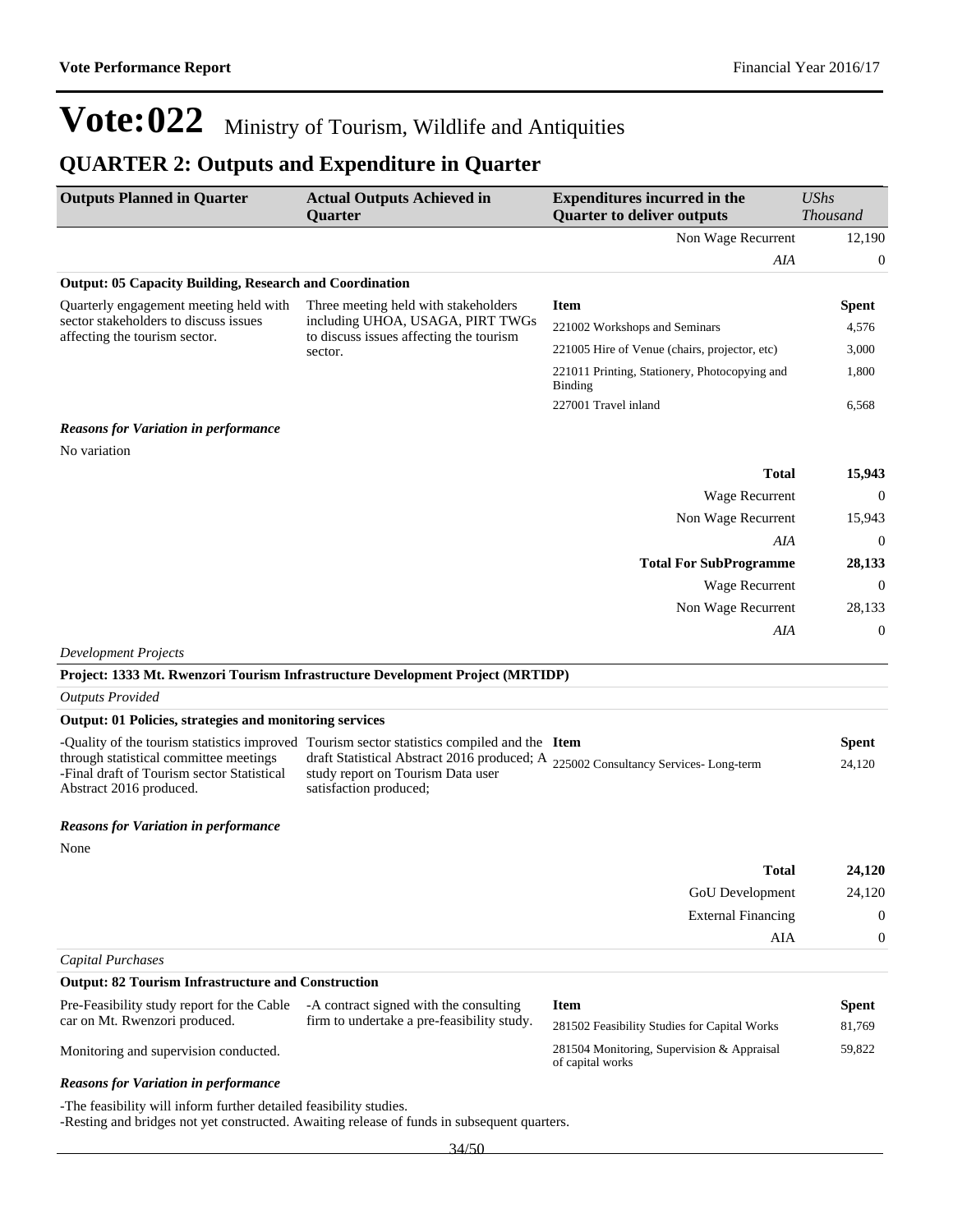# Vote:022 Ministry of Tourism, Wildlife and Antiquities

## QUARTER 2: Outputs and Expenditure in Quarter

| Outputs Planned in Quarter | Actual Outputs Achieved in Quarter | Expenditures incurred in the Quarter to deliver outputs | UShs Thousand |
|---|---|---|---|
| | | Non Wage Recurrent | 12,190 |
| | | *AIA* | 0 |

**Output: 05 Capacity Building, Research and Coordination**

| Outputs Planned in Quarter | Actual Outputs Achieved in Quarter | Item | Spent |
|---|---|---|---|
| Quarterly engagement meeting held with sector stakeholders to discuss issues affecting the tourism sector. | Three meeting held with stakeholders including UHOA, USAGA, PIRT TWGs to discuss issues affecting the tourism sector. | 221002 Workshops and Seminars | 4,576 |
| | | 221005 Hire of Venue (chairs, projector, etc) | 3,000 |
| | | 221011 Printing, Stationery, Photocopying and Binding | 1,800 |
| | | 227001 Travel inland | 6,568 |

***Reasons for Variation in performance***

No variation

| | |
|---|---|
| **Total** | **15,943** |
| Wage Recurrent | 0 |
| Non Wage Recurrent | 15,943 |
| *AIA* | 0 |
| **Total For SubProgramme** | **28,133** |
| Wage Recurrent | 0 |
| Non Wage Recurrent | 28,133 |
| *AIA* | 0 |

*Development Projects*

**Project: 1333 Mt. Rwenzori Tourism Infrastructure Development Project (MRTIDP)**

*Outputs Provided*

**Output: 01 Policies, strategies and monitoring services**

| Outputs Planned in Quarter | Actual Outputs Achieved in Quarter | Item | Spent |
|---|---|---|---|
| -Quality of the tourism statistics improved through statistical committee meetings<br>-Final draft of Tourism sector Statistical Abstract 2016 produced. | Tourism sector statistics compiled and the draft Statistical Abstract 2016 produced; A study report on Tourism Data user satisfaction produced; | 225002 Consultancy Services- Long-term | 24,120 |

***Reasons for Variation in performance***

None

| | |
|---|---|
| **Total** | **24,120** |
| GoU Development | 24,120 |
| External Financing | 0 |
| AIA | 0 |

*Capital Purchases*

**Output: 82 Tourism Infrastructure and Construction**

| Outputs Planned in Quarter | Actual Outputs Achieved in Quarter | Item | Spent |
|---|---|---|---|
| Pre-Feasibility study report for the Cable car on Mt. Rwenzori produced.<br><br>Monitoring and supervision conducted. | -A contract signed with the consulting firm to undertake a pre-feasibility study. | 281502 Feasibility Studies for Capital Works | 81,769 |
| | | 281504 Monitoring, Supervision & Appraisal of capital works | 59,822 |

***Reasons for Variation in performance***

-The feasibility will inform further detailed feasibility studies.
-Resting and bridges not yet constructed. Awaiting release of funds in subsequent quarters.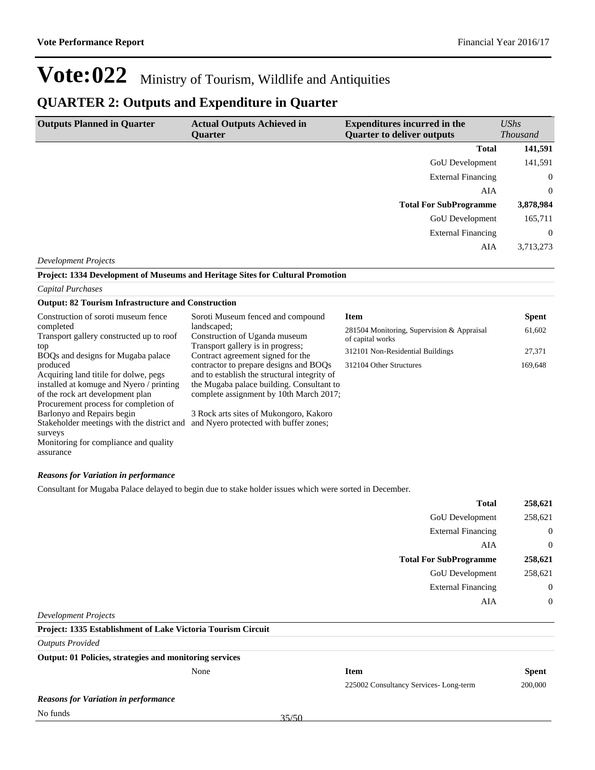# Vote:022 Ministry of Tourism, Wildlife and Antiquities

## QUARTER 2: Outputs and Expenditure in Quarter

| Outputs Planned in Quarter | Actual Outputs Achieved in Quarter | Expenditures incurred in the Quarter to deliver outputs | *UShs Thousand* |
|---|---|---|---|
| | | **Total** | **141,591** |
| | | GoU Development | 141,591 |
| | | External Financing | 0 |
| | | AIA | 0 |
| | | **Total For SubProgramme** | **3,878,984** |
| | | GoU Development | 165,711 |
| | | External Financing | 0 |
| | | AIA | 3,713,273 |

*Development Projects*

**Project: 1334 Development of Museums and Heritage Sites for Cultural Promotion**

*Capital Purchases*

**Output: 82 Tourism Infrastructure and Construction**

| Outputs Planned in Quarter | Actual Outputs Achieved in Quarter | Item | Spent |
|---|---|---|---|
| Construction of soroti museum fence completed<br>Transport gallery constructed up to roof top<br>BOQs and designs for Mugaba palace produced<br>Acquiring land titile for dolwe, pegs installed at komuge and Nyero / printing of the rock art development plan<br>Procurement process for completion of Barlonyo and Repairs begin<br>Stakeholder meetings with the district and surveys<br>Monitoring for compliance and quality assurance | Soroti Museum fenced and compound landscaped;<br>Construction of Uganda museum Transport gallery is in progress;<br>Contract agreement signed for the contractor to prepare designs and BOQs and to establish the structural integrity of the Mugaba palace building. Consultant to complete assignment by 10th March 2017;<br><br>3 Rock arts sites of Mukongoro, Kakoro and Nyero protected with buffer zones; | 281504 Monitoring, Supervision & Appraisal of capital works | 61,602 |
| | | 312101 Non-Residential Buildings | 27,371 |
| | | 312104 Other Structures | 169,648 |

***Reasons for Variation in performance***

Consultant for Mugaba Palace delayed to begin due to stake holder issues which were sorted in December.

| | |
|---|---|
| **Total** | **258,621** |
| GoU Development | 258,621 |
| External Financing | 0 |
| AIA | 0 |
| **Total For SubProgramme** | **258,621** |
| GoU Development | 258,621 |
| External Financing | 0 |
| AIA | 0 |

*Development Projects*

**Project: 1335 Establishment of Lake Victoria Tourism Circuit**

*Outputs Provided*

**Output: 01 Policies, strategies and monitoring services**

| Outputs Planned in Quarter | Actual Outputs Achieved in Quarter | Item | Spent |
|---|---|---|---|
| | None | 225002 Consultancy Services- Long-term | 200,000 |

***Reasons for Variation in performance***

No funds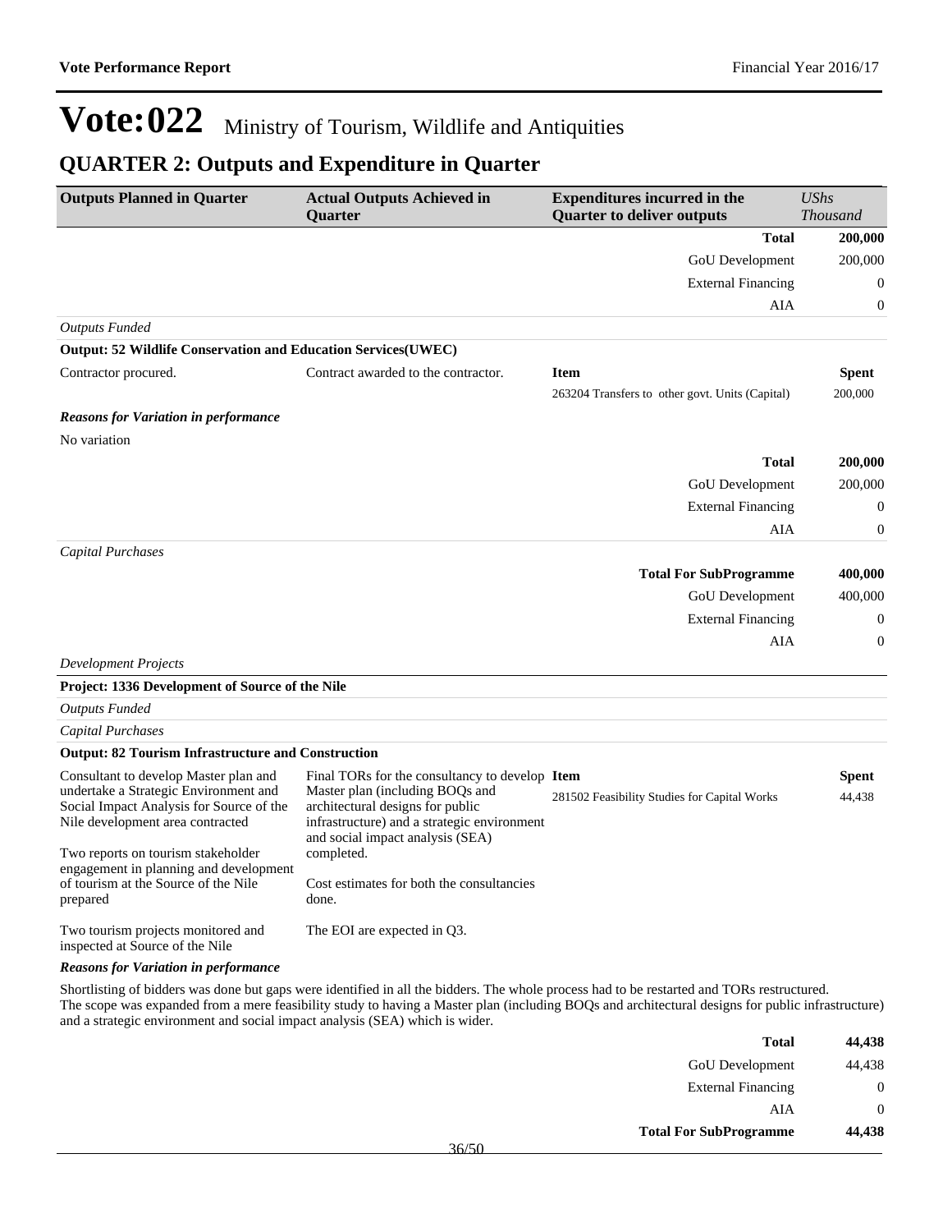# Vote:022 Ministry of Tourism, Wildlife and Antiquities

## QUARTER 2: Outputs and Expenditure in Quarter

| Outputs Planned in Quarter | Actual Outputs Achieved in Quarter | Expenditures incurred in the Quarter to deliver outputs | UShs Thousand |
|---|---|---|---|
| | | **Total** | **200,000** |
| | | GoU Development | 200,000 |
| | | External Financing | 0 |
| | | AIA | 0 |
| *Outputs Funded* | | | |
| **Output: 52 Wildlife Conservation and Education Services(UWEC)** | | | |
| Contractor procured. | Contract awarded to the contractor. | **Item** | **Spent** |
| | | 263204 Transfers to other govt. Units (Capital) | 200,000 |
| ***Reasons for Variation in performance*** | | | |
| No variation | | | |
| | | **Total** | **200,000** |
| | | GoU Development | 200,000 |
| | | External Financing | 0 |
| | | AIA | 0 |
| *Capital Purchases* | | | |
| | | **Total For SubProgramme** | **400,000** |
| | | GoU Development | 400,000 |
| | | External Financing | 0 |
| | | AIA | 0 |
| *Development Projects* | | | |
| **Project: 1336 Development of Source of the Nile** | | | |
| *Outputs Funded* | | | |
| *Capital Purchases* | | | |
| **Output: 82 Tourism Infrastructure and Construction** | | | |
| Consultant to develop Master plan and undertake a Strategic Environment and Social Impact Analysis for Source of the Nile development area contracted<br><br>Two reports on tourism stakeholder engagement in planning and development of tourism at the Source of the Nile prepared<br><br>Two tourism projects monitored and inspected at Source of the Nile | Final TORs for the consultancy to develop Master plan (including BOQs and architectural designs for public infrastructure) and a strategic environment and social impact analysis (SEA) completed.<br><br>Cost estimates for both the consultancies done.<br><br>The EOI are expected in Q3. | **Item**<br>281502 Feasibility Studies for Capital Works | **Spent**<br>44,438 |
| ***Reasons for Variation in performance*** | | | |
| Shortlisting of bidders was done but gaps were identified in all the bidders. The whole process had to be restarted and TORs restructured.<br>The scope was expanded from a mere feasibility study to having a Master plan (including BOQs and architectural designs for public infrastructure) and a strategic environment and social impact analysis (SEA) which is wider. | | | |
| | | **Total** | **44,438** |
| | | GoU Development | 44,438 |
| | | External Financing | 0 |
| | | AIA | 0 |
| | | **Total For SubProgramme** | **44,438** |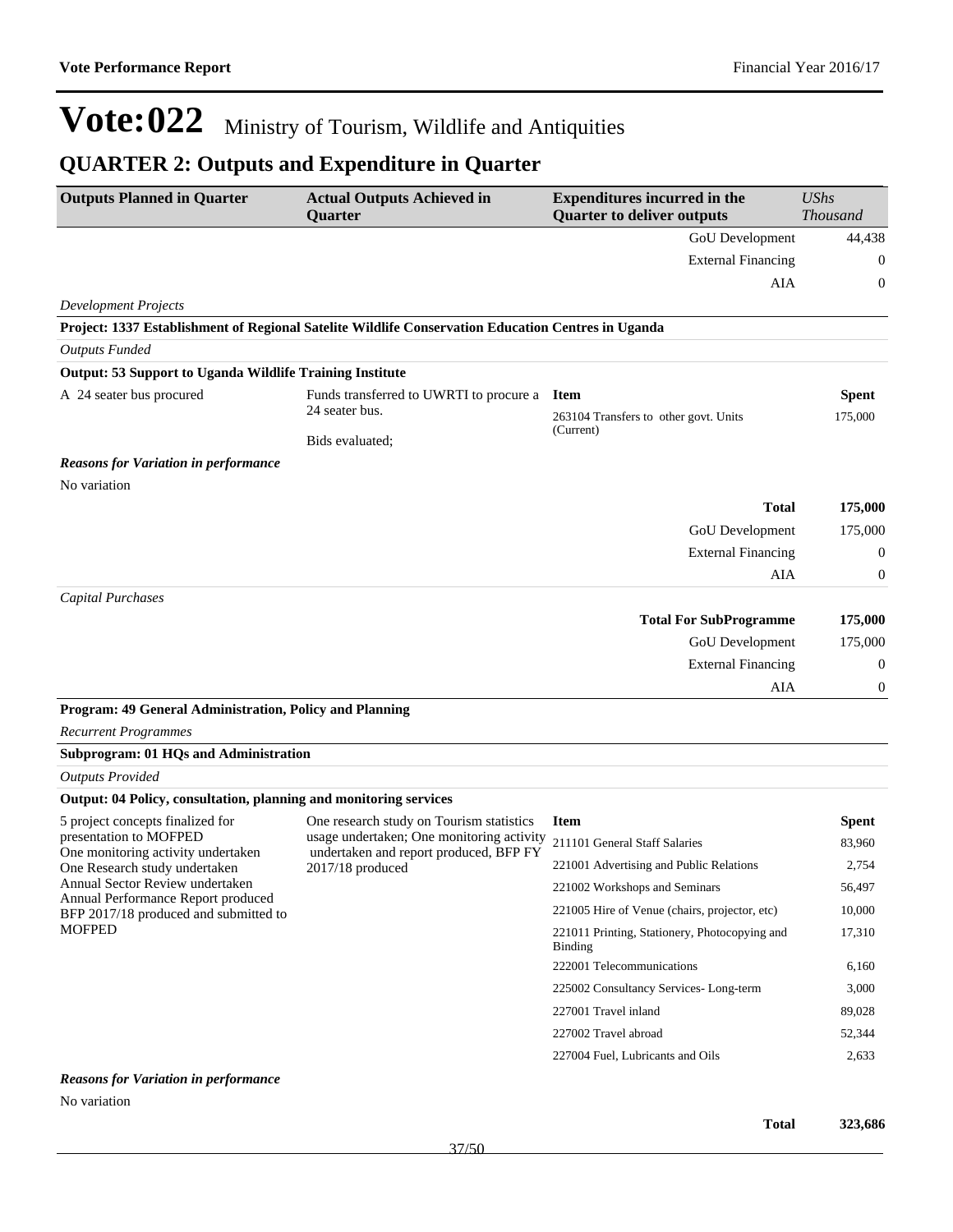# Vote:022 Ministry of Tourism, Wildlife and Antiquities

## QUARTER 2: Outputs and Expenditure in Quarter

| Outputs Planned in Quarter | Actual Outputs Achieved in Quarter | Expenditures incurred in the Quarter to deliver outputs | *UShs Thousand* |
|---|---|---|---|
| | | GoU Development | 44,438 |
| | | External Financing | 0 |
| | | AIA | 0 |

*Development Projects*

**Project: 1337 Establishment of Regional Satelite Wildlife Conservation Education Centres in Uganda**

*Outputs Funded*

**Output: 53 Support to Uganda Wildlife Training Institute**

| Outputs Planned in Quarter | Actual Outputs Achieved in Quarter | Item | Spent |
|---|---|---|---|
| A 24 seater bus procured | Funds transferred to UWRTI to procure a 24 seater bus.<br><br>Bids evaluated; | 263104 Transfers to other govt. Units (Current) | 175,000 |

***Reasons for Variation in performance***

No variation

| | |
|---|---|
| **Total** | **175,000** |
| GoU Development | 175,000 |
| External Financing | 0 |
| AIA | 0 |

*Capital Purchases*

| | |
|---|---|
| **Total For SubProgramme** | **175,000** |
| GoU Development | 175,000 |
| External Financing | 0 |
| AIA | 0 |

**Program: 49 General Administration, Policy and Planning**

*Recurrent Programmes*

**Subprogram: 01 HQs and Administration**

*Outputs Provided*

**Output: 04 Policy, consultation, planning and monitoring services**

| Outputs Planned in Quarter | Actual Outputs Achieved in Quarter | Item | Spent |
|---|---|---|---|
| 5 project concepts finalized for presentation to MOFPED<br>One monitoring activity undertaken<br>One Research study undertaken<br>Annual Sector Review undertaken<br>Annual Performance Report produced<br>BFP 2017/18 produced and submitted to MOFPED | One research study on Tourism statistics usage undertaken; One monitoring activity undertaken and report produced, BFP FY 2017/18 produced | 211101 General Staff Salaries | 83,960 |
| | | 221001 Advertising and Public Relations | 2,754 |
| | | 221002 Workshops and Seminars | 56,497 |
| | | 221005 Hire of Venue (chairs, projector, etc) | 10,000 |
| | | 221011 Printing, Stationery, Photocopying and Binding | 17,310 |
| | | 222001 Telecommunications | 6,160 |
| | | 225002 Consultancy Services- Long-term | 3,000 |
| | | 227001 Travel inland | 89,028 |
| | | 227002 Travel abroad | 52,344 |
| | | 227004 Fuel, Lubricants and Oils | 2,633 |

***Reasons for Variation in performance***

No variation

| | |
|---|---|
| **Total** | **323,686** |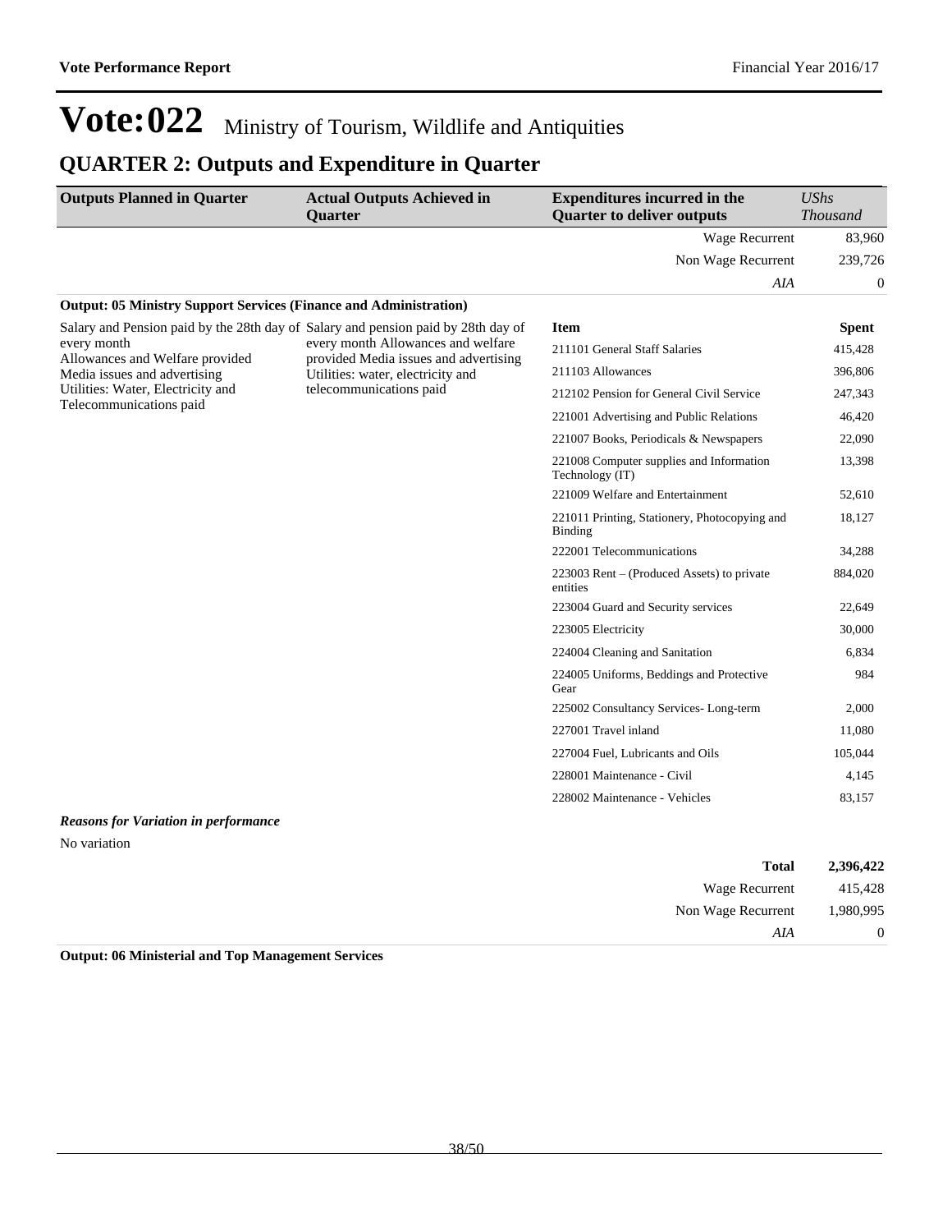# Vote:022 Ministry of Tourism, Wildlife and Antiquities

## QUARTER 2: Outputs and Expenditure in Quarter

| Outputs Planned in Quarter | Actual Outputs Achieved in Quarter | Expenditures incurred in the Quarter to deliver outputs | UShs Thousand |
|---|---|---|---|
| | | Wage Recurrent | 83,960 |
| | | Non Wage Recurrent | 239,726 |
| | | *AIA* | 0 |

**Output: 05 Ministry Support Services (Finance and Administration)**

| Outputs Planned in Quarter | Actual Outputs Achieved in Quarter | Item | Spent |
|---|---|---|---|
| Salary and Pension paid by the 28th day of every month<br>Allowances and Welfare provided<br>Media issues and advertising<br>Utilities: Water, Electricity and Telecommunications paid | Salary and pension paid by 28th day of every month Allowances and welfare provided Media issues and advertising Utilities: water, electricity and telecommunications paid | 211101 General Staff Salaries | 415,428 |
| | | 211103 Allowances | 396,806 |
| | | 212102 Pension for General Civil Service | 247,343 |
| | | 221001 Advertising and Public Relations | 46,420 |
| | | 221007 Books, Periodicals & Newspapers | 22,090 |
| | | 221008 Computer supplies and Information Technology (IT) | 13,398 |
| | | 221009 Welfare and Entertainment | 52,610 |
| | | 221011 Printing, Stationery, Photocopying and Binding | 18,127 |
| | | 222001 Telecommunications | 34,288 |
| | | 223003 Rent – (Produced Assets) to private entities | 884,020 |
| | | 223004 Guard and Security services | 22,649 |
| | | 223005 Electricity | 30,000 |
| | | 224004 Cleaning and Sanitation | 6,834 |
| | | 224005 Uniforms, Beddings and Protective Gear | 984 |
| | | 225002 Consultancy Services- Long-term | 2,000 |
| | | 227001 Travel inland | 11,080 |
| | | 227004 Fuel, Lubricants and Oils | 105,044 |
| | | 228001 Maintenance - Civil | 4,145 |
| | | 228002 Maintenance - Vehicles | 83,157 |

***Reasons for Variation in performance***

No variation

| | |
|---|---|
| **Total** | **2,396,422** |
| Wage Recurrent | 415,428 |
| Non Wage Recurrent | 1,980,995 |
| *AIA* | 0 |

**Output: 06 Ministerial and Top Management Services**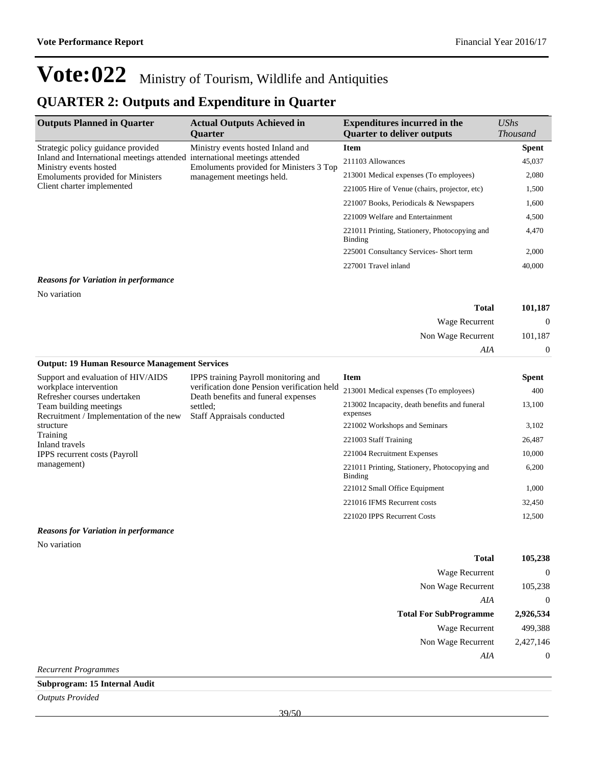# Vote:022 Ministry of Tourism, Wildlife and Antiquities

## QUARTER 2: Outputs and Expenditure in Quarter

| Outputs Planned in Quarter | Actual Outputs Achieved in Quarter | Expenditures incurred in the Quarter to deliver outputs | UShs Thousand |
|---|---|---|---|
| Strategic policy guidance provided<br>Inland and International meetings attended<br>Ministry events hosted<br>Emoluments provided for Ministers<br>Client charter implemented | Ministry events hosted Inland and international meetings attended<br>Emoluments provided for Ministers 3 Top management meetings held. | **Item** | **Spent** |
| | | 211103 Allowances | 45,037 |
| | | 213001 Medical expenses (To employees) | 2,080 |
| | | 221005 Hire of Venue (chairs, projector, etc) | 1,500 |
| | | 221007 Books, Periodicals & Newspapers | 1,600 |
| | | 221009 Welfare and Entertainment | 4,500 |
| | | 221011 Printing, Stationery, Photocopying and Binding | 4,470 |
| | | 225001 Consultancy Services- Short term | 2,000 |
| | | 227001 Travel inland | 40,000 |

***Reasons for Variation in performance***

No variation

| | |
|---|---|
| **Total** | **101,187** |
| Wage Recurrent | 0 |
| Non Wage Recurrent | 101,187 |
| *AIA* | 0 |

**Output: 19 Human Resource Management Services**

| Outputs Planned in Quarter | Actual Outputs Achieved in Quarter | Expenditures incurred in the Quarter to deliver outputs | UShs Thousand |
|---|---|---|---|
| Support and evaluation of HIV/AIDS workplace intervention<br>Refresher courses undertaken<br>Team building meetings<br>Recruitment / Implementation of the new structure<br>Training<br>Inland travels<br>IPPS recurrent costs (Payroll management) | IPPS training Payroll monitoring and verification done Pension verification held Death benefits and funeral expenses settled;<br>Staff Appraisals conducted | **Item** | **Spent** |
| | | 213001 Medical expenses (To employees) | 400 |
| | | 213002 Incapacity, death benefits and funeral expenses | 13,100 |
| | | 221002 Workshops and Seminars | 3,102 |
| | | 221003 Staff Training | 26,487 |
| | | 221004 Recruitment Expenses | 10,000 |
| | | 221011 Printing, Stationery, Photocopying and Binding | 6,200 |
| | | 221012 Small Office Equipment | 1,000 |
| | | 221016 IFMS Recurrent costs | 32,450 |
| | | 221020 IPPS Recurrent Costs | 12,500 |

***Reasons for Variation in performance***

No variation

| | |
|---|---|
| **Total** | **105,238** |
| Wage Recurrent | 0 |
| Non Wage Recurrent | 105,238 |
| *AIA* | 0 |
| **Total For SubProgramme** | **2,926,534** |
| Wage Recurrent | 499,388 |
| Non Wage Recurrent | 2,427,146 |
| *AIA* | 0 |

*Recurrent Programmes*

**Subprogram: 15 Internal Audit**

*Outputs Provided*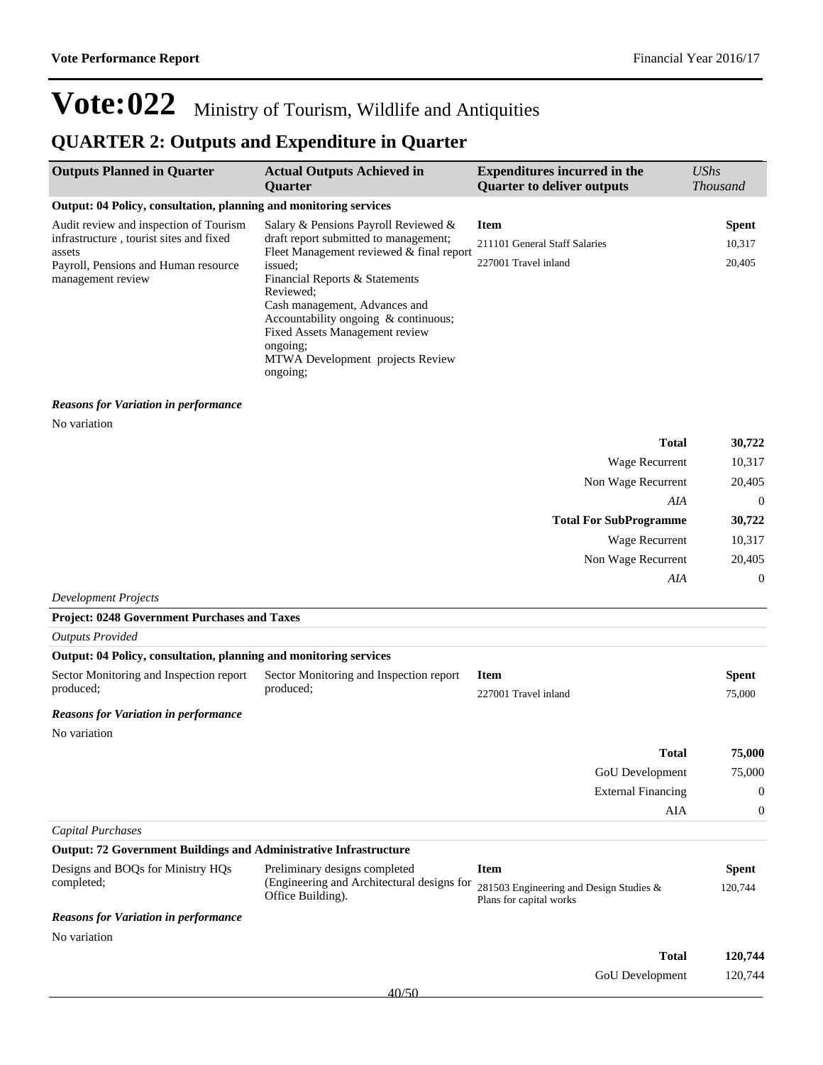# Vote:022 Ministry of Tourism, Wildlife and Antiquities

## QUARTER 2: Outputs and Expenditure in Quarter

| Outputs Planned in Quarter | Actual Outputs Achieved in Quarter | Expenditures incurred in the Quarter to deliver outputs | UShs Thousand |
|---|---|---|---|
| **Output: 04 Policy, consultation, planning and monitoring services** | | | |
| Audit review and inspection of Tourism infrastructure , tourist sites and fixed assets<br>Payroll, Pensions and Human resource management review | Salary & Pensions Payroll Reviewed & draft report submitted to management;<br>Fleet Management reviewed & final report issued;<br>Financial Reports & Statements Reviewed;<br>Cash management, Advances and Accountability ongoing & continuous;<br>Fixed Assets Management review ongoing;<br>MTWA Development projects Review ongoing; | **Item** | **Spent** |
| | | 211101 General Staff Salaries | 10,317 |
| | | 227001 Travel inland | 20,405 |

***Reasons for Variation in performance***

No variation

| | |
|---|---|
| **Total** | **30,722** |
| Wage Recurrent | 10,317 |
| Non Wage Recurrent | 20,405 |
| *AIA* | 0 |
| **Total For SubProgramme** | **30,722** |
| Wage Recurrent | 10,317 |
| Non Wage Recurrent | 20,405 |
| *AIA* | 0 |

*Development Projects*

**Project: 0248 Government Purchases and Taxes**

*Outputs Provided*

| Outputs Planned in Quarter | Actual Outputs Achieved in Quarter | Expenditures incurred in the Quarter to deliver outputs | UShs Thousand |
|---|---|---|---|
| **Output: 04 Policy, consultation, planning and monitoring services** | | | |
| Sector Monitoring and Inspection report produced; | Sector Monitoring and Inspection report produced; | **Item** | **Spent** |
| | | 227001 Travel inland | 75,000 |

***Reasons for Variation in performance***

No variation

| | |
|---|---|
| **Total** | **75,000** |
| GoU Development | 75,000 |
| External Financing | 0 |
| AIA | 0 |

*Capital Purchases*

| Outputs Planned in Quarter | Actual Outputs Achieved in Quarter | Expenditures incurred in the Quarter to deliver outputs | UShs Thousand |
|---|---|---|---|
| **Output: 72 Government Buildings and Administrative Infrastructure** | | | |
| Designs and BOQs for Ministry HQs completed; | Preliminary designs completed (Engineering and Architectural designs for Office Building). | **Item** | **Spent** |
| | | 281503 Engineering and Design Studies & Plans for capital works | 120,744 |

***Reasons for Variation in performance***

No variation

| | |
|---|---|
| **Total** | **120,744** |
| GoU Development | 120,744 |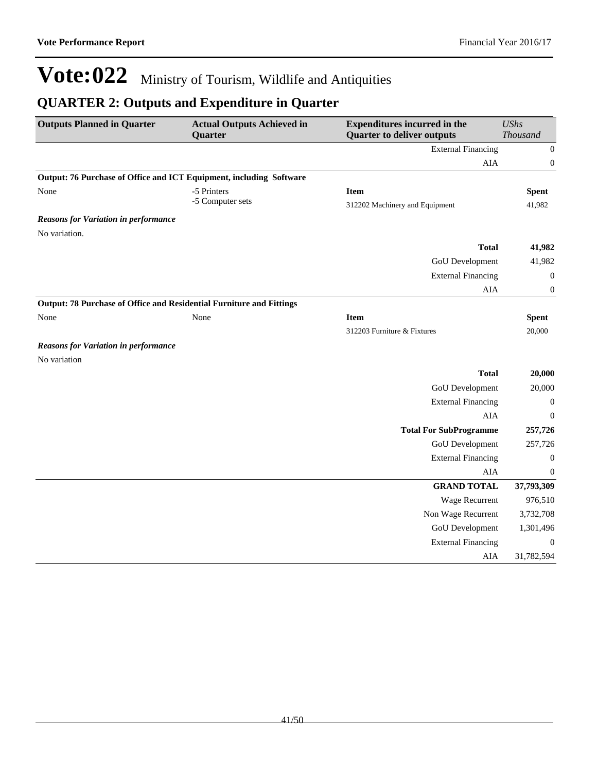# Vote:022 Ministry of Tourism, Wildlife and Antiquities

## QUARTER 2: Outputs and Expenditure in Quarter

| Outputs Planned in Quarter | Actual Outputs Achieved in Quarter | Expenditures incurred in the Quarter to deliver outputs | *UShs Thousand* |
|---|---|---|---|
| | | External Financing | 0 |
| | | AIA | 0 |
| **Output: 76 Purchase of Office and ICT Equipment, including Software** | | | |
| None | -5 Printers<br>-5 Computer sets | **Item** | **Spent** |
| | | 312202 Machinery and Equipment | 41,982 |
| ***Reasons for Variation in performance*** | | | |
| No variation. | | | |
| | | **Total** | **41,982** |
| | | GoU Development | 41,982 |
| | | External Financing | 0 |
| | | AIA | 0 |
| **Output: 78 Purchase of Office and Residential Furniture and Fittings** | | | |
| None | None | **Item** | **Spent** |
| | | 312203 Furniture & Fixtures | 20,000 |
| ***Reasons for Variation in performance*** | | | |
| No variation | | | |
| | | **Total** | **20,000** |
| | | GoU Development | 20,000 |
| | | External Financing | 0 |
| | | AIA | 0 |
| | | **Total For SubProgramme** | **257,726** |
| | | GoU Development | 257,726 |
| | | External Financing | 0 |
| | | AIA | 0 |
| | | **GRAND TOTAL** | **37,793,309** |
| | | Wage Recurrent | 976,510 |
| | | Non Wage Recurrent | 3,732,708 |
| | | GoU Development | 1,301,496 |
| | | External Financing | 0 |
| | | AIA | 31,782,594 |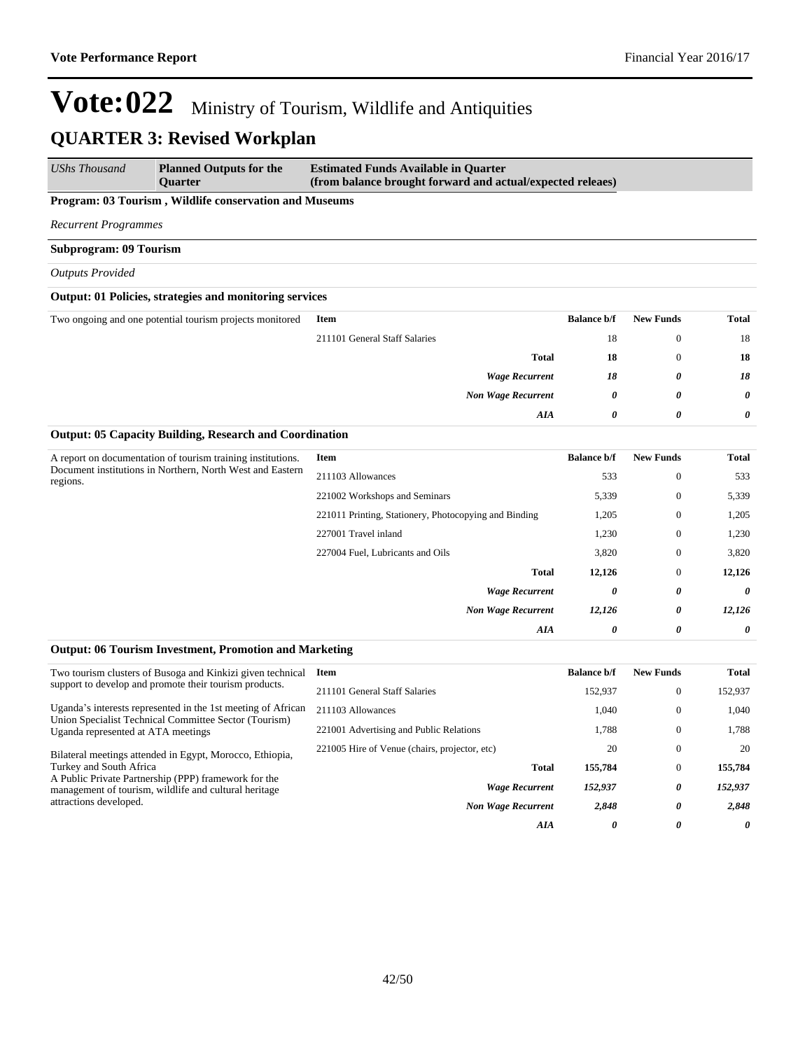# Vote:022 Ministry of Tourism, Wildlife and Antiquities

## QUARTER 3: Revised Workplan

| *UShs Thousand* | **Planned Outputs for the Quarter** | **Estimated Funds Available in Quarter (from balance brought forward and actual/expected releaes)** |
|---|---|---|

**Program: 03 Tourism , Wildlife conservation and Museums**

*Recurrent Programmes*

**Subprogram: 09 Tourism**

*Outputs Provided*

**Output: 01 Policies, strategies and monitoring services**

| Planned Outputs | Item | Balance b/f | New Funds | Total |
|---|---|---|---|---|
| Two ongoing and one potential tourism projects monitored | 211101 General Staff Salaries | 18 | 0 | 18 |
| | **Total** | **18** | 0 | **18** |
| | ***Wage Recurrent*** | ***18*** | ***0*** | ***18*** |
| | ***Non Wage Recurrent*** | ***0*** | ***0*** | ***0*** |
| | ***AIA*** | ***0*** | ***0*** | ***0*** |

**Output: 05 Capacity Building, Research and Coordination**

| Planned Outputs | Item | Balance b/f | New Funds | Total |
|---|---|---|---|---|
| A report on documentation of tourism training institutions. Document institutions in Northern, North West and Eastern regions. | 211103 Allowances | 533 | 0 | 533 |
| | 221002 Workshops and Seminars | 5,339 | 0 | 5,339 |
| | 221011 Printing, Stationery, Photocopying and Binding | 1,205 | 0 | 1,205 |
| | 227001 Travel inland | 1,230 | 0 | 1,230 |
| | 227004 Fuel, Lubricants and Oils | 3,820 | 0 | 3,820 |
| | **Total** | **12,126** | 0 | **12,126** |
| | ***Wage Recurrent*** | ***0*** | ***0*** | ***0*** |
| | ***Non Wage Recurrent*** | ***12,126*** | ***0*** | ***12,126*** |
| | ***AIA*** | ***0*** | ***0*** | ***0*** |

**Output: 06 Tourism Investment, Promotion and Marketing**

| Planned Outputs | Item | Balance b/f | New Funds | Total |
|---|---|---|---|---|
| Two tourism clusters of Busoga and Kinkizi given technical support to develop and promote their tourism products. | 211101 General Staff Salaries | 152,937 | 0 | 152,937 |
| Uganda's interests represented in the 1st meeting of African Union Specialist Technical Committee Sector (Tourism) Uganda represented at ATA meetings | 211103 Allowances | 1,040 | 0 | 1,040 |
| Bilateral meetings attended in Egypt, Morocco, Ethiopia, Turkey and South Africa | 221001 Advertising and Public Relations | 1,788 | 0 | 1,788 |
| A Public Private Partnership (PPP) framework for the management of tourism, wildlife and cultural heritage attractions developed. | 221005 Hire of Venue (chairs, projector, etc) | 20 | 0 | 20 |
| | **Total** | **155,784** | 0 | **155,784** |
| | ***Wage Recurrent*** | ***152,937*** | ***0*** | ***152,937*** |
| | ***Non Wage Recurrent*** | ***2,848*** | ***0*** | ***2,848*** |
| | ***AIA*** | ***0*** | ***0*** | ***0*** |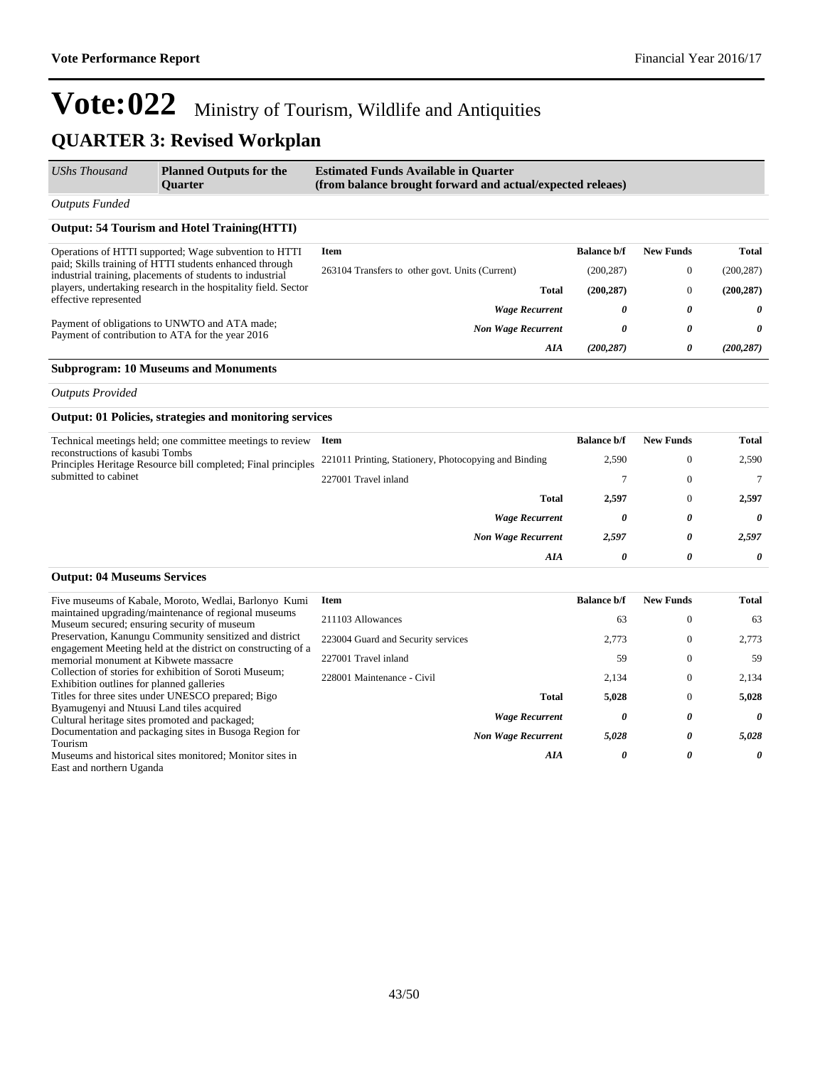# Vote:022 Ministry of Tourism, Wildlife and Antiquities

## QUARTER 3: Revised Workplan

| *UShs Thousand* | **Planned Outputs for the Quarter** | **Estimated Funds Available in Quarter (from balance brought forward and actual/expected releaes)** |
|---|---|---|

*Outputs Funded*

**Output: 54 Tourism and Hotel Training(HTTI)**

Operations of HTTI supported; Wage subvention to HTTI paid; Skills training of HTTI students enhanced through industrial training, placements of students to industrial players, undertaking research in the hospitality field. Sector effective represented

Payment of obligations to UNWTO and ATA made; Payment of contribution to ATA for the year 2016

| Item | Balance b/f | New Funds | Total |
|---|---|---|---|
| 263104 Transfers to other govt. Units (Current) | (200,287) | 0 | (200,287) |
| **Total** | **(200,287)** | 0 | **(200,287)** |
| ***Wage Recurrent*** | ***0*** | ***0*** | ***0*** |
| ***Non Wage Recurrent*** | ***0*** | ***0*** | ***0*** |
| ***AIA*** | ***(200,287)*** | ***0*** | ***(200,287)*** |

**Subprogram: 10 Museums and Monuments**

*Outputs Provided*

**Output: 01 Policies, strategies and monitoring services**

Technical meetings held; one committee meetings to review reconstructions of kasubi Tombs
Principles Heritage Resource bill completed; Final principles submitted to cabinet

| Item | Balance b/f | New Funds | Total |
|---|---|---|---|
| 221011 Printing, Stationery, Photocopying and Binding | 2,590 | 0 | 2,590 |
| 227001 Travel inland | 7 | 0 | 7 |
| **Total** | **2,597** | 0 | **2,597** |
| ***Wage Recurrent*** | ***0*** | ***0*** | ***0*** |
| ***Non Wage Recurrent*** | ***2,597*** | ***0*** | ***2,597*** |
| ***AIA*** | ***0*** | ***0*** | ***0*** |

**Output: 04 Museums Services**

Five museums of Kabale, Moroto, Wedlai, Barlonyo Kumi maintained upgrading/maintenance of regional museums
Museum secured; ensuring security of museum
Preservation, Kanungu Community sensitized and district engagement Meeting held at the district on constructing of a memorial monument at Kibwete massacre
Collection of stories for exhibition of Soroti Museum; Exhibition outlines for planned galleries
Titles for three sites under UNESCO prepared; Bigo Byamugenyi and Ntuusi Land tiles acquired
Cultural heritage sites promoted and packaged; Documentation and packaging sites in Busoga Region for Tourism
Museums and historical sites monitored; Monitor sites in East and northern Uganda

| Item | Balance b/f | New Funds | Total |
|---|---|---|---|
| 211103 Allowances | 63 | 0 | 63 |
| 223004 Guard and Security services | 2,773 | 0 | 2,773 |
| 227001 Travel inland | 59 | 0 | 59 |
| 228001 Maintenance - Civil | 2,134 | 0 | 2,134 |
| **Total** | **5,028** | 0 | **5,028** |
| ***Wage Recurrent*** | ***0*** | ***0*** | ***0*** |
| ***Non Wage Recurrent*** | ***5,028*** | ***0*** | ***5,028*** |
| ***AIA*** | ***0*** | ***0*** | ***0*** |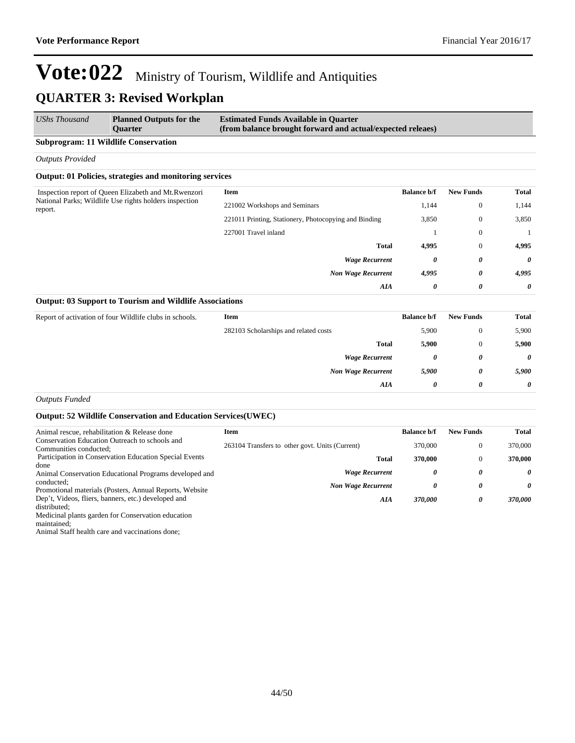# Vote:022 Ministry of Tourism, Wildlife and Antiquities

## QUARTER 3: Revised Workplan

| *UShs Thousand* | **Planned Outputs for the Quarter** | **Estimated Funds Available in Quarter (from balance brought forward and actual/expected releaes)** |
|---|---|---|

**Subprogram: 11 Wildlife Conservation**

*Outputs Provided*

**Output: 01 Policies, strategies and monitoring services**

Inspection report of Queen Elizabeth and Mt.Rwenzori National Parks; Wildlife Use rights holders inspection report.

| Item | Balance b/f | New Funds | Total |
|---|---|---|---|
| 221002 Workshops and Seminars | 1,144 | 0 | 1,144 |
| 221011 Printing, Stationery, Photocopying and Binding | 3,850 | 0 | 3,850 |
| 227001 Travel inland | 1 | 0 | 1 |
| **Total** | **4,995** | 0 | **4,995** |
| ***Wage Recurrent*** | ***0*** | ***0*** | ***0*** |
| ***Non Wage Recurrent*** | ***4,995*** | ***0*** | ***4,995*** |
| ***AIA*** | ***0*** | ***0*** | ***0*** |

**Output: 03 Support to Tourism and Wildlife Associations**

Report of activation of four Wildlife clubs in schools.

| Item | Balance b/f | New Funds | Total |
|---|---|---|---|
| 282103 Scholarships and related costs | 5,900 | 0 | 5,900 |
| **Total** | **5,900** | 0 | **5,900** |
| ***Wage Recurrent*** | ***0*** | ***0*** | ***0*** |
| ***Non Wage Recurrent*** | ***5,900*** | ***0*** | ***5,900*** |
| ***AIA*** | ***0*** | ***0*** | ***0*** |

*Outputs Funded*

**Output: 52 Wildlife Conservation and Education Services(UWEC)**

Animal rescue, rehabilitation & Release done
Conservation Education Outreach to schools and Communities conducted;
Participation in Conservation Education Special Events done
Animal Conservation Educational Programs developed and conducted;
Promotional materials (Posters, Annual Reports, Website Dep't, Videos, fliers, banners, etc.) developed and distributed;
Medicinal plants garden for Conservation education maintained;
Animal Staff health care and vaccinations done;

| Item | Balance b/f | New Funds | Total |
|---|---|---|---|
| 263104 Transfers to other govt. Units (Current) | 370,000 | 0 | 370,000 |
| **Total** | **370,000** | 0 | **370,000** |
| ***Wage Recurrent*** | ***0*** | ***0*** | ***0*** |
| ***Non Wage Recurrent*** | ***0*** | ***0*** | ***0*** |
| ***AIA*** | ***370,000*** | ***0*** | ***370,000*** |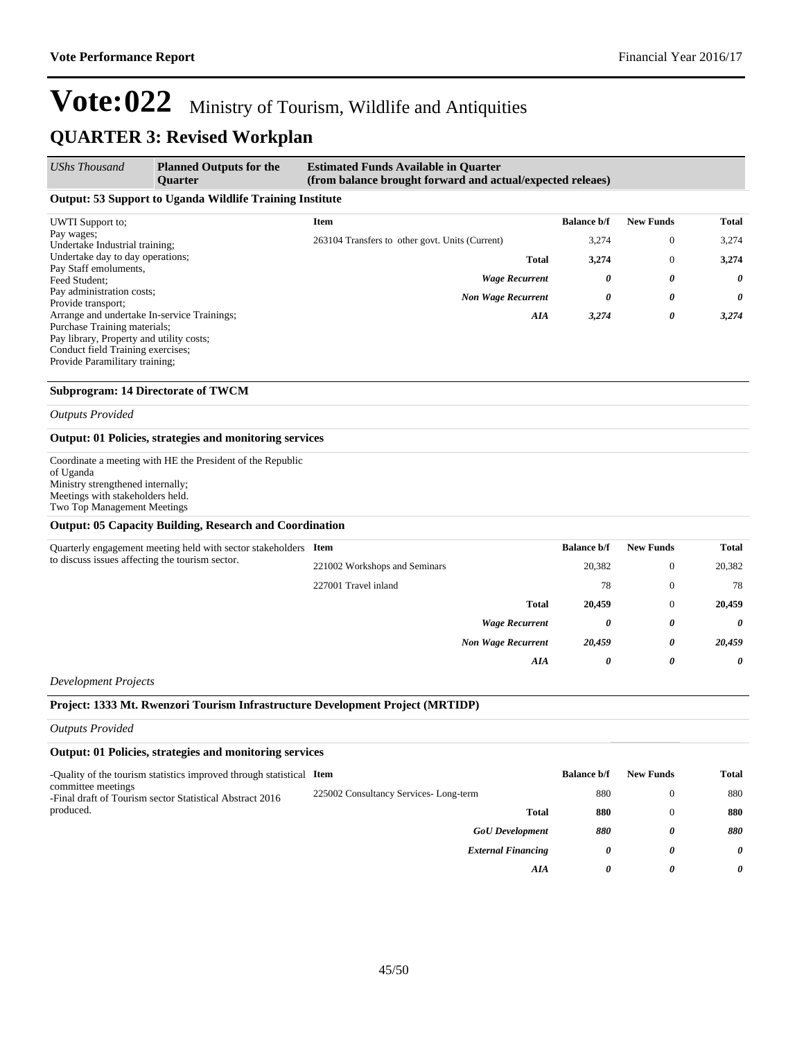# Vote:022 Ministry of Tourism, Wildlife and Antiquities

## QUARTER 3: Revised Workplan

| *UShs Thousand* | **Planned Outputs for the Quarter** | **Estimated Funds Available in Quarter (from balance brought forward and actual/expected releaes)** |
|---|---|---|

**Output: 53 Support to Uganda Wildlife Training Institute**

| Planned Outputs | Item | Balance b/f | New Funds | Total |
|---|---|---|---|---|
| UWTI Support to;<br>Pay wages;<br>Undertake Industrial training;<br>Undertake day to day operations;<br>Pay Staff emoluments,<br>Feed Student;<br>Pay administration costs;<br>Provide transport;<br>Arrange and undertake In-service Trainings;<br>Purchase Training materials;<br>Pay library, Property and utility costs;<br>Conduct field Training exercises;<br>Provide Paramilitary training; | 263104 Transfers to other govt. Units (Current) | 3,274 | 0 | 3,274 |
| | **Total** | **3,274** | 0 | **3,274** |
| | ***Wage Recurrent*** | ***0*** | ***0*** | ***0*** |
| | ***Non Wage Recurrent*** | ***0*** | ***0*** | ***0*** |
| | ***AIA*** | ***3,274*** | ***0*** | ***3,274*** |

**Subprogram: 14 Directorate of TWCM**

*Outputs Provided*

**Output: 01 Policies, strategies and monitoring services**

Coordinate a meeting with HE the President of the Republic of Uganda
Ministry strengthened internally;
Meetings with stakeholders held.
Two Top Management Meetings

**Output: 05 Capacity Building, Research and Coordination**

| Planned Outputs | Item | Balance b/f | New Funds | Total |
|---|---|---|---|---|
| Quarterly engagement meeting held with sector stakeholders to discuss issues affecting the tourism sector. | 221002 Workshops and Seminars | 20,382 | 0 | 20,382 |
| | 227001 Travel inland | 78 | 0 | 78 |
| | **Total** | **20,459** | 0 | **20,459** |
| | ***Wage Recurrent*** | ***0*** | ***0*** | ***0*** |
| | ***Non Wage Recurrent*** | ***20,459*** | ***0*** | ***20,459*** |
| | ***AIA*** | ***0*** | ***0*** | ***0*** |

*Development Projects*

**Project: 1333 Mt. Rwenzori Tourism Infrastructure Development Project (MRTIDP)**

*Outputs Provided*

**Output: 01 Policies, strategies and monitoring services**

| Planned Outputs | Item | Balance b/f | New Funds | Total |
|---|---|---|---|---|
| -Quality of the tourism statistics improved through statistical committee meetings<br>-Final draft of Tourism sector Statistical Abstract 2016 produced. | 225002 Consultancy Services- Long-term | 880 | 0 | 880 |
| | **Total** | **880** | 0 | **880** |
| | ***GoU Development*** | ***880*** | ***0*** | ***880*** |
| | ***External Financing*** | ***0*** | ***0*** | ***0*** |
| | ***AIA*** | ***0*** | ***0*** | ***0*** |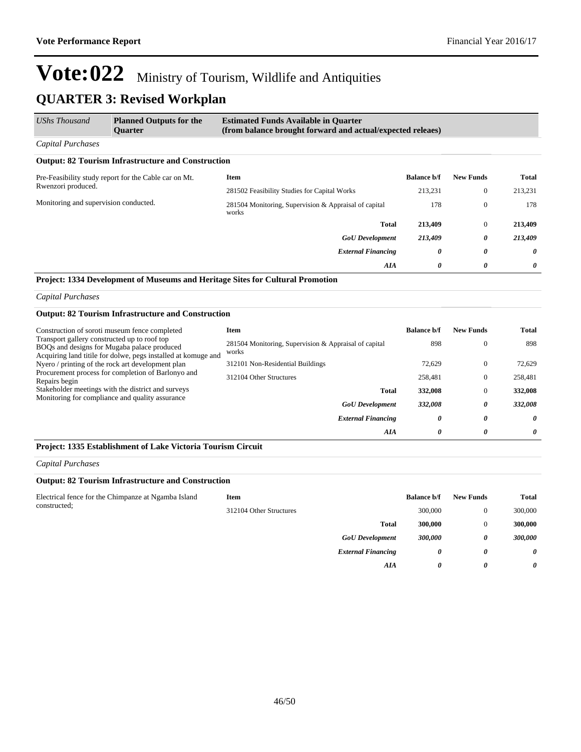# Vote:022 Ministry of Tourism, Wildlife and Antiquities

## QUARTER 3: Revised Workplan

| *UShs Thousand* | **Planned Outputs for the Quarter** | **Estimated Funds Available in Quarter (from balance brought forward and actual/expected releaes)** | | | |
|---|---|---|---|---|---|

*Capital Purchases*

**Output: 82 Tourism Infrastructure and Construction**

| Planned Outputs | Item | Balance b/f | New Funds | Total |
|---|---|---|---|---|
| Pre-Feasibility study report for the Cable car on Mt. Rwenzori produced. | 281502 Feasibility Studies for Capital Works | 213,231 | 0 | 213,231 |
| Monitoring and supervision conducted. | 281504 Monitoring, Supervision & Appraisal of capital works | 178 | 0 | 178 |
| | **Total** | **213,409** | 0 | **213,409** |
| | ***GoU Development*** | ***213,409*** | ***0*** | ***213,409*** |
| | ***External Financing*** | ***0*** | ***0*** | ***0*** |
| | ***AIA*** | ***0*** | ***0*** | ***0*** |

**Project: 1334 Development of Museums and Heritage Sites for Cultural Promotion**

*Capital Purchases*

**Output: 82 Tourism Infrastructure and Construction**

Construction of soroti museum fence completed
Transport gallery constructed up to roof top
BOQs and designs for Mugaba palace produced
Acquiring land titile for dolwe, pegs installed at komuge and Nyero / printing of the rock art development plan
Procurement process for completion of Barlonyo and Repairs begin
Stakeholder meetings with the district and surveys
Monitoring for compliance and quality assurance

| Item | Balance b/f | New Funds | Total |
|---|---|---|---|
| 281504 Monitoring, Supervision & Appraisal of capital works | 898 | 0 | 898 |
| 312101 Non-Residential Buildings | 72,629 | 0 | 72,629 |
| 312104 Other Structures | 258,481 | 0 | 258,481 |
| **Total** | **332,008** | 0 | **332,008** |
| ***GoU Development*** | ***332,008*** | ***0*** | ***332,008*** |
| ***External Financing*** | ***0*** | ***0*** | ***0*** |
| ***AIA*** | ***0*** | ***0*** | ***0*** |

**Project: 1335 Establishment of Lake Victoria Tourism Circuit**

*Capital Purchases*

**Output: 82 Tourism Infrastructure and Construction**

| Planned Outputs | Item | Balance b/f | New Funds | Total |
|---|---|---|---|---|
| Electrical fence for the Chimpanze at Ngamba Island constructed; | 312104 Other Structures | 300,000 | 0 | 300,000 |
| | **Total** | **300,000** | 0 | **300,000** |
| | ***GoU Development*** | ***300,000*** | ***0*** | ***300,000*** |
| | ***External Financing*** | ***0*** | ***0*** | ***0*** |
| | ***AIA*** | ***0*** | ***0*** | ***0*** |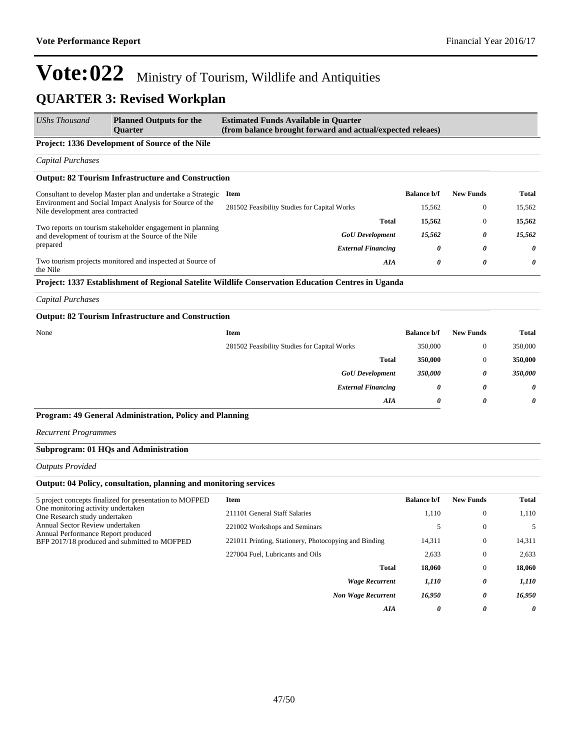# Vote:022 Ministry of Tourism, Wildlife and Antiquities

## QUARTER 3: Revised Workplan

| *UShs Thousand* | **Planned Outputs for the Quarter** | **Estimated Funds Available in Quarter (from balance brought forward and actual/expected releaes)** |
|---|---|---|

**Project: 1336 Development of Source of the Nile**

*Capital Purchases*

**Output: 82 Tourism Infrastructure and Construction**

Consultant to develop Master plan and undertake a Strategic Environment and Social Impact Analysis for Source of the Nile development area contracted

Two reports on tourism stakeholder engagement in planning and development of tourism at the Source of the Nile prepared

Two tourism projects monitored and inspected at Source of the Nile

| Item | Balance b/f | New Funds | Total |
|---|---|---|---|
| 281502 Feasibility Studies for Capital Works | 15,562 | 0 | 15,562 |
| **Total** | **15,562** | 0 | **15,562** |
| ***GoU Development*** | ***15,562*** | ***0*** | ***15,562*** |
| ***External Financing*** | ***0*** | ***0*** | ***0*** |
| ***AIA*** | ***0*** | ***0*** | ***0*** |

**Project: 1337 Establishment of Regional Satelite Wildlife Conservation Education Centres in Uganda**

*Capital Purchases*

**Output: 82 Tourism Infrastructure and Construction**

None

| Item | Balance b/f | New Funds | Total |
|---|---|---|---|
| 281502 Feasibility Studies for Capital Works | 350,000 | 0 | 350,000 |
| **Total** | **350,000** | 0 | **350,000** |
| ***GoU Development*** | ***350,000*** | ***0*** | ***350,000*** |
| ***External Financing*** | ***0*** | ***0*** | ***0*** |
| ***AIA*** | ***0*** | ***0*** | ***0*** |

**Program: 49 General Administration, Policy and Planning**

*Recurrent Programmes*

**Subprogram: 01 HQs and Administration**

*Outputs Provided*

**Output: 04 Policy, consultation, planning and monitoring services**

5 project concepts finalized for presentation to MOFPED
One monitoring activity undertaken
One Research study undertaken
Annual Sector Review undertaken
Annual Performance Report produced
BFP 2017/18 produced and submitted to MOFPED

| Item | Balance b/f | New Funds | Total |
|---|---|---|---|
| 211101 General Staff Salaries | 1,110 | 0 | 1,110 |
| 221002 Workshops and Seminars | 5 | 0 | 5 |
| 221011 Printing, Stationery, Photocopying and Binding | 14,311 | 0 | 14,311 |
| 227004 Fuel, Lubricants and Oils | 2,633 | 0 | 2,633 |
| **Total** | **18,060** | 0 | **18,060** |
| ***Wage Recurrent*** | ***1,110*** | ***0*** | ***1,110*** |
| ***Non Wage Recurrent*** | ***16,950*** | ***0*** | ***16,950*** |
| ***AIA*** | ***0*** | ***0*** | ***0*** |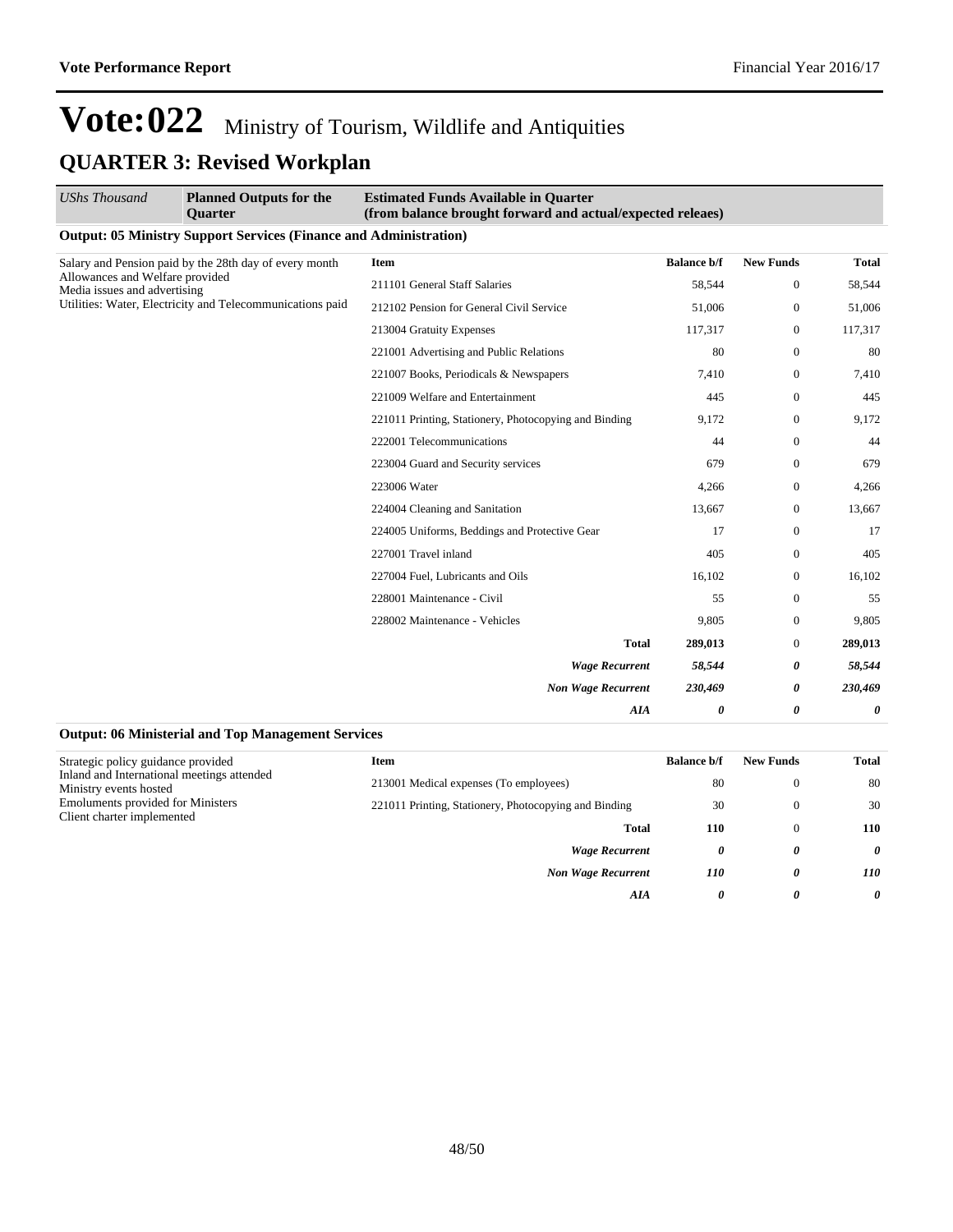# Vote:022 Ministry of Tourism, Wildlife and Antiquities

## QUARTER 3: Revised Workplan

| *UShs Thousand* | **Planned Outputs for the Quarter** | **Estimated Funds Available in Quarter (from balance brought forward and actual/expected releaes)** | | | |
|---|---|---|---|---|---|

**Output: 05 Ministry Support Services (Finance and Administration)**

| Planned Outputs | Item | Balance b/f | New Funds | Total |
|---|---|---|---|---|
| Salary and Pension paid by the 28th day of every month<br>Allowances and Welfare provided<br>Media issues and advertising<br>Utilities: Water, Electricity and Telecommunications paid | 211101 General Staff Salaries | 58,544 | 0 | 58,544 |
| | 212102 Pension for General Civil Service | 51,006 | 0 | 51,006 |
| | 213004 Gratuity Expenses | 117,317 | 0 | 117,317 |
| | 221001 Advertising and Public Relations | 80 | 0 | 80 |
| | 221007 Books, Periodicals & Newspapers | 7,410 | 0 | 7,410 |
| | 221009 Welfare and Entertainment | 445 | 0 | 445 |
| | 221011 Printing, Stationery, Photocopying and Binding | 9,172 | 0 | 9,172 |
| | 222001 Telecommunications | 44 | 0 | 44 |
| | 223004 Guard and Security services | 679 | 0 | 679 |
| | 223006 Water | 4,266 | 0 | 4,266 |
| | 224004 Cleaning and Sanitation | 13,667 | 0 | 13,667 |
| | 224005 Uniforms, Beddings and Protective Gear | 17 | 0 | 17 |
| | 227001 Travel inland | 405 | 0 | 405 |
| | 227004 Fuel, Lubricants and Oils | 16,102 | 0 | 16,102 |
| | 228001 Maintenance - Civil | 55 | 0 | 55 |
| | 228002 Maintenance - Vehicles | 9,805 | 0 | 9,805 |
| | **Total** | **289,013** | 0 | **289,013** |
| | ***Wage Recurrent*** | ***58,544*** | ***0*** | ***58,544*** |
| | ***Non Wage Recurrent*** | ***230,469*** | ***0*** | ***230,469*** |
| | ***AIA*** | ***0*** | ***0*** | ***0*** |

**Output: 06 Ministerial and Top Management Services**

| Planned Outputs | Item | Balance b/f | New Funds | Total |
|---|---|---|---|---|
| Strategic policy guidance provided<br>Inland and International meetings attended<br>Ministry events hosted<br>Emoluments provided for Ministers<br>Client charter implemented | 213001 Medical expenses (To employees) | 80 | 0 | 80 |
| | 221011 Printing, Stationery, Photocopying and Binding | 30 | 0 | 30 |
| | **Total** | **110** | 0 | **110** |
| | ***Wage Recurrent*** | ***0*** | ***0*** | ***0*** |
| | ***Non Wage Recurrent*** | ***110*** | ***0*** | ***110*** |
| | ***AIA*** | ***0*** | ***0*** | ***0*** |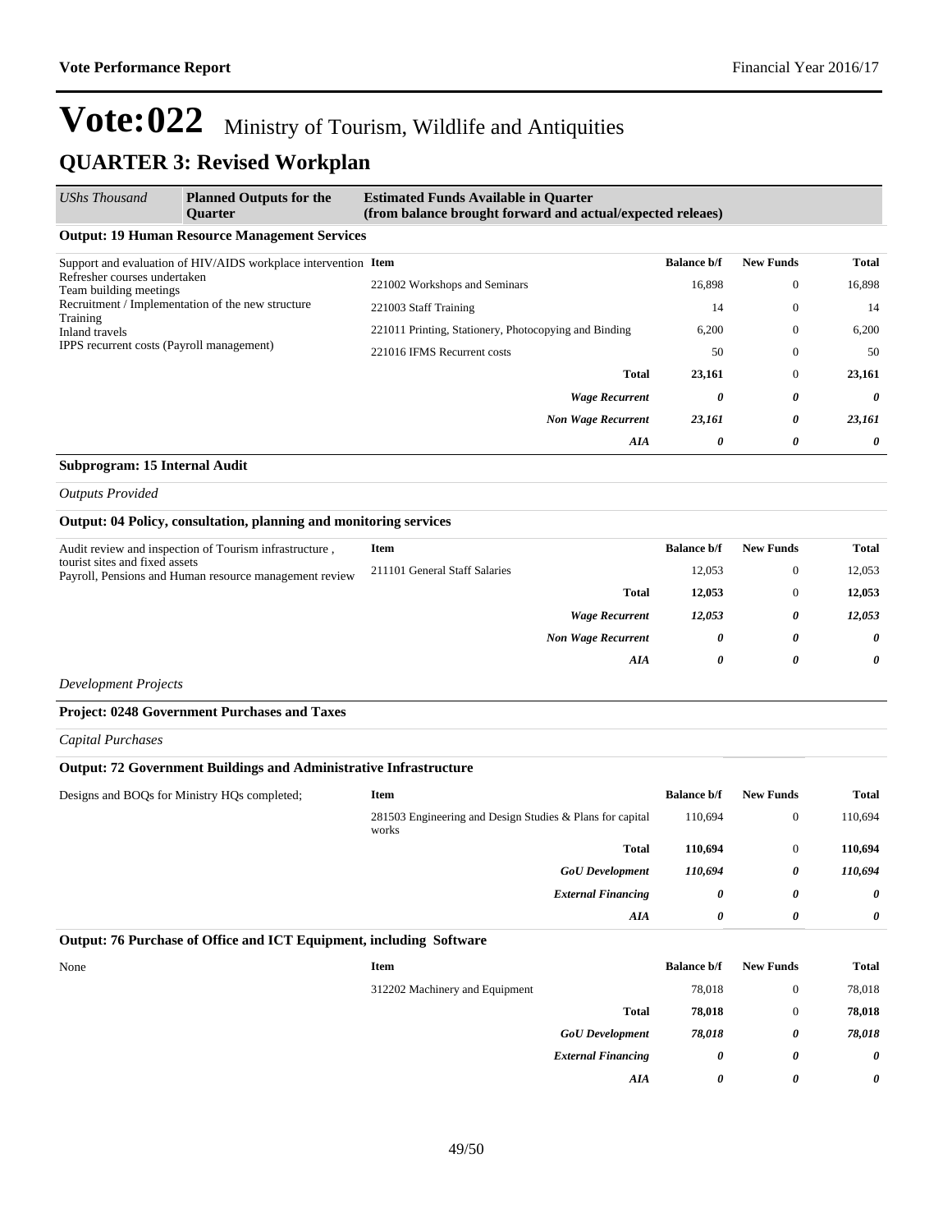# Vote:022 Ministry of Tourism, Wildlife and Antiquities

## QUARTER 3: Revised Workplan

| UShs Thousand | Planned Outputs for the Quarter | Estimated Funds Available in Quarter (from balance brought forward and actual/expected releaes) |
|---|---|---|

**Output: 19 Human Resource Management Services**

Support and evaluation of HIV/AIDS workplace intervention
Refresher courses undertaken
Team building meetings
Recruitment / Implementation of the new structure
Training
Inland travels
IPPS recurrent costs (Payroll management)

| Item | Balance b/f | New Funds | Total |
|---|---|---|---|
| 221002 Workshops and Seminars | 16,898 | 0 | 16,898 |
| 221003 Staff Training | 14 | 0 | 14 |
| 221011 Printing, Stationery, Photocopying and Binding | 6,200 | 0 | 6,200 |
| 221016 IFMS Recurrent costs | 50 | 0 | 50 |
| **Total** | **23,161** | 0 | **23,161** |
| ***Wage Recurrent*** | ***0*** | ***0*** | ***0*** |
| ***Non Wage Recurrent*** | ***23,161*** | ***0*** | ***23,161*** |
| ***AIA*** | ***0*** | ***0*** | ***0*** |

**Subprogram: 15 Internal Audit**

*Outputs Provided*

**Output: 04 Policy, consultation, planning and monitoring services**

Audit review and inspection of Tourism infrastructure , tourist sites and fixed assets
Payroll, Pensions and Human resource management review

| Item | Balance b/f | New Funds | Total |
|---|---|---|---|
| 211101 General Staff Salaries | 12,053 | 0 | 12,053 |
| **Total** | **12,053** | 0 | **12,053** |
| ***Wage Recurrent*** | ***12,053*** | ***0*** | ***12,053*** |
| ***Non Wage Recurrent*** | ***0*** | ***0*** | ***0*** |
| ***AIA*** | ***0*** | ***0*** | ***0*** |

*Development Projects*

**Project: 0248 Government Purchases and Taxes**

*Capital Purchases*

**Output: 72 Government Buildings and Administrative Infrastructure**

Designs and BOQs for Ministry HQs completed;

| Item | Balance b/f | New Funds | Total |
|---|---|---|---|
| 281503 Engineering and Design Studies & Plans for capital works | 110,694 | 0 | 110,694 |
| **Total** | **110,694** | 0 | **110,694** |
| ***GoU Development*** | ***110,694*** | ***0*** | ***110,694*** |
| ***External Financing*** | ***0*** | ***0*** | ***0*** |
| ***AIA*** | ***0*** | ***0*** | ***0*** |

**Output: 76 Purchase of Office and ICT Equipment, including Software**

None

| Item | Balance b/f | New Funds | Total |
|---|---|---|---|
| 312202 Machinery and Equipment | 78,018 | 0 | 78,018 |
| **Total** | **78,018** | 0 | **78,018** |
| ***GoU Development*** | ***78,018*** | ***0*** | ***78,018*** |
| ***External Financing*** | ***0*** | ***0*** | ***0*** |
| ***AIA*** | ***0*** | ***0*** | ***0*** |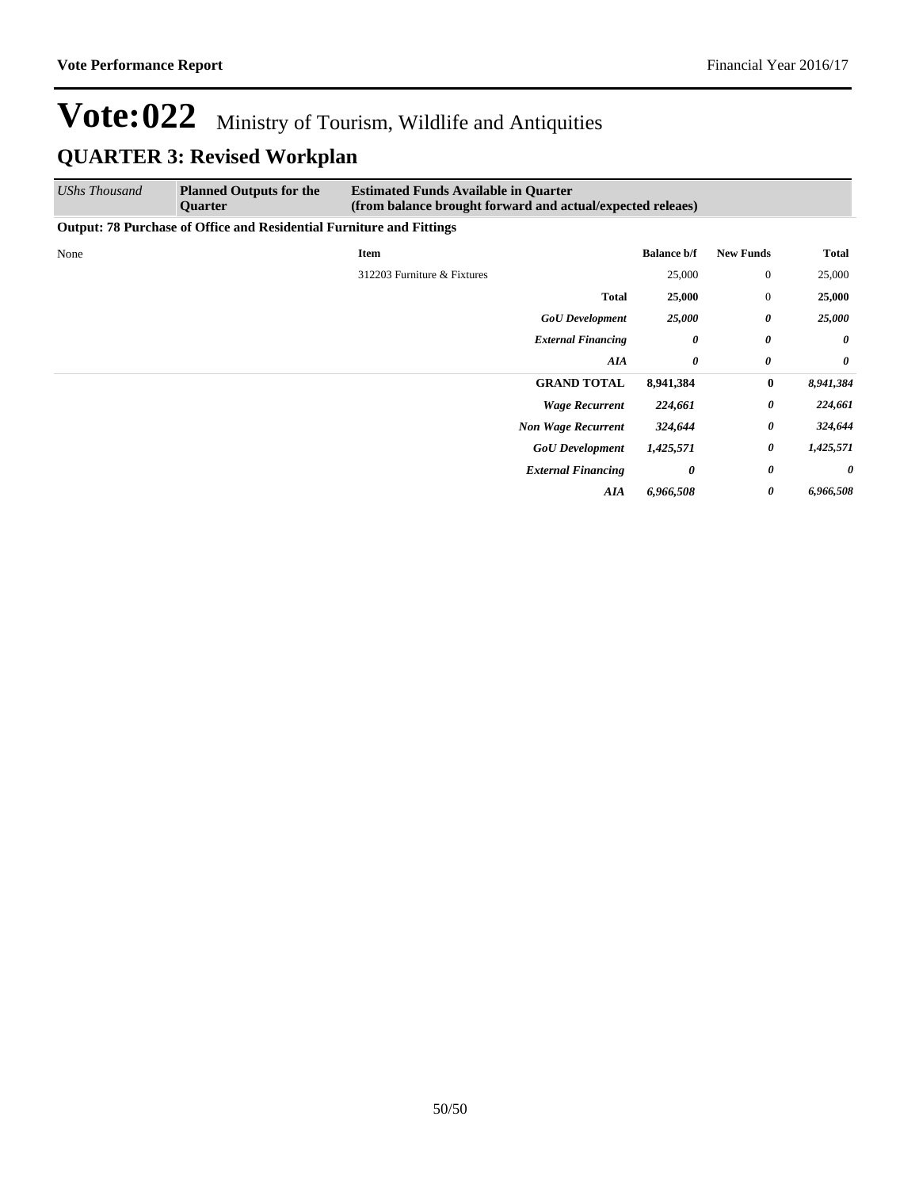# Vote:022 Ministry of Tourism, Wildlife and Antiquities

## QUARTER 3: Revised Workplan

| *UShs Thousand* | **Planned Outputs for the Quarter** | **Estimated Funds Available in Quarter (from balance brought forward and actual/expected releaes)** | | | |
|---|---|---|---|---|---|
| **Output: 78 Purchase of Office and Residential Furniture and Fittings** | | | | | |
| None | | **Item** | **Balance b/f** | **New Funds** | **Total** |
| | | 312203 Furniture & Fixtures | 25,000 | 0 | 25,000 |
| | | **Total** | **25,000** | 0 | **25,000** |
| | | ***GoU Development*** | ***25,000*** | ***0*** | ***25,000*** |
| | | ***External Financing*** | ***0*** | ***0*** | ***0*** |
| | | ***AIA*** | ***0*** | ***0*** | ***0*** |
| | | **GRAND TOTAL** | **8,941,384** | **0** | ***8,941,384*** |
| | | ***Wage Recurrent*** | ***224,661*** | ***0*** | ***224,661*** |
| | | ***Non Wage Recurrent*** | ***324,644*** | ***0*** | ***324,644*** |
| | | ***GoU Development*** | ***1,425,571*** | ***0*** | ***1,425,571*** |
| | | ***External Financing*** | ***0*** | ***0*** | ***0*** |
| | | ***AIA*** | ***6,966,508*** | ***0*** | ***6,966,508*** |